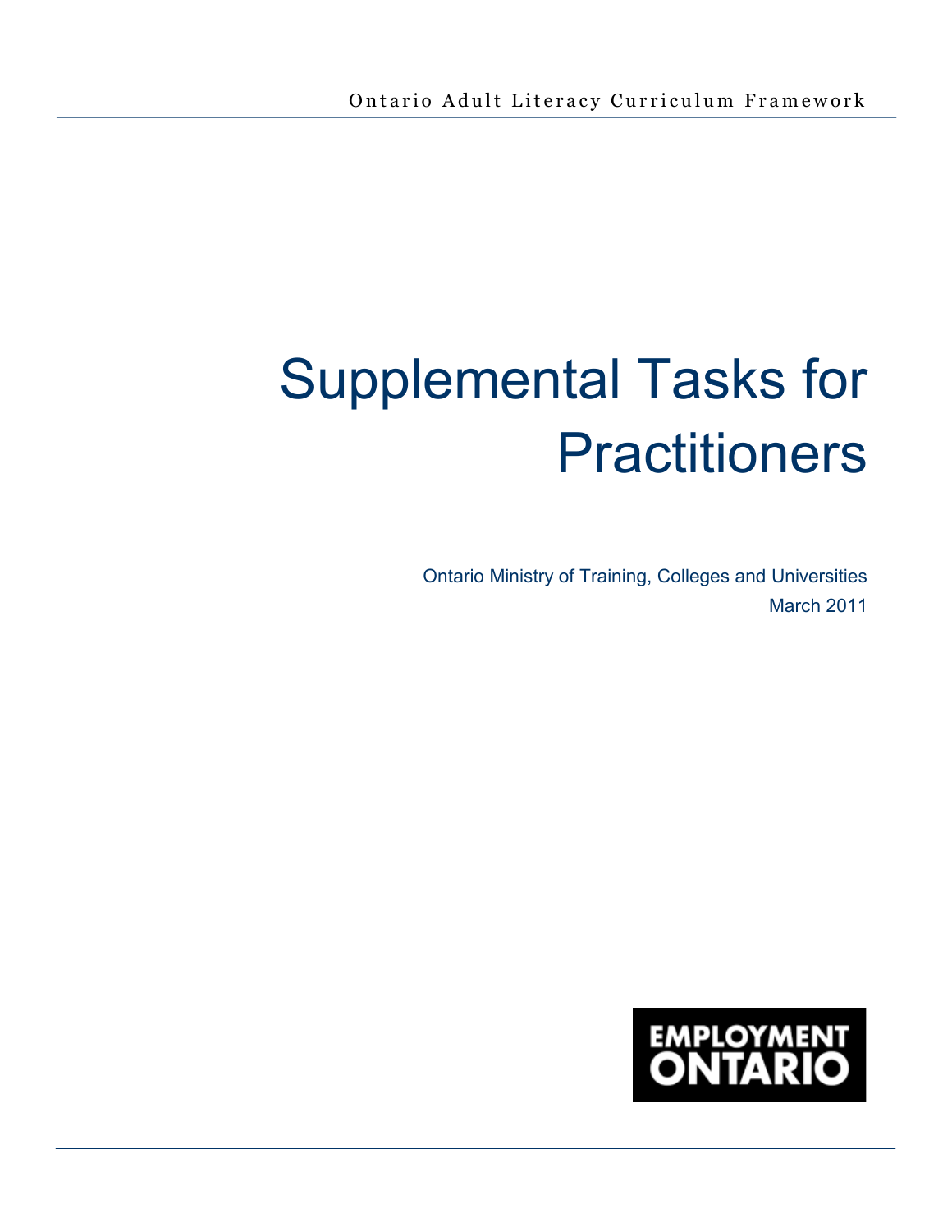Ontario Adult Literacy Curriculum Framework

# Supplemental Tasks for Practitioners

Ontario Ministry of Training, Colleges and Universities
March 2011

EMPLOYMENT ONTARIO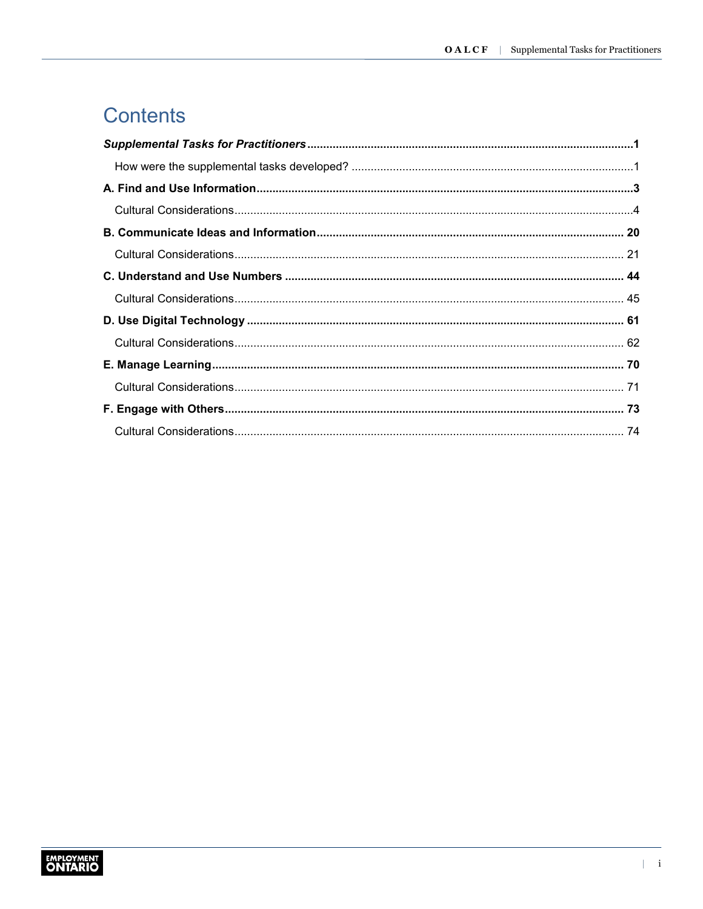# Contents

*Supplemental Tasks for Practitioners* ..... 1

- How were the supplemental tasks developed? ..... 1

**A. Find and Use Information** ..... 3

- Cultural Considerations ..... 4

**B. Communicate Ideas and Information** ..... 20

- Cultural Considerations ..... 21

**C. Understand and Use Numbers** ..... 44

- Cultural Considerations ..... 45

**D. Use Digital Technology** ..... 61

- Cultural Considerations ..... 62

**E. Manage Learning** ..... 70

- Cultural Considerations ..... 71

**F. Engage with Others** ..... 73

- Cultural Considerations ..... 74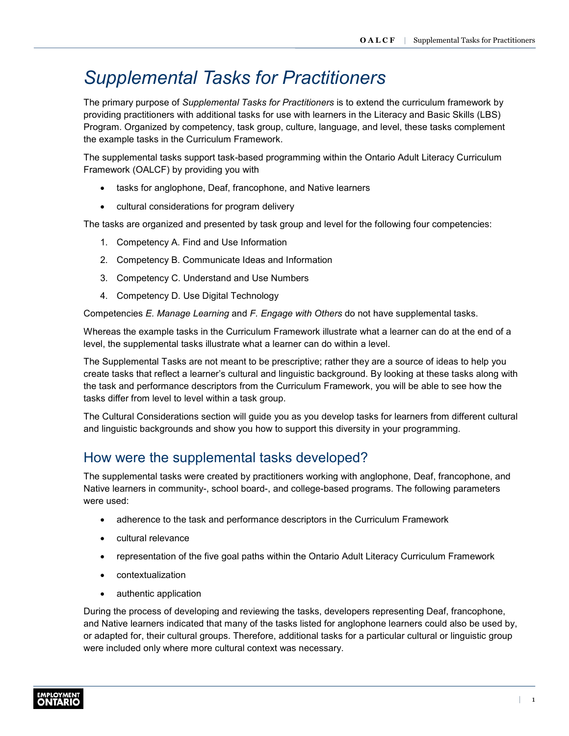# *Supplemental Tasks for Practitioners*

The primary purpose of *Supplemental Tasks for Practitioners* is to extend the curriculum framework by providing practitioners with additional tasks for use with learners in the Literacy and Basic Skills (LBS) Program. Organized by competency, task group, culture, language, and level, these tasks complement the example tasks in the Curriculum Framework.

The supplemental tasks support task-based programming within the Ontario Adult Literacy Curriculum Framework (OALCF) by providing you with

- tasks for anglophone, Deaf, francophone, and Native learners
- cultural considerations for program delivery

The tasks are organized and presented by task group and level for the following four competencies:

1. Competency A. Find and Use Information
2. Competency B. Communicate Ideas and Information
3. Competency C. Understand and Use Numbers
4. Competency D. Use Digital Technology

Competencies *E. Manage Learning* and *F. Engage with Others* do not have supplemental tasks.

Whereas the example tasks in the Curriculum Framework illustrate what a learner can do at the end of a level, the supplemental tasks illustrate what a learner can do within a level.

The Supplemental Tasks are not meant to be prescriptive; rather they are a source of ideas to help you create tasks that reflect a learner's cultural and linguistic background. By looking at these tasks along with the task and performance descriptors from the Curriculum Framework, you will be able to see how the tasks differ from level to level within a task group.

The Cultural Considerations section will guide you as you develop tasks for learners from different cultural and linguistic backgrounds and show you how to support this diversity in your programming.

## How were the supplemental tasks developed?

The supplemental tasks were created by practitioners working with anglophone, Deaf, francophone, and Native learners in community-, school board-, and college-based programs. The following parameters were used:

- adherence to the task and performance descriptors in the Curriculum Framework
- cultural relevance
- representation of the five goal paths within the Ontario Adult Literacy Curriculum Framework
- contextualization
- authentic application

During the process of developing and reviewing the tasks, developers representing Deaf, francophone, and Native learners indicated that many of the tasks listed for anglophone learners could also be used by, or adapted for, their cultural groups. Therefore, additional tasks for a particular cultural or linguistic group were included only where more cultural context was necessary.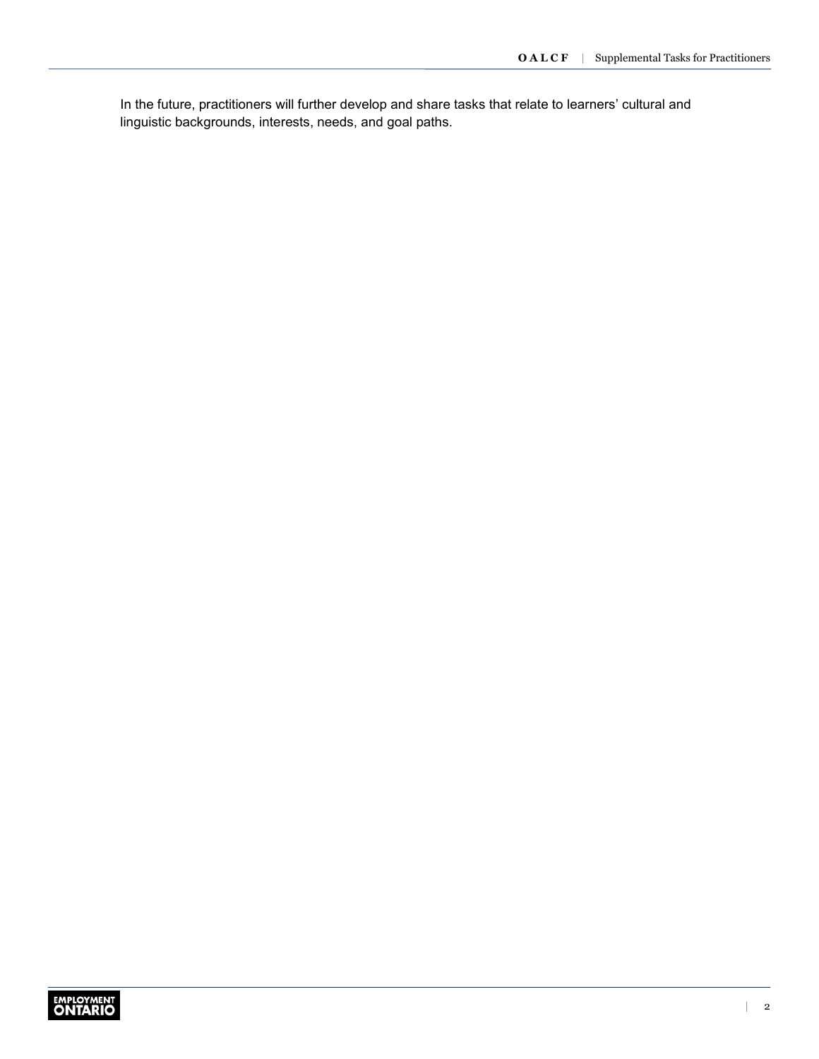In the future, practitioners will further develop and share tasks that relate to learners' cultural and linguistic backgrounds, interests, needs, and goal paths.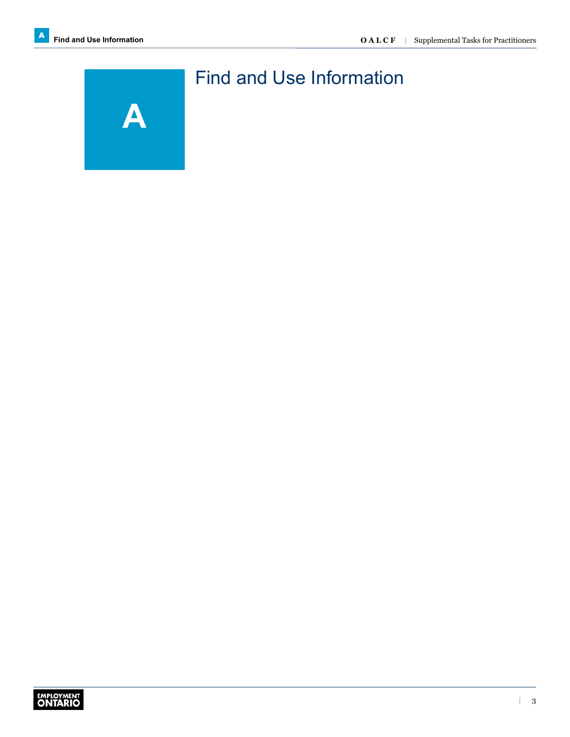# A Find and Use Information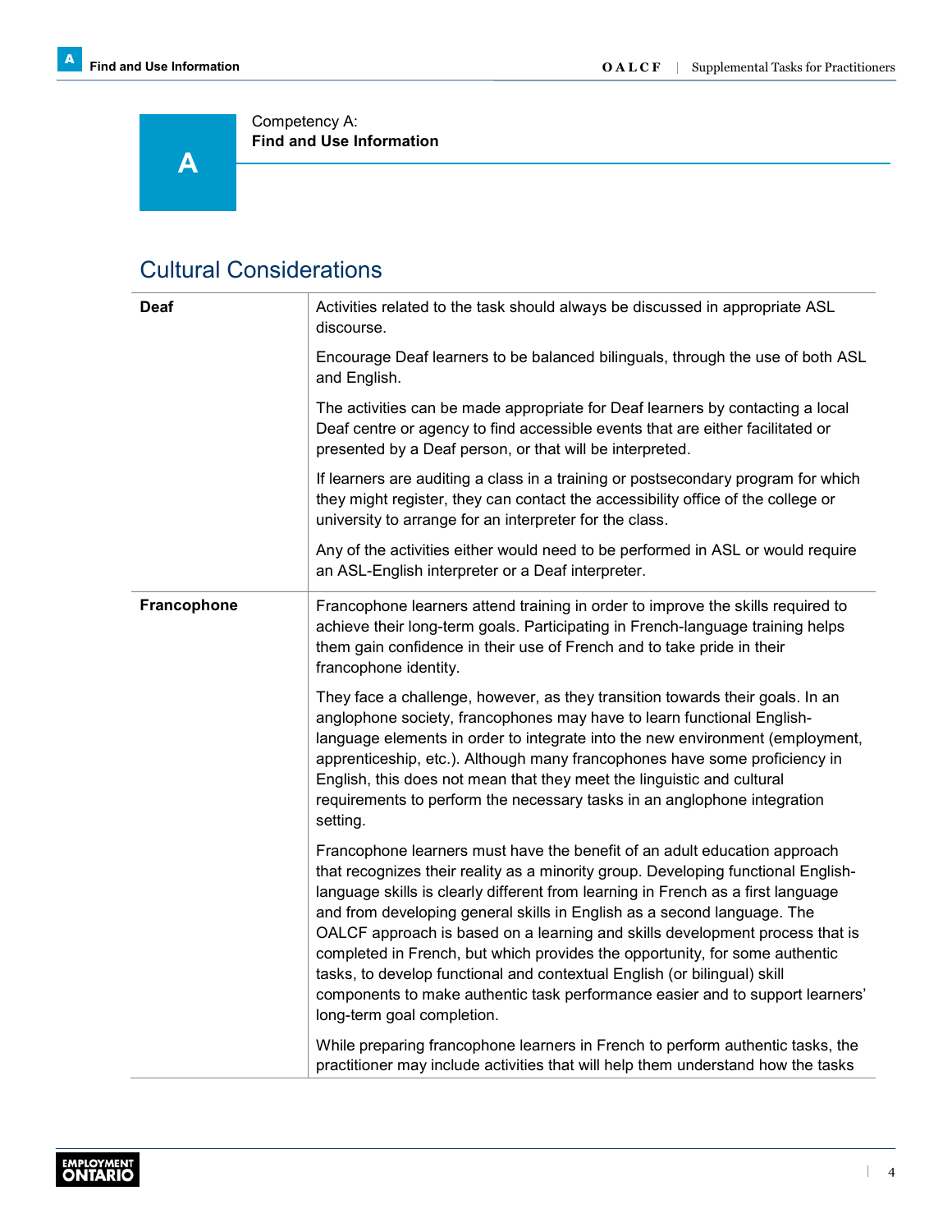Competency A:
**Find and Use Information**

## Cultural Considerations

| | |
|---|---|
| **Deaf** | Activities related to the task should always be discussed in appropriate ASL discourse.<br><br>Encourage Deaf learners to be balanced bilinguals, through the use of both ASL and English.<br><br>The activities can be made appropriate for Deaf learners by contacting a local Deaf centre or agency to find accessible events that are either facilitated or presented by a Deaf person, or that will be interpreted.<br><br>If learners are auditing a class in a training or postsecondary program for which they might register, they can contact the accessibility office of the college or university to arrange for an interpreter for the class.<br><br>Any of the activities either would need to be performed in ASL or would require an ASL-English interpreter or a Deaf interpreter. |
| **Francophone** | Francophone learners attend training in order to improve the skills required to achieve their long-term goals. Participating in French-language training helps them gain confidence in their use of French and to take pride in their francophone identity.<br><br>They face a challenge, however, as they transition towards their goals. In an anglophone society, francophones may have to learn functional English-language elements in order to integrate into the new environment (employment, apprenticeship, etc.). Although many francophones have some proficiency in English, this does not mean that they meet the linguistic and cultural requirements to perform the necessary tasks in an anglophone integration setting.<br><br>Francophone learners must have the benefit of an adult education approach that recognizes their reality as a minority group. Developing functional English-language skills is clearly different from learning in French as a first language and from developing general skills in English as a second language. The OALCF approach is based on a learning and skills development process that is completed in French, but which provides the opportunity, for some authentic tasks, to develop functional and contextual English (or bilingual) skill components to make authentic task performance easier and to support learners' long-term goal completion.<br><br>While preparing francophone learners in French to perform authentic tasks, the practitioner may include activities that will help them understand how the tasks |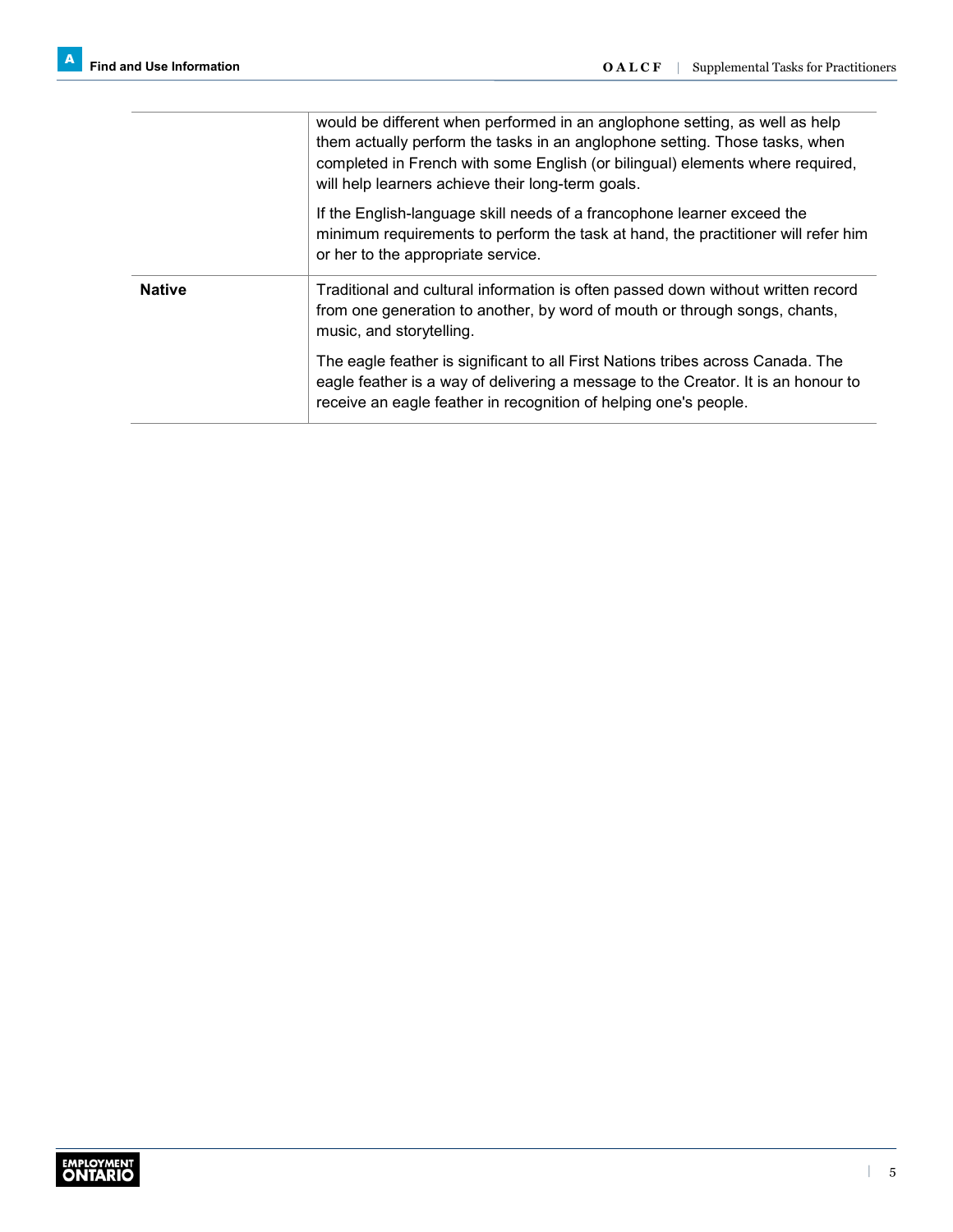|  |  |
|---|---|
|  | would be different when performed in an anglophone setting, as well as help them actually perform the tasks in an anglophone setting. Those tasks, when completed in French with some English (or bilingual) elements where required, will help learners achieve their long-term goals.<br><br>If the English-language skill needs of a francophone learner exceed the minimum requirements to perform the task at hand, the practitioner will refer him or her to the appropriate service. |
| **Native** | Traditional and cultural information is often passed down without written record from one generation to another, by word of mouth or through songs, chants, music, and storytelling.<br><br>The eagle feather is significant to all First Nations tribes across Canada. The eagle feather is a way of delivering a message to the Creator. It is an honour to receive an eagle feather in recognition of helping one's people. |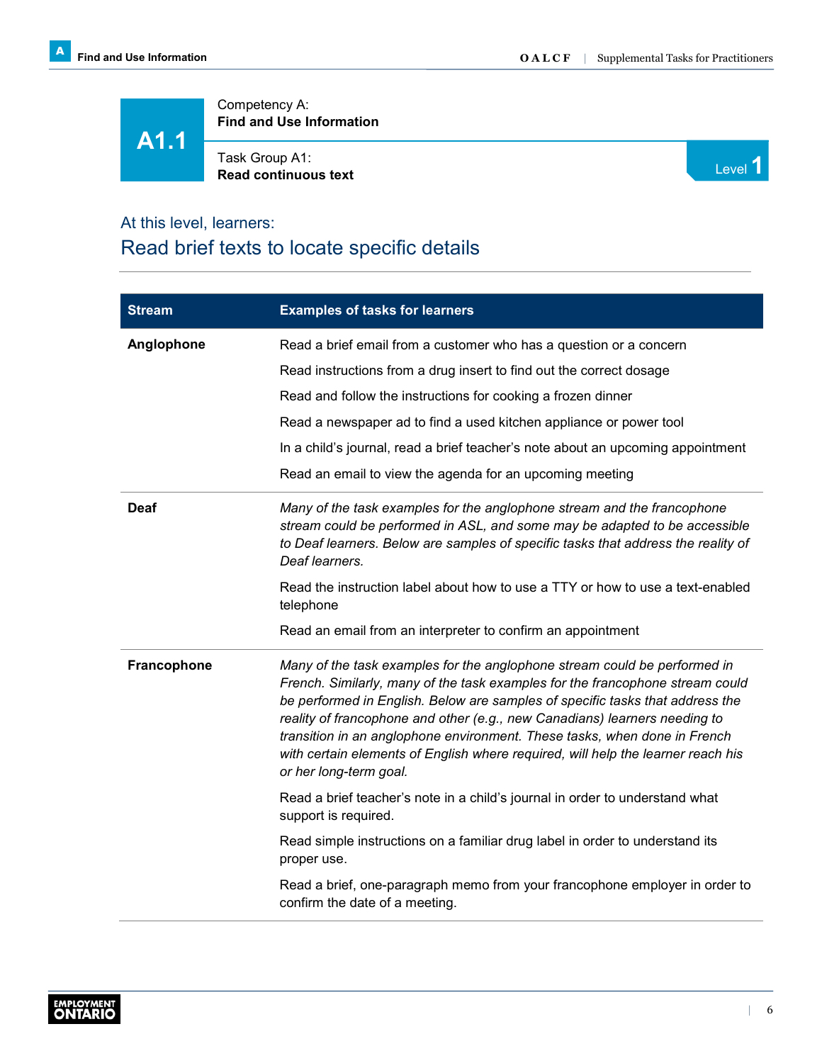# A1.1

Competency A:
**Find and Use Information**

Task Group A1:
**Read continuous text**

Level 1

## At this level, learners:

## Read brief texts to locate specific details

| Stream | Examples of tasks for learners |
|---|---|
| **Anglophone** | Read a brief email from a customer who has a question or a concern<br><br>Read instructions from a drug insert to find out the correct dosage<br><br>Read and follow the instructions for cooking a frozen dinner<br><br>Read a newspaper ad to find a used kitchen appliance or power tool<br><br>In a child's journal, read a brief teacher's note about an upcoming appointment<br><br>Read an email to view the agenda for an upcoming meeting |
| **Deaf** | *Many of the task examples for the anglophone stream and the francophone stream could be performed in ASL, and some may be adapted to be accessible to Deaf learners. Below are samples of specific tasks that address the reality of Deaf learners.*<br><br>Read the instruction label about how to use a TTY or how to use a text-enabled telephone<br><br>Read an email from an interpreter to confirm an appointment |
| **Francophone** | *Many of the task examples for the anglophone stream could be performed in French. Similarly, many of the task examples for the francophone stream could be performed in English. Below are samples of specific tasks that address the reality of francophone and other (e.g., new Canadians) learners needing to transition in an anglophone environment. These tasks, when done in French with certain elements of English where required, will help the learner reach his or her long-term goal.*<br><br>Read a brief teacher's note in a child's journal in order to understand what support is required.<br><br>Read simple instructions on a familiar drug label in order to understand its proper use.<br><br>Read a brief, one-paragraph memo from your francophone employer in order to confirm the date of a meeting. |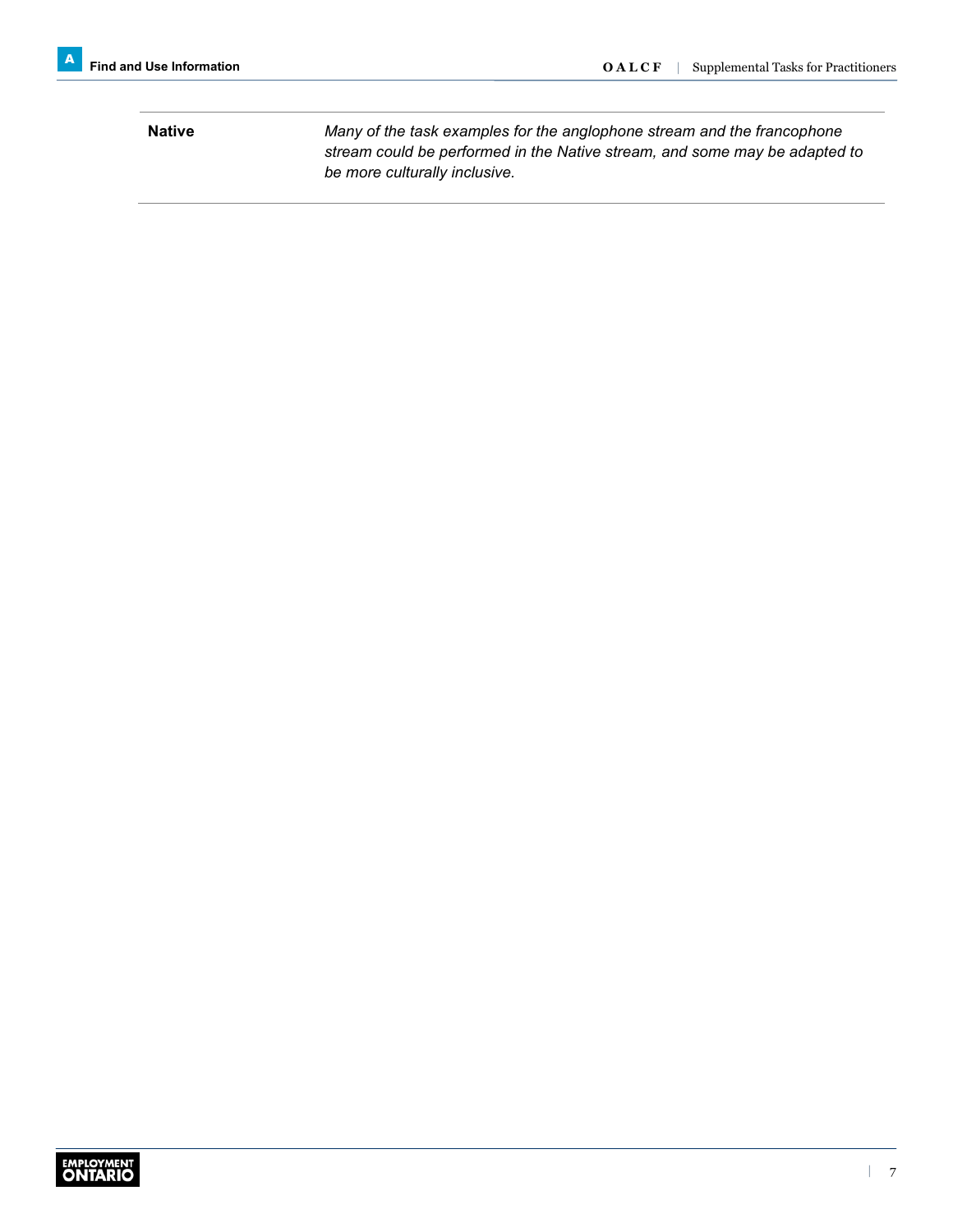| | |
|---|---|
| **Native** | *Many of the task examples for the anglophone stream and the francophone stream could be performed in the Native stream, and some may be adapted to be more culturally inclusive.* |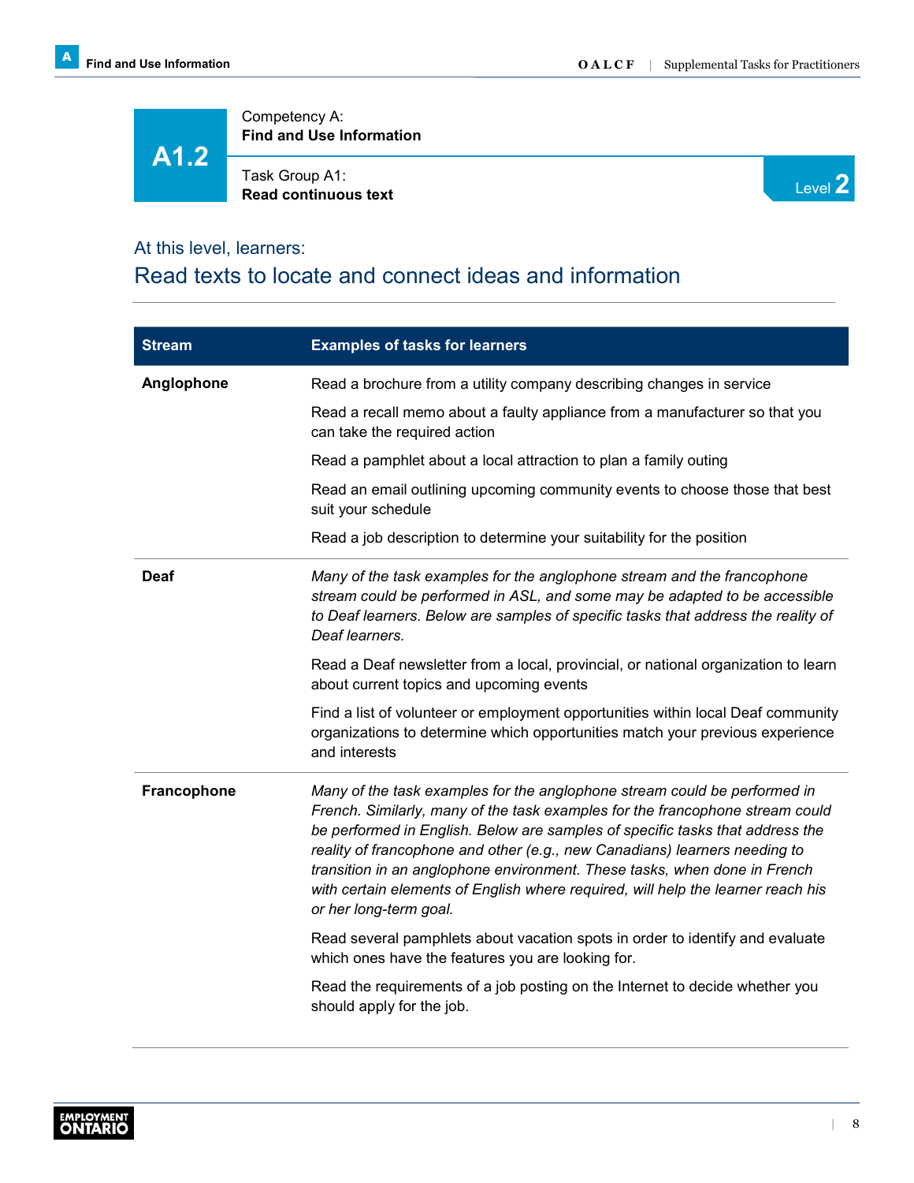# A1.2

Competency A:
**Find and Use Information**

Task Group A1:
**Read continuous text**

Level 2

## At this level, learners:

## Read texts to locate and connect ideas and information

| Stream | Examples of tasks for learners |
|---|---|
| **Anglophone** | Read a brochure from a utility company describing changes in service<br><br>Read a recall memo about a faulty appliance from a manufacturer so that you can take the required action<br><br>Read a pamphlet about a local attraction to plan a family outing<br><br>Read an email outlining upcoming community events to choose those that best suit your schedule<br><br>Read a job description to determine your suitability for the position |
| **Deaf** | *Many of the task examples for the anglophone stream and the francophone stream could be performed in ASL, and some may be adapted to be accessible to Deaf learners. Below are samples of specific tasks that address the reality of Deaf learners.*<br><br>Read a Deaf newsletter from a local, provincial, or national organization to learn about current topics and upcoming events<br><br>Find a list of volunteer or employment opportunities within local Deaf community organizations to determine which opportunities match your previous experience and interests |
| **Francophone** | *Many of the task examples for the anglophone stream could be performed in French. Similarly, many of the task examples for the francophone stream could be performed in English. Below are samples of specific tasks that address the reality of francophone and other (e.g., new Canadians) learners needing to transition in an anglophone environment. These tasks, when done in French with certain elements of English where required, will help the learner reach his or her long-term goal.*<br><br>Read several pamphlets about vacation spots in order to identify and evaluate which ones have the features you are looking for.<br><br>Read the requirements of a job posting on the Internet to decide whether you should apply for the job. |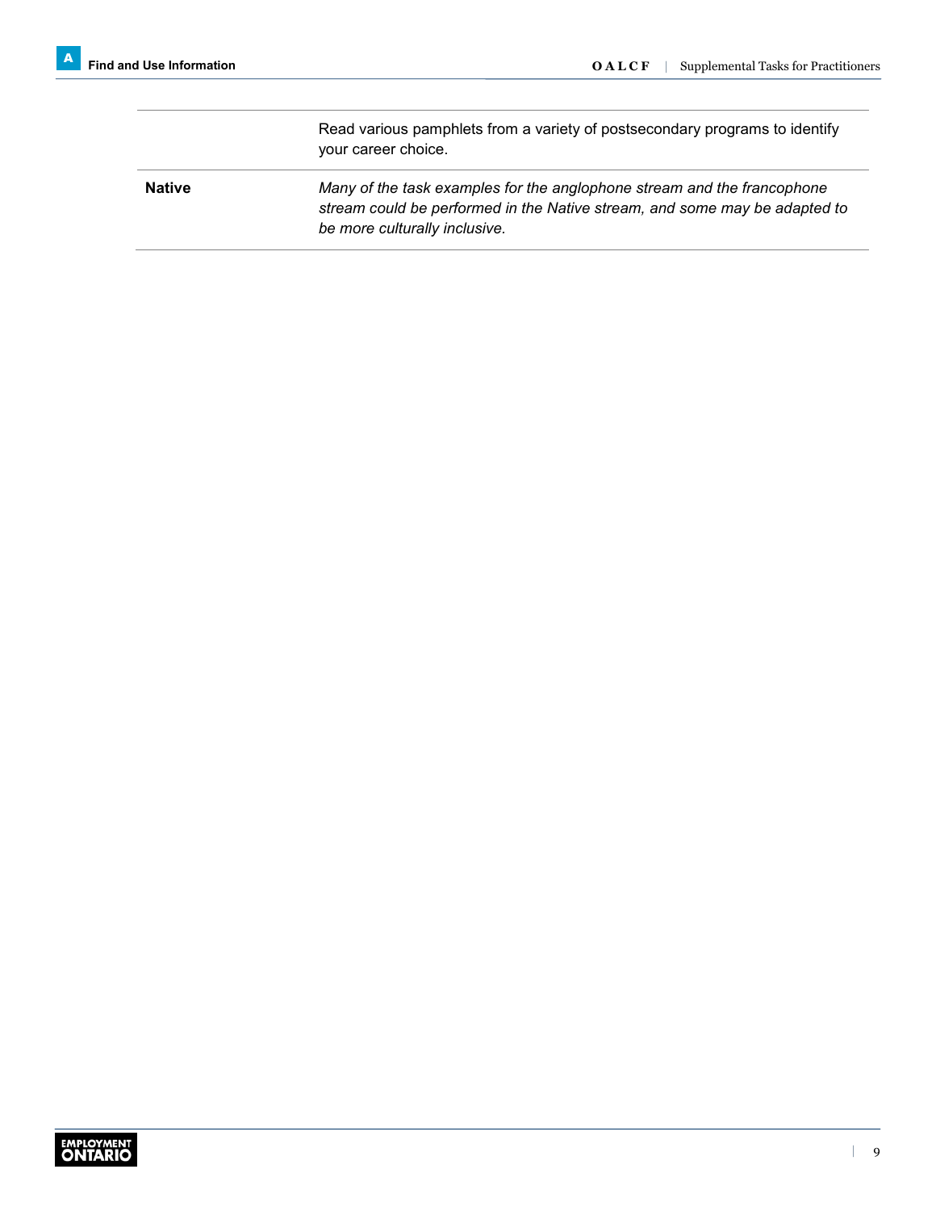| | |
|---|---|
| | Read various pamphlets from a variety of postsecondary programs to identify your career choice. |
| **Native** | *Many of the task examples for the anglophone stream and the francophone stream could be performed in the Native stream, and some may be adapted to be more culturally inclusive.* |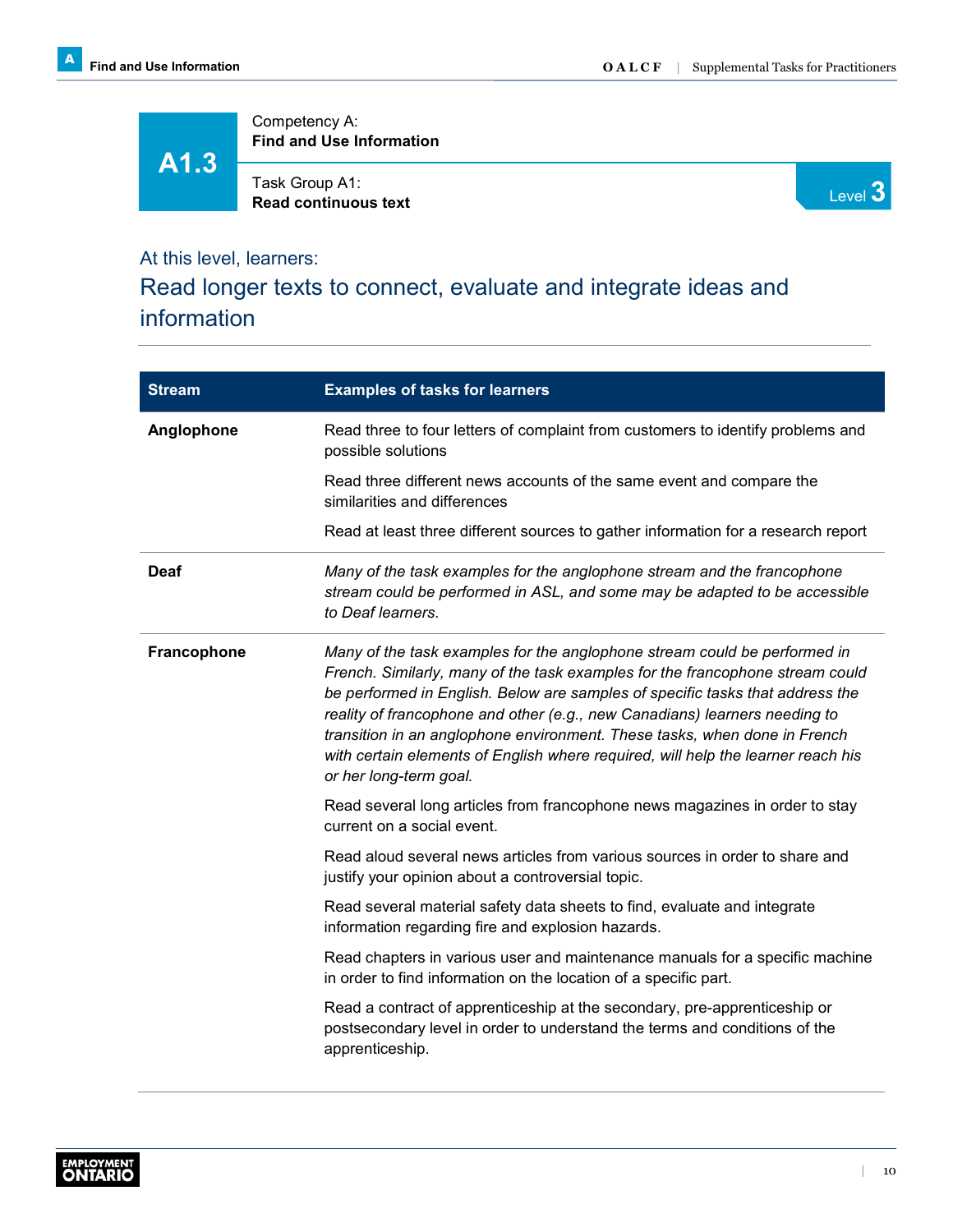**A1.3**

Competency A:
**Find and Use Information**

Task Group A1:
**Read continuous text**

Level 3

At this level, learners:

## Read longer texts to connect, evaluate and integrate ideas and information

| Stream | Examples of tasks for learners |
| --- | --- |
| **Anglophone** | Read three to four letters of complaint from customers to identify problems and possible solutions<br><br>Read three different news accounts of the same event and compare the similarities and differences<br><br>Read at least three different sources to gather information for a research report |
| **Deaf** | *Many of the task examples for the anglophone stream and the francophone stream could be performed in ASL, and some may be adapted to be accessible to Deaf learners.* |
| **Francophone** | *Many of the task examples for the anglophone stream could be performed in French. Similarly, many of the task examples for the francophone stream could be performed in English. Below are samples of specific tasks that address the reality of francophone and other (e.g., new Canadians) learners needing to transition in an anglophone environment. These tasks, when done in French with certain elements of English where required, will help the learner reach his or her long-term goal.*<br><br>Read several long articles from francophone news magazines in order to stay current on a social event.<br><br>Read aloud several news articles from various sources in order to share and justify your opinion about a controversial topic.<br><br>Read several material safety data sheets to find, evaluate and integrate information regarding fire and explosion hazards.<br><br>Read chapters in various user and maintenance manuals for a specific machine in order to find information on the location of a specific part.<br><br>Read a contract of apprenticeship at the secondary, pre-apprenticeship or postsecondary level in order to understand the terms and conditions of the apprenticeship. |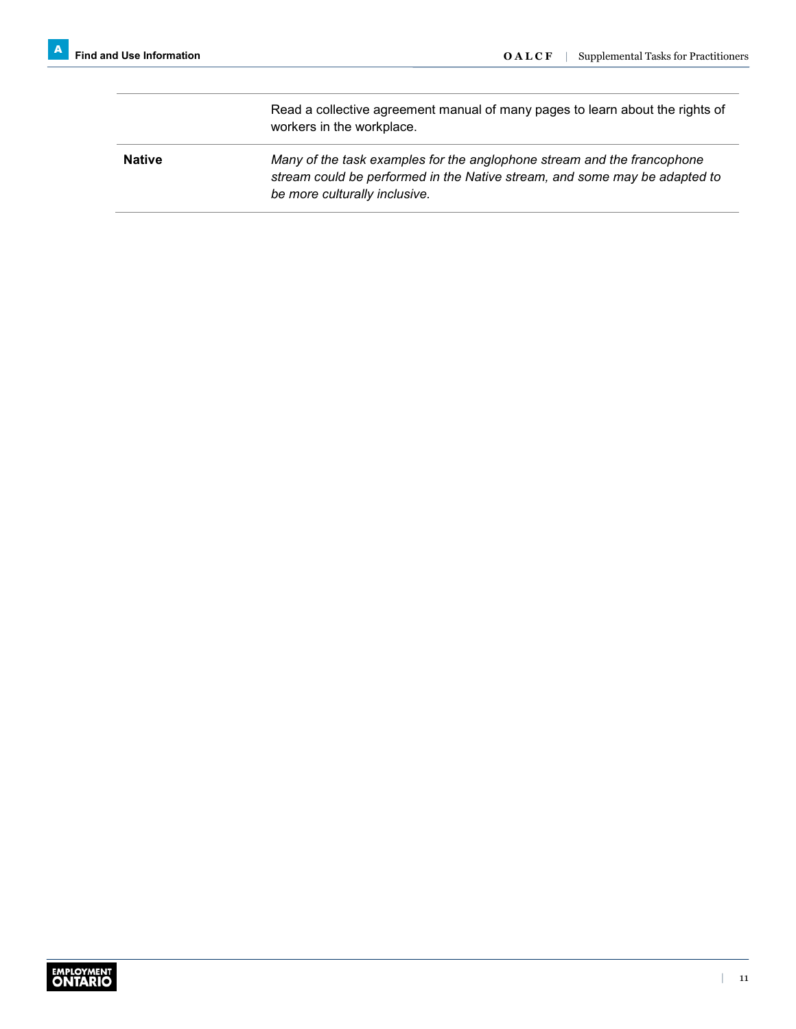| | |
|---|---|
| | Read a collective agreement manual of many pages to learn about the rights of workers in the workplace. |
| **Native** | *Many of the task examples for the anglophone stream and the francophone stream could be performed in the Native stream, and some may be adapted to be more culturally inclusive.* |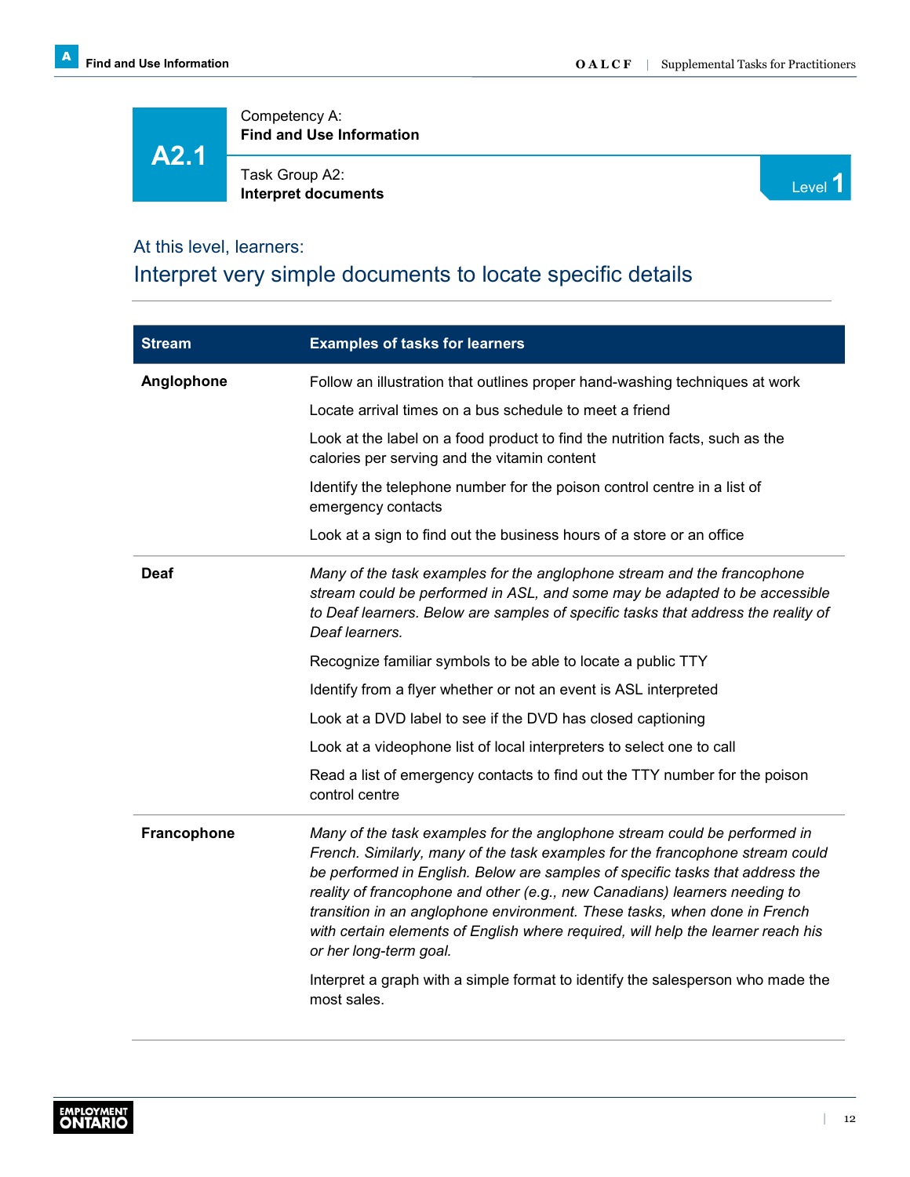# A2.1

Competency A:
**Find and Use Information**

Task Group A2:
**Interpret documents**

Level 1

## At this level, learners:

## Interpret very simple documents to locate specific details

| Stream | Examples of tasks for learners |
| --- | --- |
| **Anglophone** | Follow an illustration that outlines proper hand-washing techniques at work<br><br>Locate arrival times on a bus schedule to meet a friend<br><br>Look at the label on a food product to find the nutrition facts, such as the calories per serving and the vitamin content<br><br>Identify the telephone number for the poison control centre in a list of emergency contacts<br><br>Look at a sign to find out the business hours of a store or an office |
| **Deaf** | *Many of the task examples for the anglophone stream and the francophone stream could be performed in ASL, and some may be adapted to be accessible to Deaf learners. Below are samples of specific tasks that address the reality of Deaf learners.*<br><br>Recognize familiar symbols to be able to locate a public TTY<br><br>Identify from a flyer whether or not an event is ASL interpreted<br><br>Look at a DVD label to see if the DVD has closed captioning<br><br>Look at a videophone list of local interpreters to select one to call<br><br>Read a list of emergency contacts to find out the TTY number for the poison control centre |
| **Francophone** | *Many of the task examples for the anglophone stream could be performed in French. Similarly, many of the task examples for the francophone stream could be performed in English. Below are samples of specific tasks that address the reality of francophone and other (e.g., new Canadians) learners needing to transition in an anglophone environment. These tasks, when done in French with certain elements of English where required, will help the learner reach his or her long-term goal.*<br><br>Interpret a graph with a simple format to identify the salesperson who made the most sales. |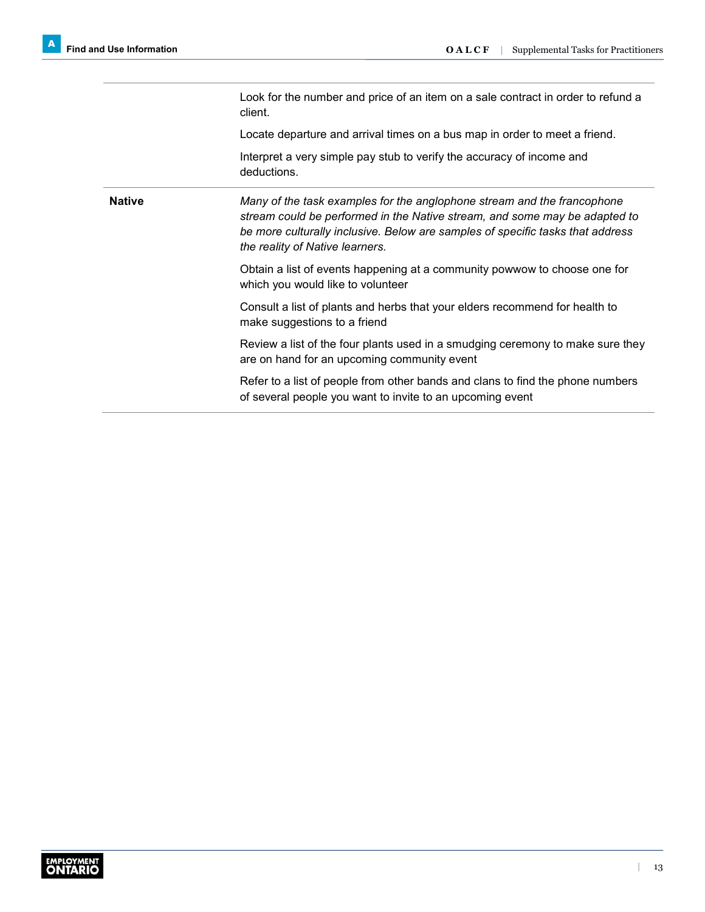| | |
|---|---|
| | Look for the number and price of an item on a sale contract in order to refund a client.<br><br>Locate departure and arrival times on a bus map in order to meet a friend.<br><br>Interpret a very simple pay stub to verify the accuracy of income and deductions. |
| **Native** | *Many of the task examples for the anglophone stream and the francophone stream could be performed in the Native stream, and some may be adapted to be more culturally inclusive. Below are samples of specific tasks that address the reality of Native learners.*<br><br>Obtain a list of events happening at a community powwow to choose one for which you would like to volunteer<br><br>Consult a list of plants and herbs that your elders recommend for health to make suggestions to a friend<br><br>Review a list of the four plants used in a smudging ceremony to make sure they are on hand for an upcoming community event<br><br>Refer to a list of people from other bands and clans to find the phone numbers of several people you want to invite to an upcoming event |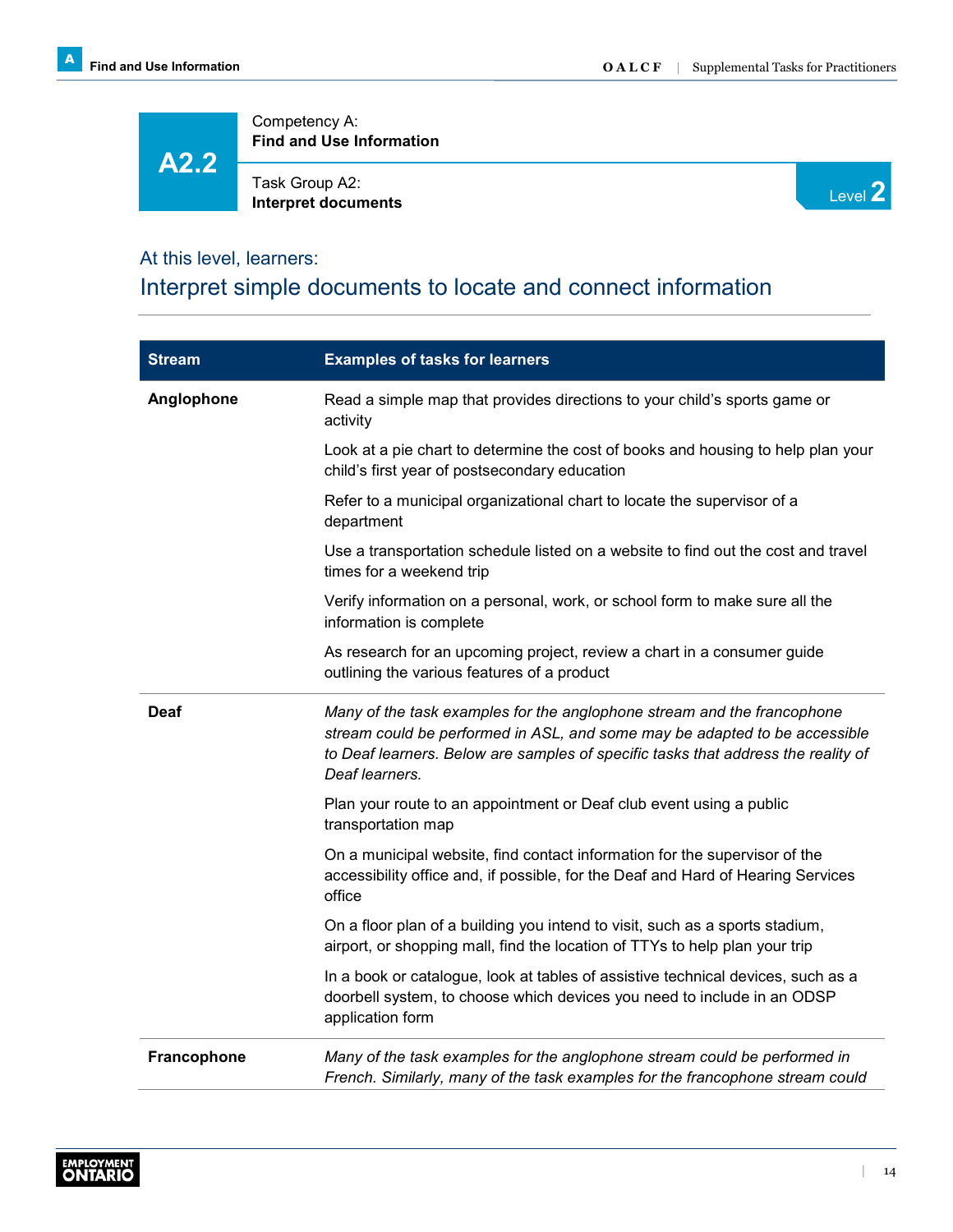**A2.2**

Competency A:
**Find and Use Information**

Task Group A2:
**Interpret documents**

Level **2**

## At this level, learners:

## Interpret simple documents to locate and connect information

| Stream | Examples of tasks for learners |
|---|---|
| **Anglophone** | Read a simple map that provides directions to your child's sports game or activity<br><br>Look at a pie chart to determine the cost of books and housing to help plan your child's first year of postsecondary education<br><br>Refer to a municipal organizational chart to locate the supervisor of a department<br><br>Use a transportation schedule listed on a website to find out the cost and travel times for a weekend trip<br><br>Verify information on a personal, work, or school form to make sure all the information is complete<br><br>As research for an upcoming project, review a chart in a consumer guide outlining the various features of a product |
| **Deaf** | *Many of the task examples for the anglophone stream and the francophone stream could be performed in ASL, and some may be adapted to be accessible to Deaf learners. Below are samples of specific tasks that address the reality of Deaf learners.*<br><br>Plan your route to an appointment or Deaf club event using a public transportation map<br><br>On a municipal website, find contact information for the supervisor of the accessibility office and, if possible, for the Deaf and Hard of Hearing Services office<br><br>On a floor plan of a building you intend to visit, such as a sports stadium, airport, or shopping mall, find the location of TTYs to help plan your trip<br><br>In a book or catalogue, look at tables of assistive technical devices, such as a doorbell system, to choose which devices you need to include in an ODSP application form |
| **Francophone** | *Many of the task examples for the anglophone stream could be performed in French. Similarly, many of the task examples for the francophone stream could* |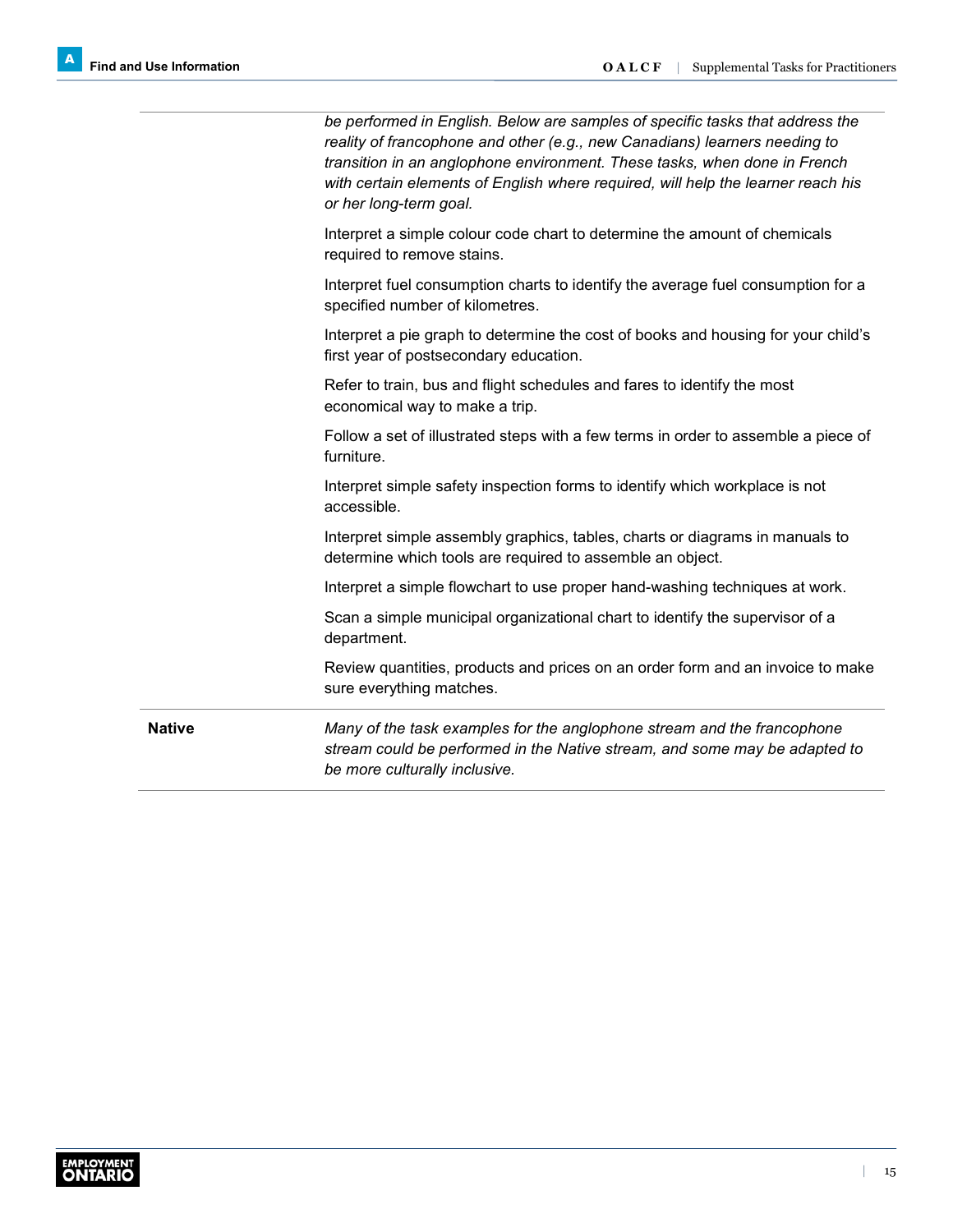| | |
|---|---|
| | *be performed in English. Below are samples of specific tasks that address the reality of francophone and other (e.g., new Canadians) learners needing to transition in an anglophone environment. These tasks, when done in French with certain elements of English where required, will help the learner reach his or her long-term goal.*<br><br>Interpret a simple colour code chart to determine the amount of chemicals required to remove stains.<br><br>Interpret fuel consumption charts to identify the average fuel consumption for a specified number of kilometres.<br><br>Interpret a pie graph to determine the cost of books and housing for your child's first year of postsecondary education.<br><br>Refer to train, bus and flight schedules and fares to identify the most economical way to make a trip.<br><br>Follow a set of illustrated steps with a few terms in order to assemble a piece of furniture.<br><br>Interpret simple safety inspection forms to identify which workplace is not accessible.<br><br>Interpret simple assembly graphics, tables, charts or diagrams in manuals to determine which tools are required to assemble an object.<br><br>Interpret a simple flowchart to use proper hand-washing techniques at work.<br><br>Scan a simple municipal organizational chart to identify the supervisor of a department.<br><br>Review quantities, products and prices on an order form and an invoice to make sure everything matches. |
| **Native** | *Many of the task examples for the anglophone stream and the francophone stream could be performed in the Native stream, and some may be adapted to be more culturally inclusive.* |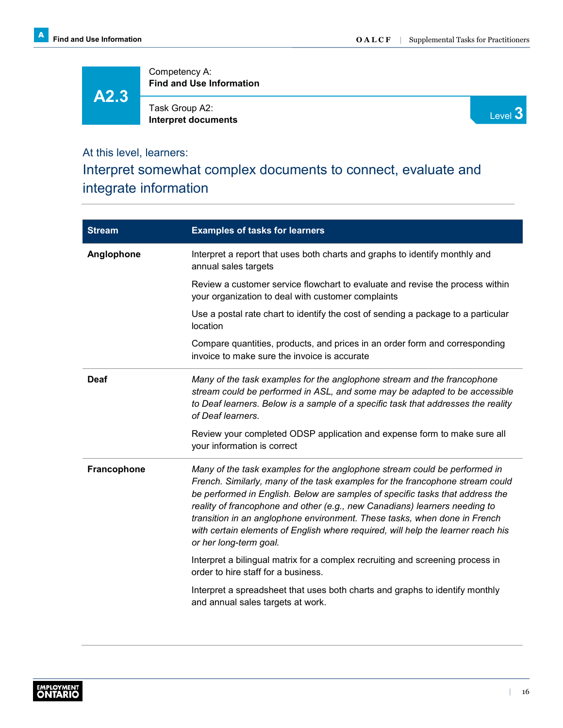# A2.3

Competency A:
**Find and Use Information**

Task Group A2:
**Interpret documents**

Level 3

At this level, learners:

## Interpret somewhat complex documents to connect, evaluate and integrate information

| Stream | Examples of tasks for learners |
|---|---|
| **Anglophone** | Interpret a report that uses both charts and graphs to identify monthly and annual sales targets<br><br>Review a customer service flowchart to evaluate and revise the process within your organization to deal with customer complaints<br><br>Use a postal rate chart to identify the cost of sending a package to a particular location<br><br>Compare quantities, products, and prices in an order form and corresponding invoice to make sure the invoice is accurate |
| **Deaf** | *Many of the task examples for the anglophone stream and the francophone stream could be performed in ASL, and some may be adapted to be accessible to Deaf learners. Below is a sample of a specific task that addresses the reality of Deaf learners.*<br><br>Review your completed ODSP application and expense form to make sure all your information is correct |
| **Francophone** | *Many of the task examples for the anglophone stream could be performed in French. Similarly, many of the task examples for the francophone stream could be performed in English. Below are samples of specific tasks that address the reality of francophone and other (e.g., new Canadians) learners needing to transition in an anglophone environment. These tasks, when done in French with certain elements of English where required, will help the learner reach his or her long-term goal.*<br><br>Interpret a bilingual matrix for a complex recruiting and screening process in order to hire staff for a business.<br><br>Interpret a spreadsheet that uses both charts and graphs to identify monthly and annual sales targets at work. |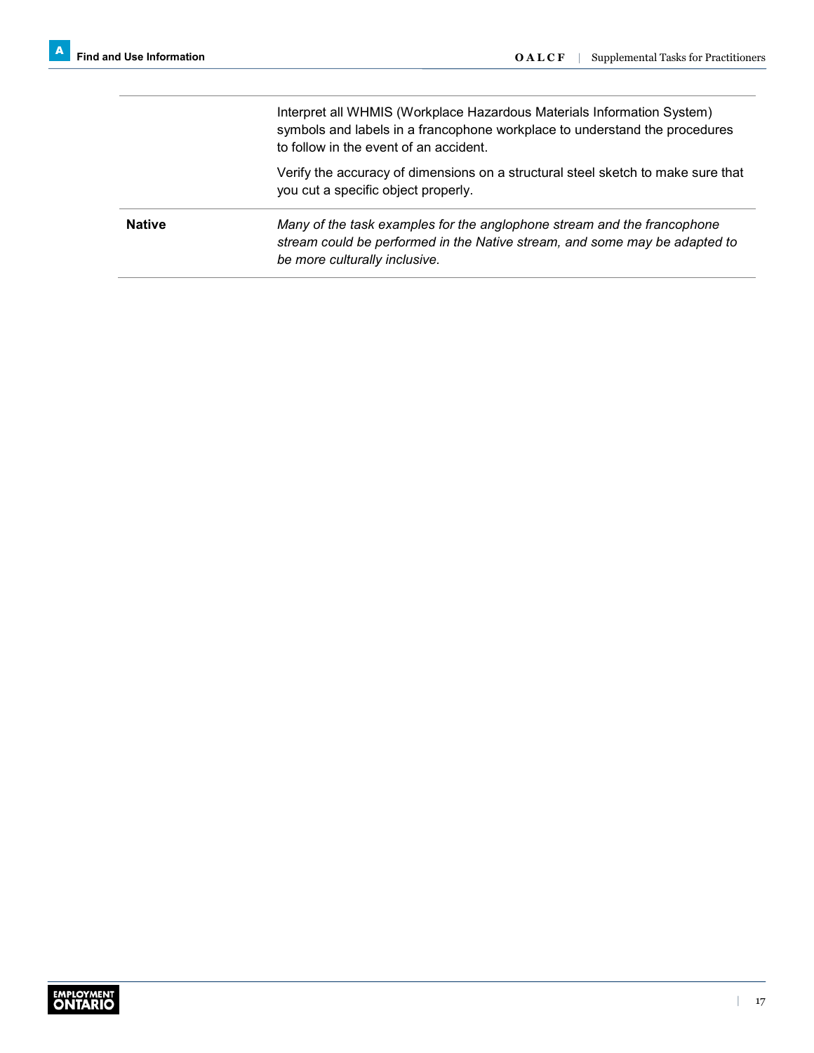| | |
|---|---|
| | Interpret all WHMIS (Workplace Hazardous Materials Information System) symbols and labels in a francophone workplace to understand the procedures to follow in the event of an accident.<br><br>Verify the accuracy of dimensions on a structural steel sketch to make sure that you cut a specific object properly. |
| **Native** | *Many of the task examples for the anglophone stream and the francophone stream could be performed in the Native stream, and some may be adapted to be more culturally inclusive.* |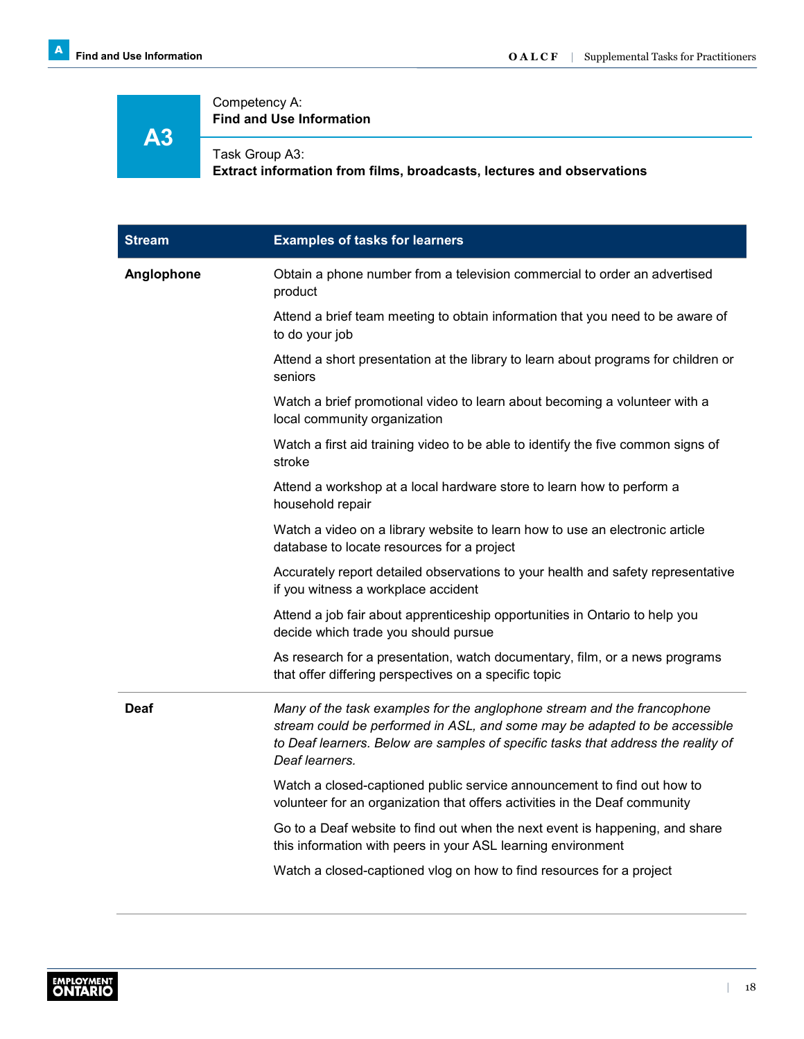# A3

Competency A:
**Find and Use Information**

Task Group A3:
**Extract information from films, broadcasts, lectures and observations**

| Stream | Examples of tasks for learners |
| --- | --- |
| **Anglophone** | Obtain a phone number from a television commercial to order an advertised product |
| | Attend a brief team meeting to obtain information that you need to be aware of to do your job |
| | Attend a short presentation at the library to learn about programs for children or seniors |
| | Watch a brief promotional video to learn about becoming a volunteer with a local community organization |
| | Watch a first aid training video to be able to identify the five common signs of stroke |
| | Attend a workshop at a local hardware store to learn how to perform a household repair |
| | Watch a video on a library website to learn how to use an electronic article database to locate resources for a project |
| | Accurately report detailed observations to your health and safety representative if you witness a workplace accident |
| | Attend a job fair about apprenticeship opportunities in Ontario to help you decide which trade you should pursue |
| | As research for a presentation, watch documentary, film, or a news programs that offer differing perspectives on a specific topic |
| **Deaf** | *Many of the task examples for the anglophone stream and the francophone stream could be performed in ASL, and some may be adapted to be accessible to Deaf learners. Below are samples of specific tasks that address the reality of Deaf learners.* |
| | Watch a closed-captioned public service announcement to find out how to volunteer for an organization that offers activities in the Deaf community |
| | Go to a Deaf website to find out when the next event is happening, and share this information with peers in your ASL learning environment |
| | Watch a closed-captioned vlog on how to find resources for a project |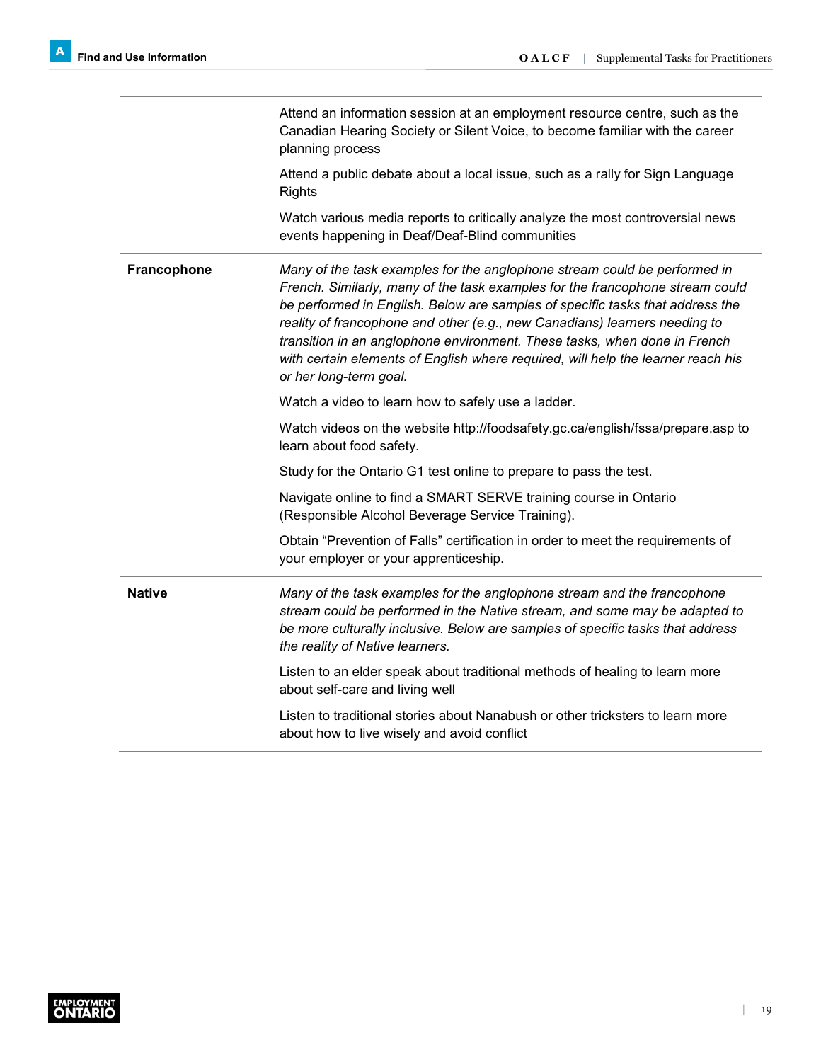| | |
|---|---|
| | Attend an information session at an employment resource centre, such as the Canadian Hearing Society or Silent Voice, to become familiar with the career planning process<br><br>Attend a public debate about a local issue, such as a rally for Sign Language Rights<br><br>Watch various media reports to critically analyze the most controversial news events happening in Deaf/Deaf-Blind communities |
| **Francophone** | *Many of the task examples for the anglophone stream could be performed in French. Similarly, many of the task examples for the francophone stream could be performed in English. Below are samples of specific tasks that address the reality of francophone and other (e.g., new Canadians) learners needing to transition in an anglophone environment. These tasks, when done in French with certain elements of English where required, will help the learner reach his or her long-term goal.*<br><br>Watch a video to learn how to safely use a ladder.<br><br>Watch videos on the website http://foodsafety.gc.ca/english/fssa/prepare.asp to learn about food safety.<br><br>Study for the Ontario G1 test online to prepare to pass the test.<br><br>Navigate online to find a SMART SERVE training course in Ontario (Responsible Alcohol Beverage Service Training).<br><br>Obtain "Prevention of Falls" certification in order to meet the requirements of your employer or your apprenticeship. |
| **Native** | *Many of the task examples for the anglophone stream and the francophone stream could be performed in the Native stream, and some may be adapted to be more culturally inclusive. Below are samples of specific tasks that address the reality of Native learners.*<br><br>Listen to an elder speak about traditional methods of healing to learn more about self-care and living well<br><br>Listen to traditional stories about Nanabush or other tricksters to learn more about how to live wisely and avoid conflict |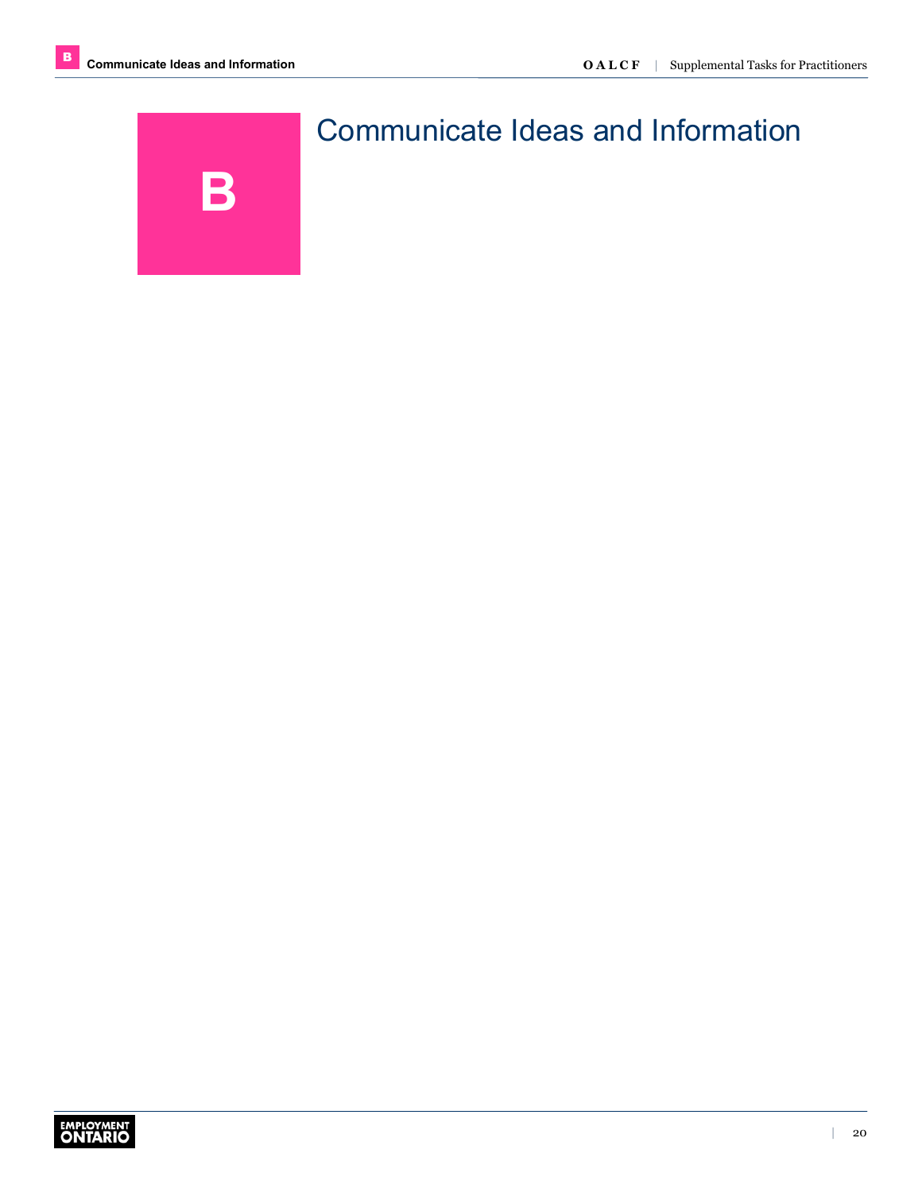# B

# Communicate Ideas and Information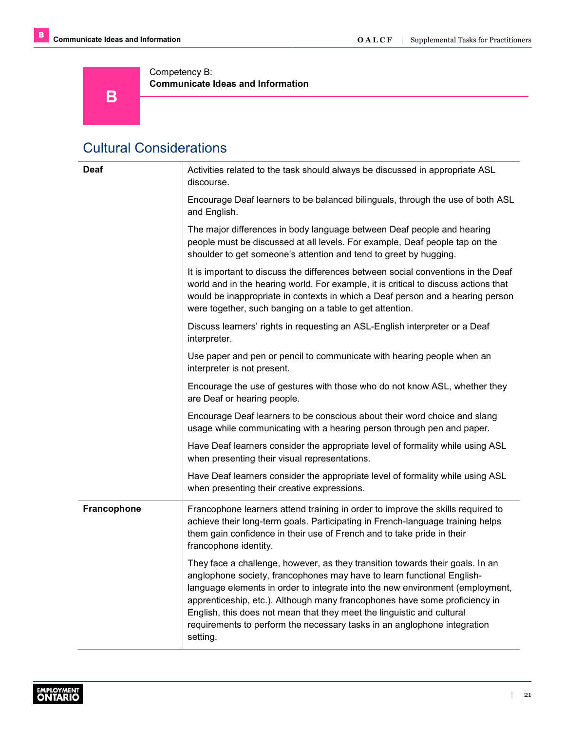Competency B:
**Communicate Ideas and Information**

## Cultural Considerations

| | |
|---|---|
| **Deaf** | Activities related to the task should always be discussed in appropriate ASL discourse.<br><br>Encourage Deaf learners to be balanced bilinguals, through the use of both ASL and English.<br><br>The major differences in body language between Deaf people and hearing people must be discussed at all levels. For example, Deaf people tap on the shoulder to get someone's attention and tend to greet by hugging.<br><br>It is important to discuss the differences between social conventions in the Deaf world and in the hearing world. For example, it is critical to discuss actions that would be inappropriate in contexts in which a Deaf person and a hearing person were together, such banging on a table to get attention.<br><br>Discuss learners' rights in requesting an ASL-English interpreter or a Deaf interpreter.<br><br>Use paper and pen or pencil to communicate with hearing people when an interpreter is not present.<br><br>Encourage the use of gestures with those who do not know ASL, whether they are Deaf or hearing people.<br><br>Encourage Deaf learners to be conscious about their word choice and slang usage while communicating with a hearing person through pen and paper.<br><br>Have Deaf learners consider the appropriate level of formality while using ASL when presenting their visual representations.<br><br>Have Deaf learners consider the appropriate level of formality while using ASL when presenting their creative expressions. |
| **Francophone** | Francophone learners attend training in order to improve the skills required to achieve their long-term goals. Participating in French-language training helps them gain confidence in their use of French and to take pride in their francophone identity.<br><br>They face a challenge, however, as they transition towards their goals. In an anglophone society, francophones may have to learn functional English-language elements in order to integrate into the new environment (employment, apprenticeship, etc.). Although many francophones have some proficiency in English, this does not mean that they meet the linguistic and cultural requirements to perform the necessary tasks in an anglophone integration setting. |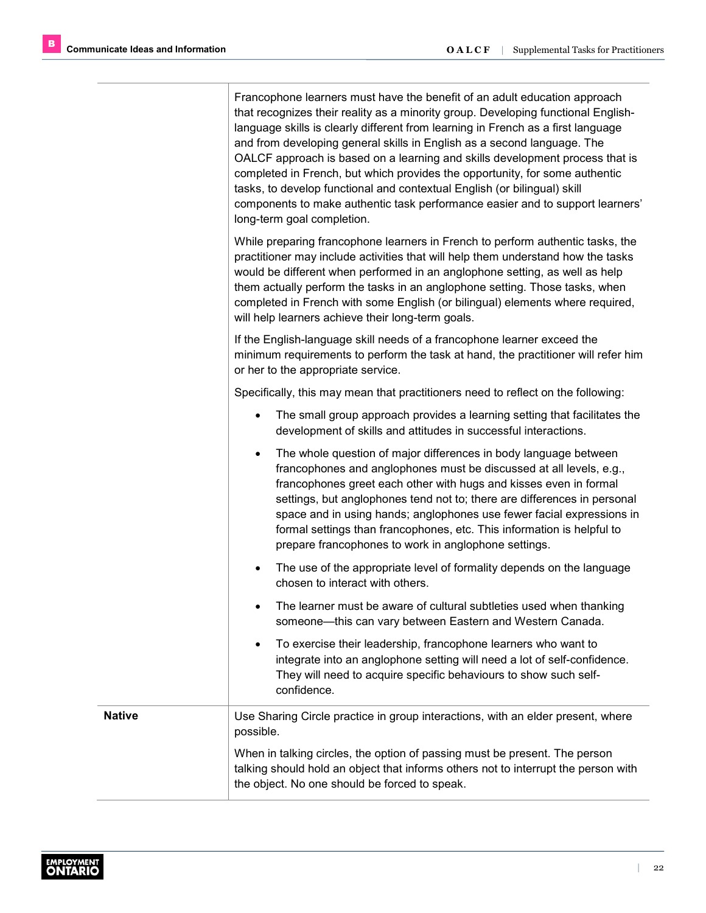| | |
|---|---|
| | Francophone learners must have the benefit of an adult education approach that recognizes their reality as a minority group. Developing functional English-language skills is clearly different from learning in French as a first language and from developing general skills in English as a second language. The OALCF approach is based on a learning and skills development process that is completed in French, but which provides the opportunity, for some authentic tasks, to develop functional and contextual English (or bilingual) skill components to make authentic task performance easier and to support learners' long-term goal completion.<br><br>While preparing francophone learners in French to perform authentic tasks, the practitioner may include activities that will help them understand how the tasks would be different when performed in an anglophone setting, as well as help them actually perform the tasks in an anglophone setting. Those tasks, when completed in French with some English (or bilingual) elements where required, will help learners achieve their long-term goals.<br><br>If the English-language skill needs of a francophone learner exceed the minimum requirements to perform the task at hand, the practitioner will refer him or her to the appropriate service.<br><br>Specifically, this may mean that practitioners need to reflect on the following:<br><br>• The small group approach provides a learning setting that facilitates the development of skills and attitudes in successful interactions.<br><br>• The whole question of major differences in body language between francophones and anglophones must be discussed at all levels, e.g., francophones greet each other with hugs and kisses even in formal settings, but anglophones tend not to; there are differences in personal space and in using hands; anglophones use fewer facial expressions in formal settings than francophones, etc. This information is helpful to prepare francophones to work in anglophone settings.<br><br>• The use of the appropriate level of formality depends on the language chosen to interact with others.<br><br>• The learner must be aware of cultural subtleties used when thanking someone—this can vary between Eastern and Western Canada.<br><br>• To exercise their leadership, francophone learners who want to integrate into an anglophone setting will need a lot of self-confidence. They will need to acquire specific behaviours to show such self-confidence. |
| **Native** | Use Sharing Circle practice in group interactions, with an elder present, where possible.<br><br>When in talking circles, the option of passing must be present. The person talking should hold an object that informs others not to interrupt the person with the object. No one should be forced to speak. |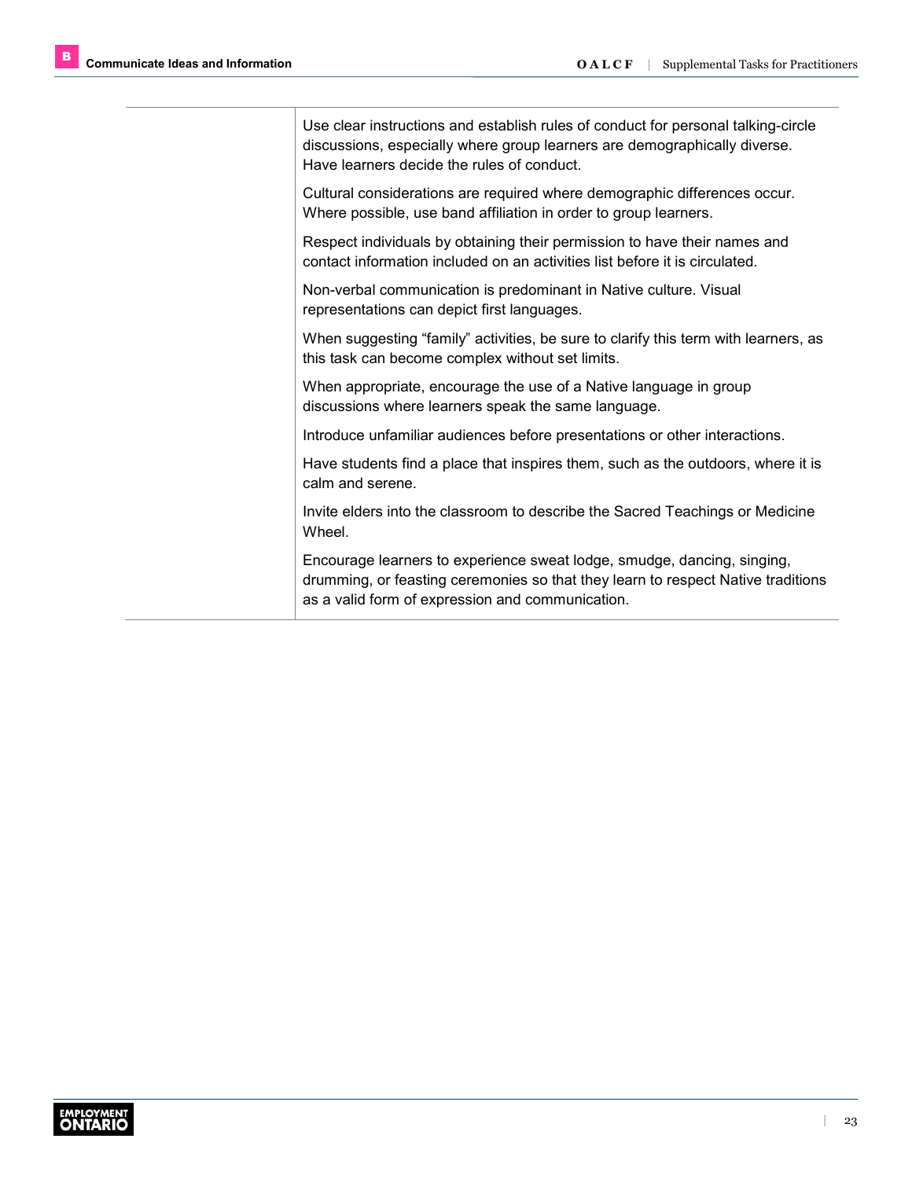| | |
|---|---|
| | Use clear instructions and establish rules of conduct for personal talking-circle discussions, especially where group learners are demographically diverse. Have learners decide the rules of conduct.<br><br>Cultural considerations are required where demographic differences occur. Where possible, use band affiliation in order to group learners.<br><br>Respect individuals by obtaining their permission to have their names and contact information included on an activities list before it is circulated.<br><br>Non-verbal communication is predominant in Native culture. Visual representations can depict first languages.<br><br>When suggesting “family” activities, be sure to clarify this term with learners, as this task can become complex without set limits.<br><br>When appropriate, encourage the use of a Native language in group discussions where learners speak the same language.<br><br>Introduce unfamiliar audiences before presentations or other interactions.<br><br>Have students find a place that inspires them, such as the outdoors, where it is calm and serene.<br><br>Invite elders into the classroom to describe the Sacred Teachings or Medicine Wheel.<br><br>Encourage learners to experience sweat lodge, smudge, dancing, singing, drumming, or feasting ceremonies so that they learn to respect Native traditions as a valid form of expression and communication. |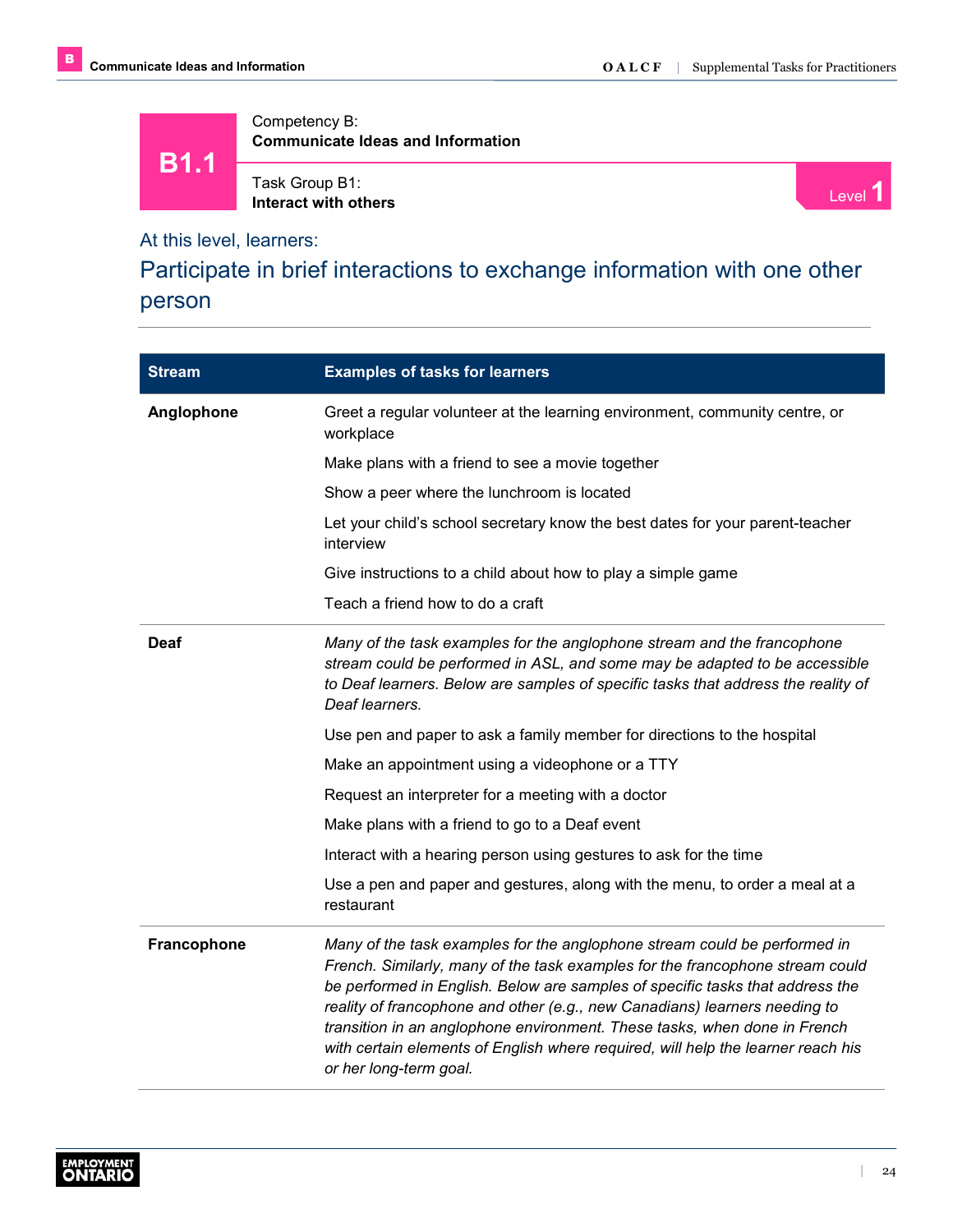# B1.1

Competency B:
**Communicate Ideas and Information**

Task Group B1:
**Interact with others**

Level 1

At this level, learners:

## Participate in brief interactions to exchange information with one other person

| Stream | Examples of tasks for learners |
|---|---|
| **Anglophone** | Greet a regular volunteer at the learning environment, community centre, or workplace<br><br>Make plans with a friend to see a movie together<br><br>Show a peer where the lunchroom is located<br><br>Let your child's school secretary know the best dates for your parent-teacher interview<br><br>Give instructions to a child about how to play a simple game<br><br>Teach a friend how to do a craft |
| **Deaf** | *Many of the task examples for the anglophone stream and the francophone stream could be performed in ASL, and some may be adapted to be accessible to Deaf learners. Below are samples of specific tasks that address the reality of Deaf learners.*<br><br>Use pen and paper to ask a family member for directions to the hospital<br><br>Make an appointment using a videophone or a TTY<br><br>Request an interpreter for a meeting with a doctor<br><br>Make plans with a friend to go to a Deaf event<br><br>Interact with a hearing person using gestures to ask for the time<br><br>Use a pen and paper and gestures, along with the menu, to order a meal at a restaurant |
| **Francophone** | *Many of the task examples for the anglophone stream could be performed in French. Similarly, many of the task examples for the francophone stream could be performed in English. Below are samples of specific tasks that address the reality of francophone and other (e.g., new Canadians) learners needing to transition in an anglophone environment. These tasks, when done in French with certain elements of English where required, will help the learner reach his or her long-term goal.* |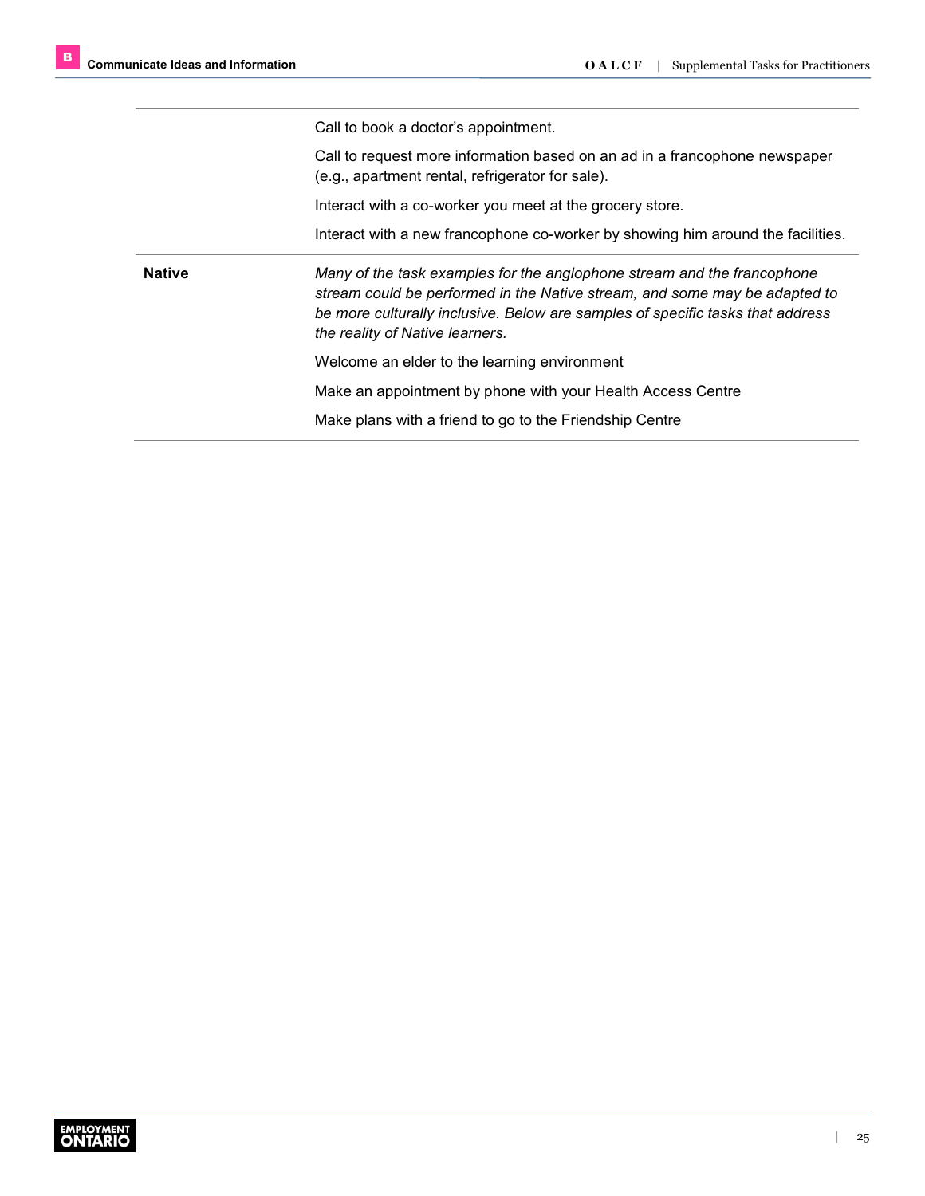| | |
|---|---|
| | Call to book a doctor's appointment. |
| | Call to request more information based on an ad in a francophone newspaper (e.g., apartment rental, refrigerator for sale). |
| | Interact with a co-worker you meet at the grocery store. |
| | Interact with a new francophone co-worker by showing him around the facilities. |
| **Native** | *Many of the task examples for the anglophone stream and the francophone stream could be performed in the Native stream, and some may be adapted to be more culturally inclusive. Below are samples of specific tasks that address the reality of Native learners.* |
| | Welcome an elder to the learning environment |
| | Make an appointment by phone with your Health Access Centre |
| | Make plans with a friend to go to the Friendship Centre |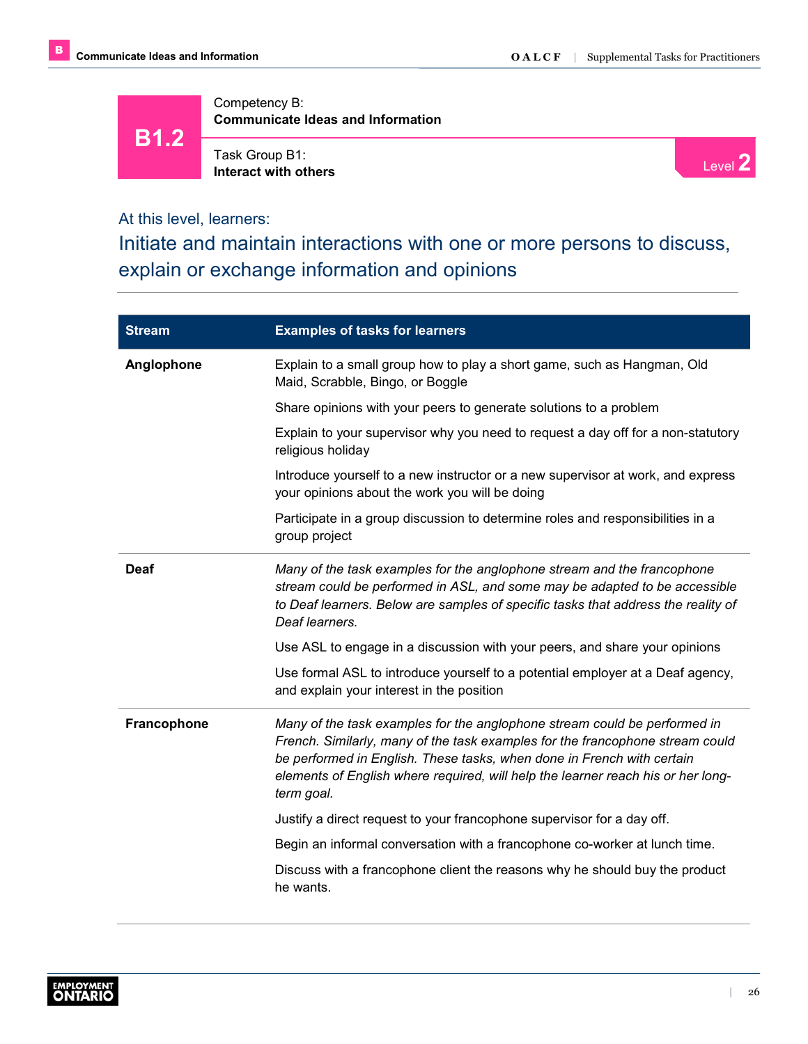# B1.2

Competency B:
**Communicate Ideas and Information**

Task Group B1:
**Interact with others**

Level **2**

## At this level, learners:

## Initiate and maintain interactions with one or more persons to discuss, explain or exchange information and opinions

| Stream | Examples of tasks for learners |
|---|---|
| **Anglophone** | Explain to a small group how to play a short game, such as Hangman, Old Maid, Scrabble, Bingo, or Boggle<br><br>Share opinions with your peers to generate solutions to a problem<br><br>Explain to your supervisor why you need to request a day off for a non-statutory religious holiday<br><br>Introduce yourself to a new instructor or a new supervisor at work, and express your opinions about the work you will be doing<br><br>Participate in a group discussion to determine roles and responsibilities in a group project |
| **Deaf** | *Many of the task examples for the anglophone stream and the francophone stream could be performed in ASL, and some may be adapted to be accessible to Deaf learners. Below are samples of specific tasks that address the reality of Deaf learners.*<br><br>Use ASL to engage in a discussion with your peers, and share your opinions<br><br>Use formal ASL to introduce yourself to a potential employer at a Deaf agency, and explain your interest in the position |
| **Francophone** | *Many of the task examples for the anglophone stream could be performed in French. Similarly, many of the task examples for the francophone stream could be performed in English. These tasks, when done in French with certain elements of English where required, will help the learner reach his or her long-term goal.*<br><br>Justify a direct request to your francophone supervisor for a day off.<br><br>Begin an informal conversation with a francophone co-worker at lunch time.<br><br>Discuss with a francophone client the reasons why he should buy the product he wants. |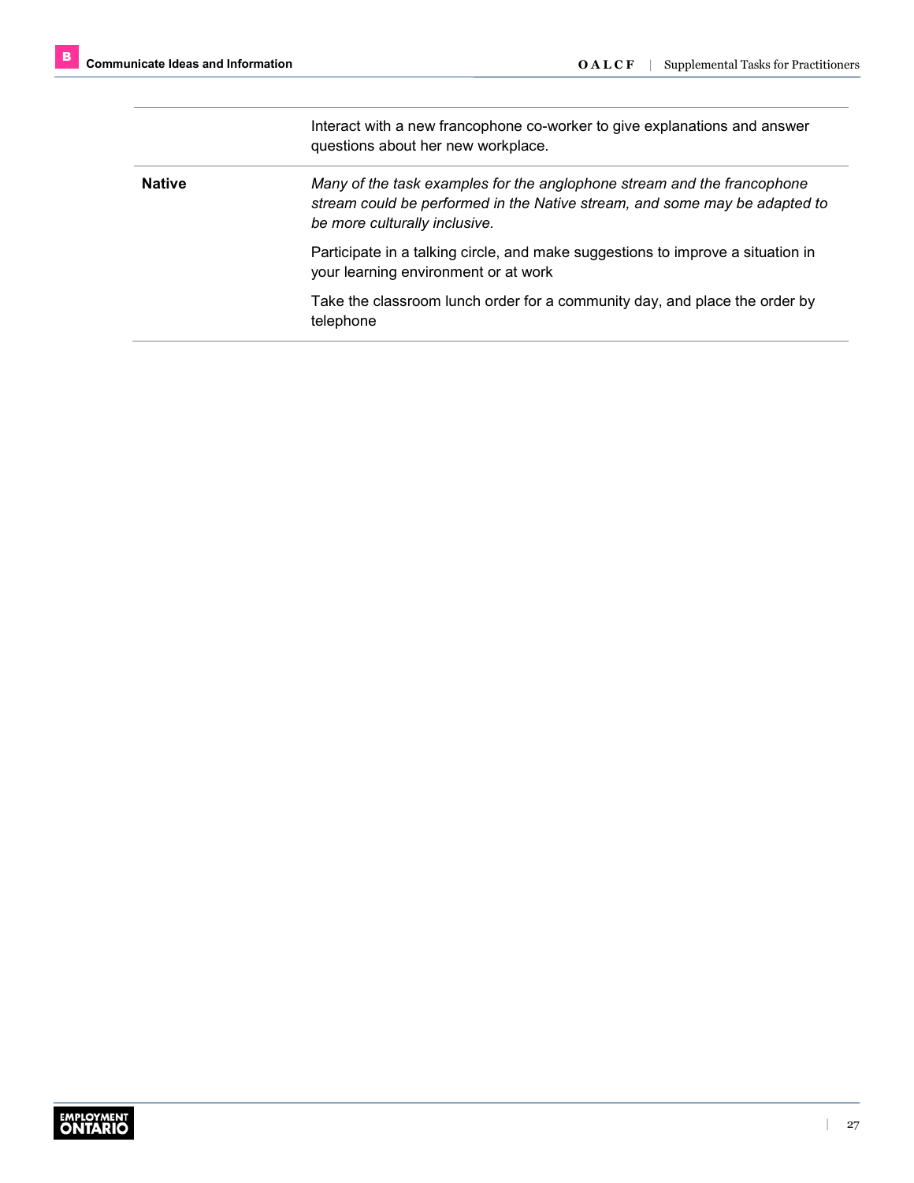| | |
|---|---|
| | Interact with a new francophone co-worker to give explanations and answer questions about her new workplace. |
| **Native** | *Many of the task examples for the anglophone stream and the francophone stream could be performed in the Native stream, and some may be adapted to be more culturally inclusive.* |
| | Participate in a talking circle, and make suggestions to improve a situation in your learning environment or at work |
| | Take the classroom lunch order for a community day, and place the order by telephone |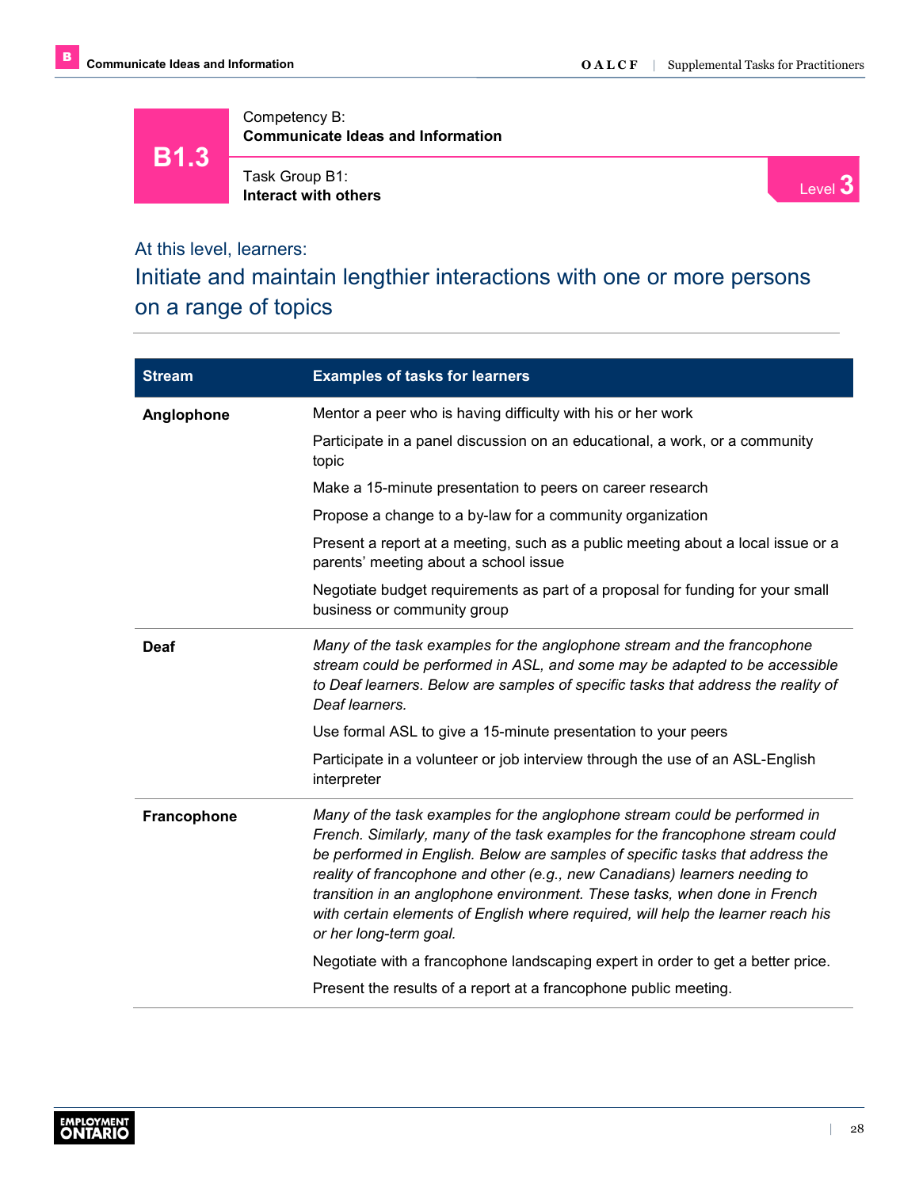**B1.3**

Competency B:
**Communicate Ideas and Information**

Task Group B1:
**Interact with others**

Level 3

At this level, learners:

## Initiate and maintain lengthier interactions with one or more persons on a range of topics

| Stream | Examples of tasks for learners |
| --- | --- |
| **Anglophone** | Mentor a peer who is having difficulty with his or her work |
| | Participate in a panel discussion on an educational, a work, or a community topic |
| | Make a 15-minute presentation to peers on career research |
| | Propose a change to a by-law for a community organization |
| | Present a report at a meeting, such as a public meeting about a local issue or a parents' meeting about a school issue |
| | Negotiate budget requirements as part of a proposal for funding for your small business or community group |
| **Deaf** | *Many of the task examples for the anglophone stream and the francophone stream could be performed in ASL, and some may be adapted to be accessible to Deaf learners. Below are samples of specific tasks that address the reality of Deaf learners.* |
| | Use formal ASL to give a 15-minute presentation to your peers |
| | Participate in a volunteer or job interview through the use of an ASL-English interpreter |
| **Francophone** | *Many of the task examples for the anglophone stream could be performed in French. Similarly, many of the task examples for the francophone stream could be performed in English. Below are samples of specific tasks that address the reality of francophone and other (e.g., new Canadians) learners needing to transition in an anglophone environment. These tasks, when done in French with certain elements of English where required, will help the learner reach his or her long-term goal.* |
| | Negotiate with a francophone landscaping expert in order to get a better price. |
| | Present the results of a report at a francophone public meeting. |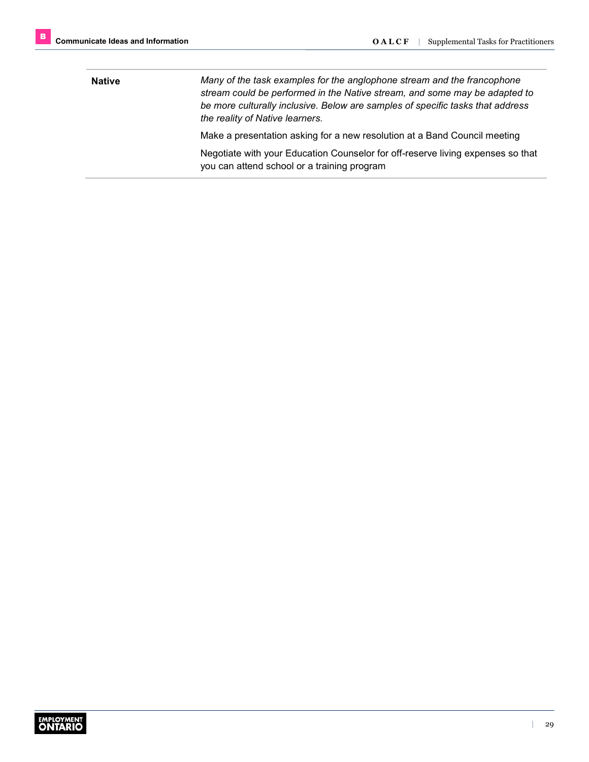| | |
|---|---|
| **Native** | *Many of the task examples for the anglophone stream and the francophone stream could be performed in the Native stream, and some may be adapted to be more culturally inclusive. Below are samples of specific tasks that address the reality of Native learners.*<br><br>Make a presentation asking for a new resolution at a Band Council meeting<br><br>Negotiate with your Education Counselor for off-reserve living expenses so that you can attend school or a training program |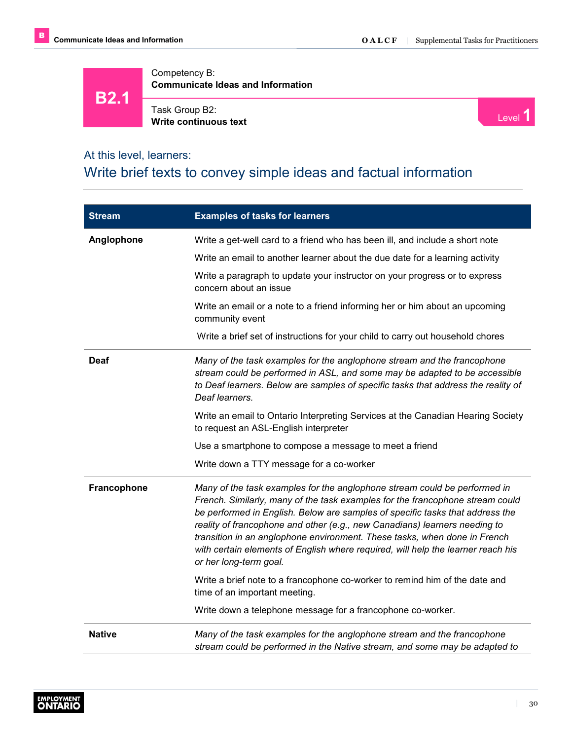**B2.1**

Competency B:
**Communicate Ideas and Information**

Task Group B2:
**Write continuous text**

Level 1

### At this level, learners:

## Write brief texts to convey simple ideas and factual information

| Stream | Examples of tasks for learners |
|---|---|
| **Anglophone** | Write a get-well card to a friend who has been ill, and include a short note<br><br>Write an email to another learner about the due date for a learning activity<br><br>Write a paragraph to update your instructor on your progress or to express concern about an issue<br><br>Write an email or a note to a friend informing her or him about an upcoming community event<br><br>Write a brief set of instructions for your child to carry out household chores |
| **Deaf** | *Many of the task examples for the anglophone stream and the francophone stream could be performed in ASL, and some may be adapted to be accessible to Deaf learners. Below are samples of specific tasks that address the reality of Deaf learners.*<br><br>Write an email to Ontario Interpreting Services at the Canadian Hearing Society to request an ASL-English interpreter<br><br>Use a smartphone to compose a message to meet a friend<br><br>Write down a TTY message for a co-worker |
| **Francophone** | *Many of the task examples for the anglophone stream could be performed in French. Similarly, many of the task examples for the francophone stream could be performed in English. Below are samples of specific tasks that address the reality of francophone and other (e.g., new Canadians) learners needing to transition in an anglophone environment. These tasks, when done in French with certain elements of English where required, will help the learner reach his or her long-term goal.*<br><br>Write a brief note to a francophone co-worker to remind him of the date and time of an important meeting.<br><br>Write down a telephone message for a francophone co-worker. |
| **Native** | *Many of the task examples for the anglophone stream and the francophone stream could be performed in the Native stream, and some may be adapted to* |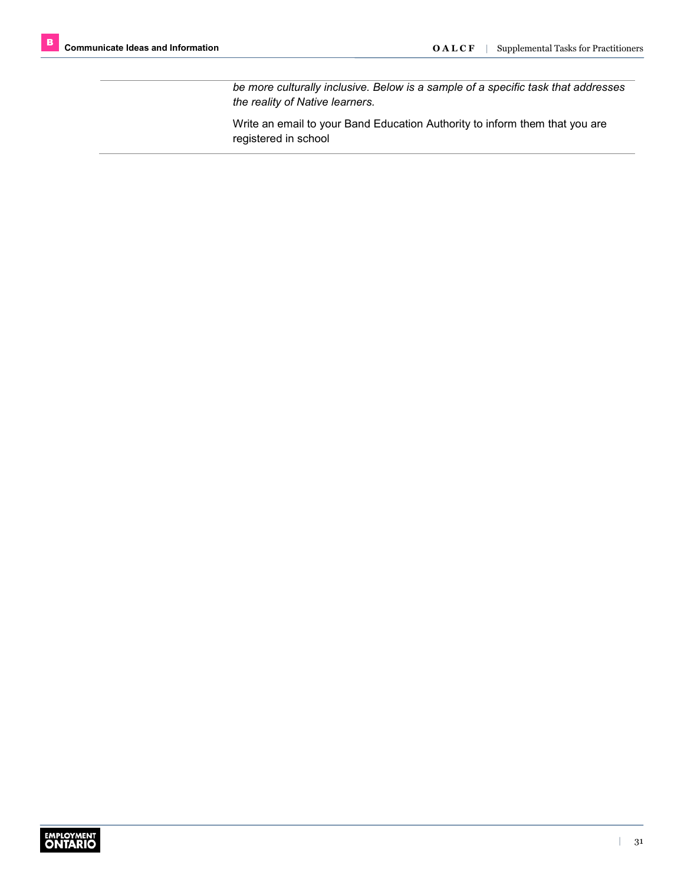*be more culturally inclusive. Below is a sample of a specific task that addresses the reality of Native learners.*

Write an email to your Band Education Authority to inform them that you are registered in school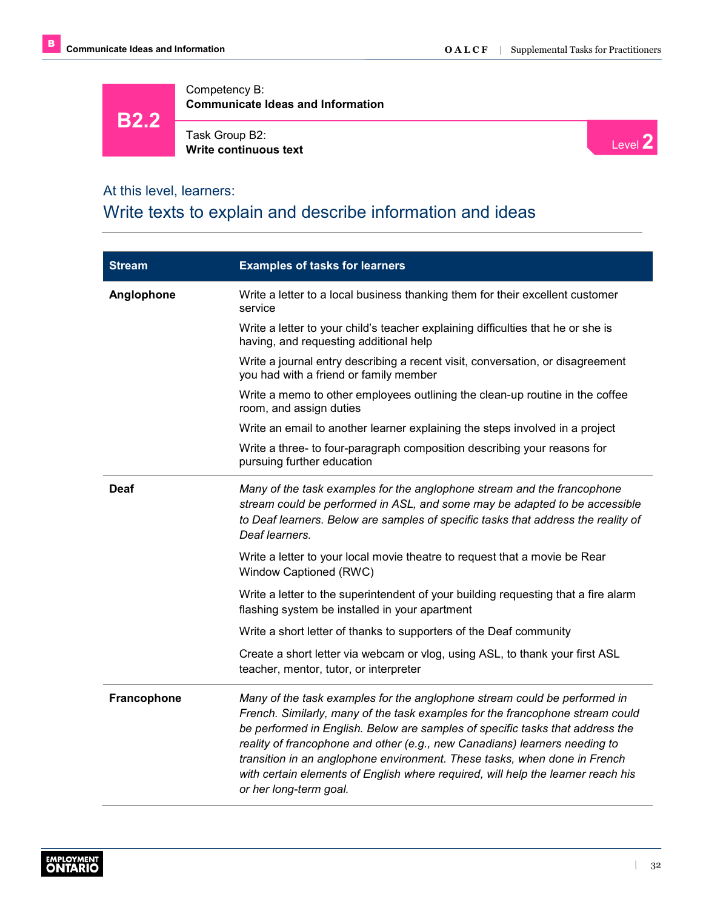B2.2

Competency B:
**Communicate Ideas and Information**

Task Group B2:
**Write continuous text**

Level 2

### At this level, learners:

## Write texts to explain and describe information and ideas

| Stream | Examples of tasks for learners |
| --- | --- |
| **Anglophone** | Write a letter to a local business thanking them for their excellent customer service |
| | Write a letter to your child's teacher explaining difficulties that he or she is having, and requesting additional help |
| | Write a journal entry describing a recent visit, conversation, or disagreement you had with a friend or family member |
| | Write a memo to other employees outlining the clean-up routine in the coffee room, and assign duties |
| | Write an email to another learner explaining the steps involved in a project |
| | Write a three- to four-paragraph composition describing your reasons for pursuing further education |
| **Deaf** | *Many of the task examples for the anglophone stream and the francophone stream could be performed in ASL, and some may be adapted to be accessible to Deaf learners. Below are samples of specific tasks that address the reality of Deaf learners.* |
| | Write a letter to your local movie theatre to request that a movie be Rear Window Captioned (RWC) |
| | Write a letter to the superintendent of your building requesting that a fire alarm flashing system be installed in your apartment |
| | Write a short letter of thanks to supporters of the Deaf community |
| | Create a short letter via webcam or vlog, using ASL, to thank your first ASL teacher, mentor, tutor, or interpreter |
| **Francophone** | *Many of the task examples for the anglophone stream could be performed in French. Similarly, many of the task examples for the francophone stream could be performed in English. Below are samples of specific tasks that address the reality of francophone and other (e.g., new Canadians) learners needing to transition in an anglophone environment. These tasks, when done in French with certain elements of English where required, will help the learner reach his or her long-term goal.* |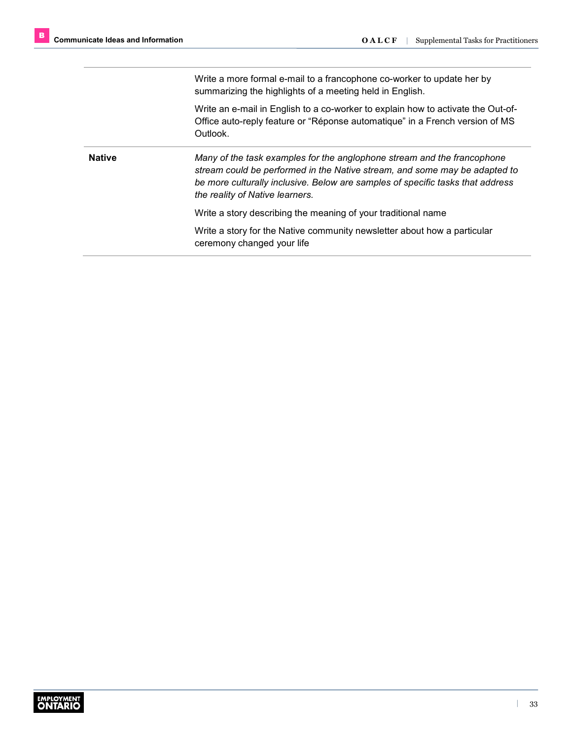| | |
|---|---|
| | Write a more formal e-mail to a francophone co-worker to update her by summarizing the highlights of a meeting held in English.<br><br>Write an e-mail in English to a co-worker to explain how to activate the Out-of-Office auto-reply feature or “Réponse automatique” in a French version of MS Outlook. |
| **Native** | *Many of the task examples for the anglophone stream and the francophone stream could be performed in the Native stream, and some may be adapted to be more culturally inclusive. Below are samples of specific tasks that address the reality of Native learners.*<br><br>Write a story describing the meaning of your traditional name<br><br>Write a story for the Native community newsletter about how a particular ceremony changed your life |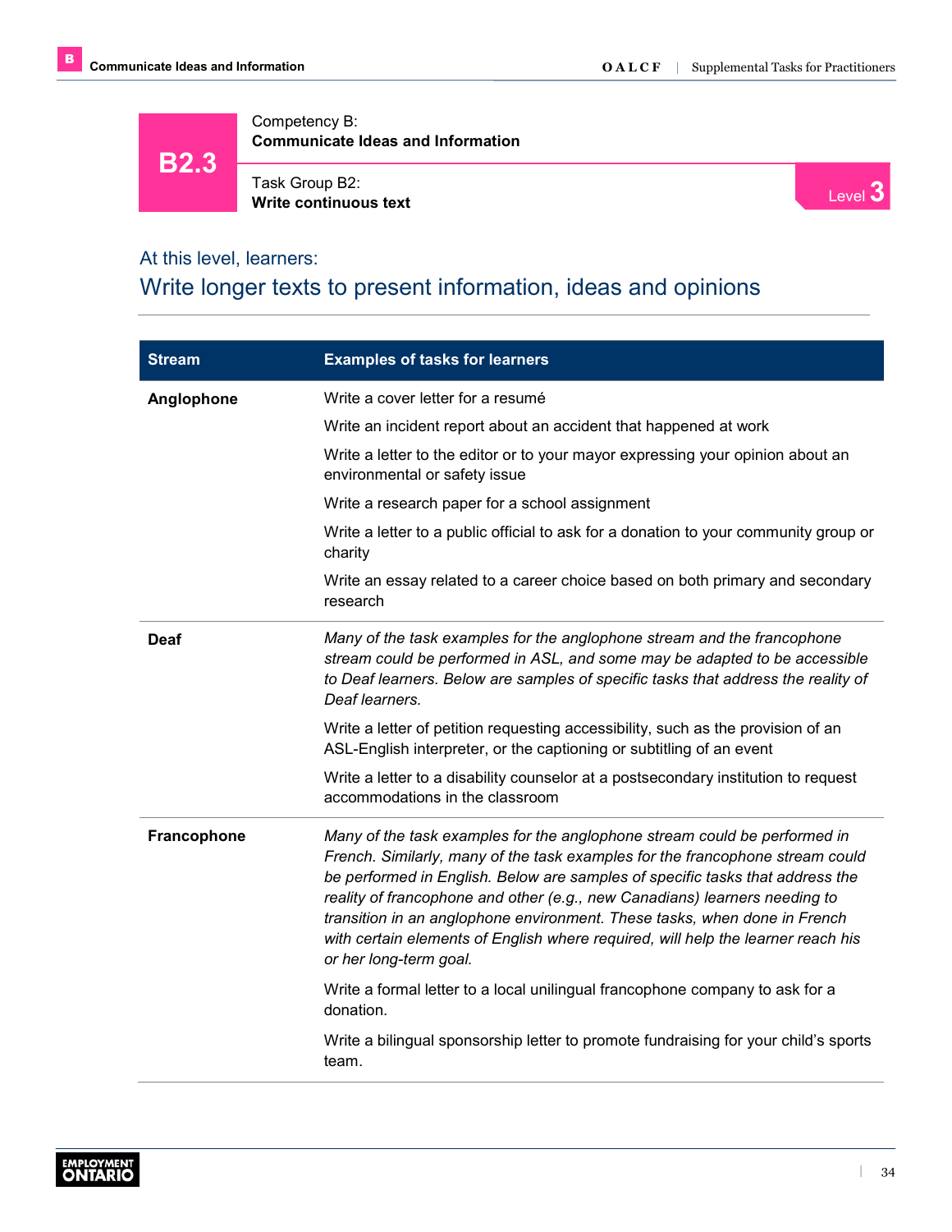# B2.3

Competency B:
**Communicate Ideas and Information**

Task Group B2:
**Write continuous text**

Level 3

## At this level, learners:

## Write longer texts to present information, ideas and opinions

| Stream | Examples of tasks for learners |
|---|---|
| **Anglophone** | Write a cover letter for a resumé<br><br>Write an incident report about an accident that happened at work<br><br>Write a letter to the editor or to your mayor expressing your opinion about an environmental or safety issue<br><br>Write a research paper for a school assignment<br><br>Write a letter to a public official to ask for a donation to your community group or charity<br><br>Write an essay related to a career choice based on both primary and secondary research |
| **Deaf** | *Many of the task examples for the anglophone stream and the francophone stream could be performed in ASL, and some may be adapted to be accessible to Deaf learners. Below are samples of specific tasks that address the reality of Deaf learners.*<br><br>Write a letter of petition requesting accessibility, such as the provision of an ASL-English interpreter, or the captioning or subtitling of an event<br><br>Write a letter to a disability counselor at a postsecondary institution to request accommodations in the classroom |
| **Francophone** | *Many of the task examples for the anglophone stream could be performed in French. Similarly, many of the task examples for the francophone stream could be performed in English. Below are samples of specific tasks that address the reality of francophone and other (e.g., new Canadians) learners needing to transition in an anglophone environment. These tasks, when done in French with certain elements of English where required, will help the learner reach his or her long-term goal.*<br><br>Write a formal letter to a local unilingual francophone company to ask for a donation.<br><br>Write a bilingual sponsorship letter to promote fundraising for your child's sports team. |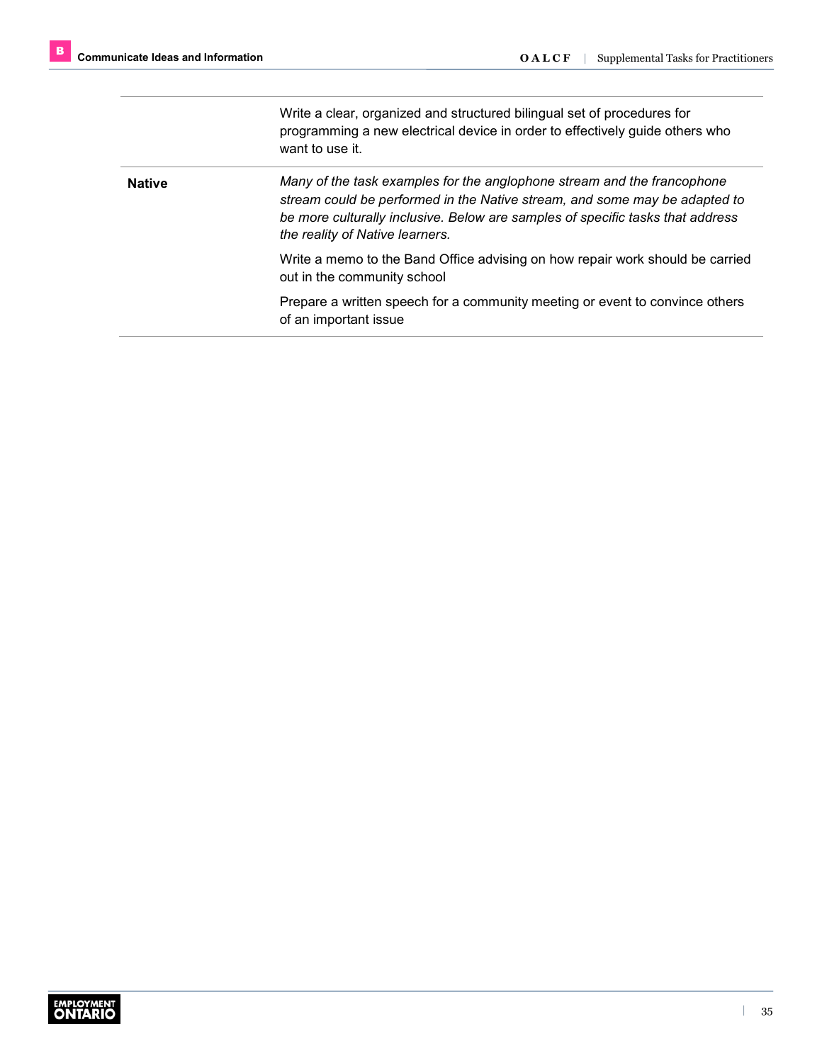| | |
|---|---|
| | Write a clear, organized and structured bilingual set of procedures for programming a new electrical device in order to effectively guide others who want to use it. |
| **Native** | *Many of the task examples for the anglophone stream and the francophone stream could be performed in the Native stream, and some may be adapted to be more culturally inclusive. Below are samples of specific tasks that address the reality of Native learners.*<br><br>Write a memo to the Band Office advising on how repair work should be carried out in the community school<br><br>Prepare a written speech for a community meeting or event to convince others of an important issue |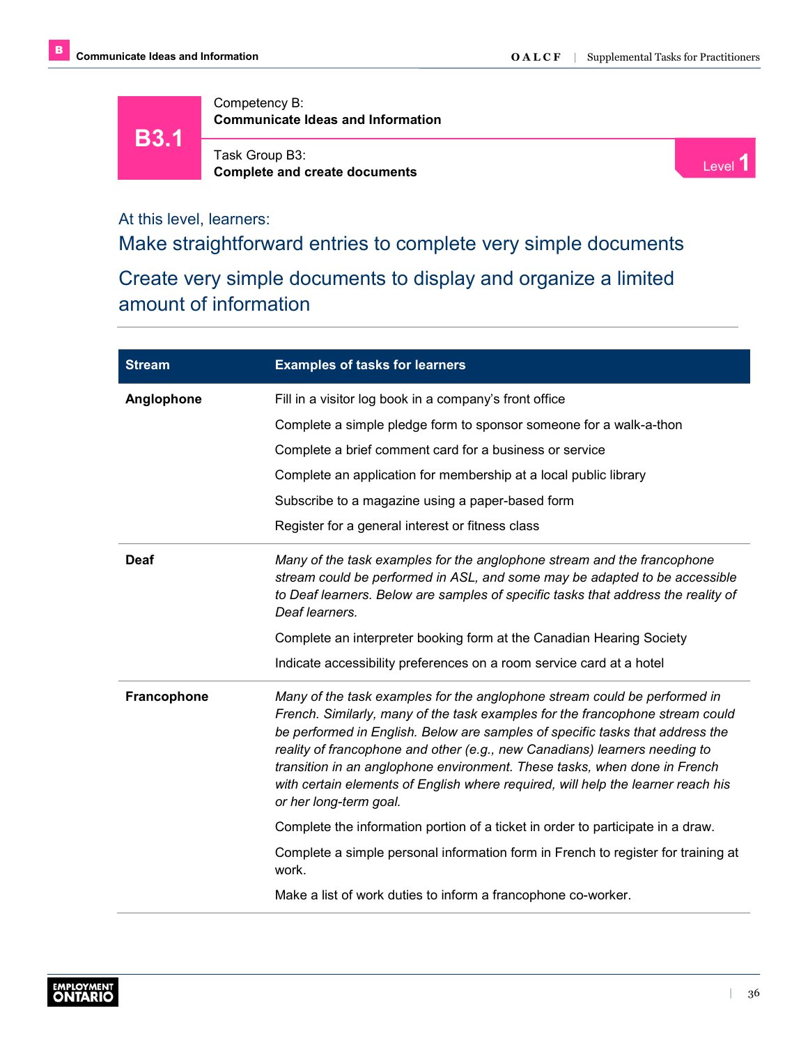**B3.1**

Competency B:
**Communicate Ideas and Information**

Task Group B3:
**Complete and create documents**

Level **1**

At this level, learners:

## Make straightforward entries to complete very simple documents

## Create very simple documents to display and organize a limited amount of information

| Stream | Examples of tasks for learners |
|---|---|
| **Anglophone** | Fill in a visitor log book in a company's front office<br><br>Complete a simple pledge form to sponsor someone for a walk-a-thon<br><br>Complete a brief comment card for a business or service<br><br>Complete an application for membership at a local public library<br><br>Subscribe to a magazine using a paper-based form<br><br>Register for a general interest or fitness class |
| **Deaf** | *Many of the task examples for the anglophone stream and the francophone stream could be performed in ASL, and some may be adapted to be accessible to Deaf learners. Below are samples of specific tasks that address the reality of Deaf learners.*<br><br>Complete an interpreter booking form at the Canadian Hearing Society<br><br>Indicate accessibility preferences on a room service card at a hotel |
| **Francophone** | *Many of the task examples for the anglophone stream could be performed in French. Similarly, many of the task examples for the francophone stream could be performed in English. Below are samples of specific tasks that address the reality of francophone and other (e.g., new Canadians) learners needing to transition in an anglophone environment. These tasks, when done in French with certain elements of English where required, will help the learner reach his or her long-term goal.*<br><br>Complete the information portion of a ticket in order to participate in a draw.<br><br>Complete a simple personal information form in French to register for training at work.<br><br>Make a list of work duties to inform a francophone co-worker. |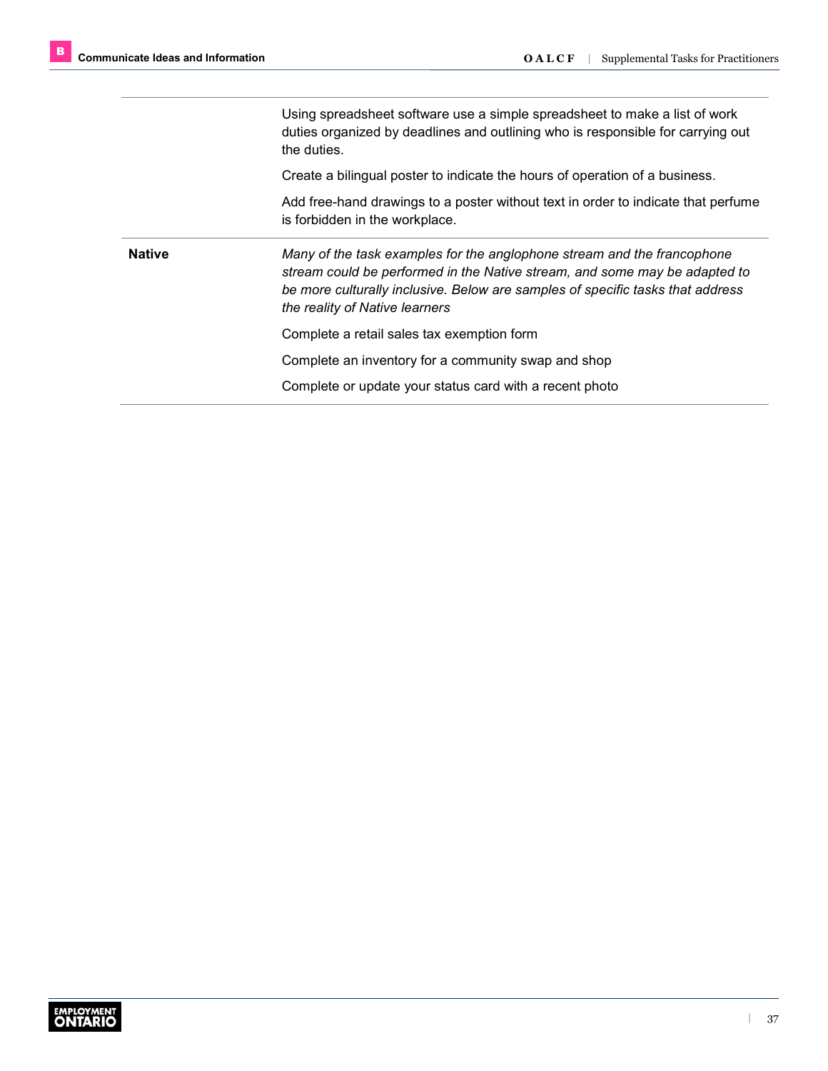| | |
|---|---|
| | Using spreadsheet software use a simple spreadsheet to make a list of work duties organized by deadlines and outlining who is responsible for carrying out the duties. |
| | Create a bilingual poster to indicate the hours of operation of a business. |
| | Add free-hand drawings to a poster without text in order to indicate that perfume is forbidden in the workplace. |
| **Native** | *Many of the task examples for the anglophone stream and the francophone stream could be performed in the Native stream, and some may be adapted to be more culturally inclusive. Below are samples of specific tasks that address the reality of Native learners* |
| | Complete a retail sales tax exemption form |
| | Complete an inventory for a community swap and shop |
| | Complete or update your status card with a recent photo |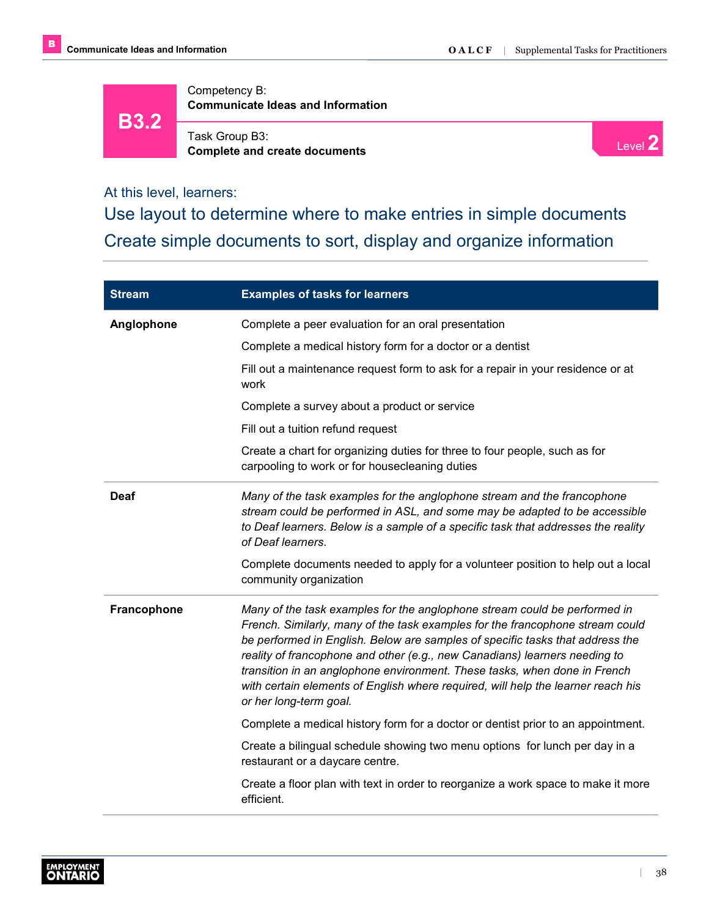# B3.2

Competency B:
**Communicate Ideas and Information**

Task Group B3:
**Complete and create documents**

Level 2

At this level, learners:

## Use layout to determine where to make entries in simple documents

## Create simple documents to sort, display and organize information

| Stream | Examples of tasks for learners |
|---|---|
| **Anglophone** | Complete a peer evaluation for an oral presentation<br><br>Complete a medical history form for a doctor or a dentist<br><br>Fill out a maintenance request form to ask for a repair in your residence or at work<br><br>Complete a survey about a product or service<br><br>Fill out a tuition refund request<br><br>Create a chart for organizing duties for three to four people, such as for carpooling to work or for housecleaning duties |
| **Deaf** | *Many of the task examples for the anglophone stream and the francophone stream could be performed in ASL, and some may be adapted to be accessible to Deaf learners. Below is a sample of a specific task that addresses the reality of Deaf learners.*<br><br>Complete documents needed to apply for a volunteer position to help out a local community organization |
| **Francophone** | *Many of the task examples for the anglophone stream could be performed in French. Similarly, many of the task examples for the francophone stream could be performed in English. Below are samples of specific tasks that address the reality of francophone and other (e.g., new Canadians) learners needing to transition in an anglophone environment. These tasks, when done in French with certain elements of English where required, will help the learner reach his or her long-term goal.*<br><br>Complete a medical history form for a doctor or dentist prior to an appointment.<br><br>Create a bilingual schedule showing two menu options for lunch per day in a restaurant or a daycare centre.<br><br>Create a floor plan with text in order to reorganize a work space to make it more efficient. |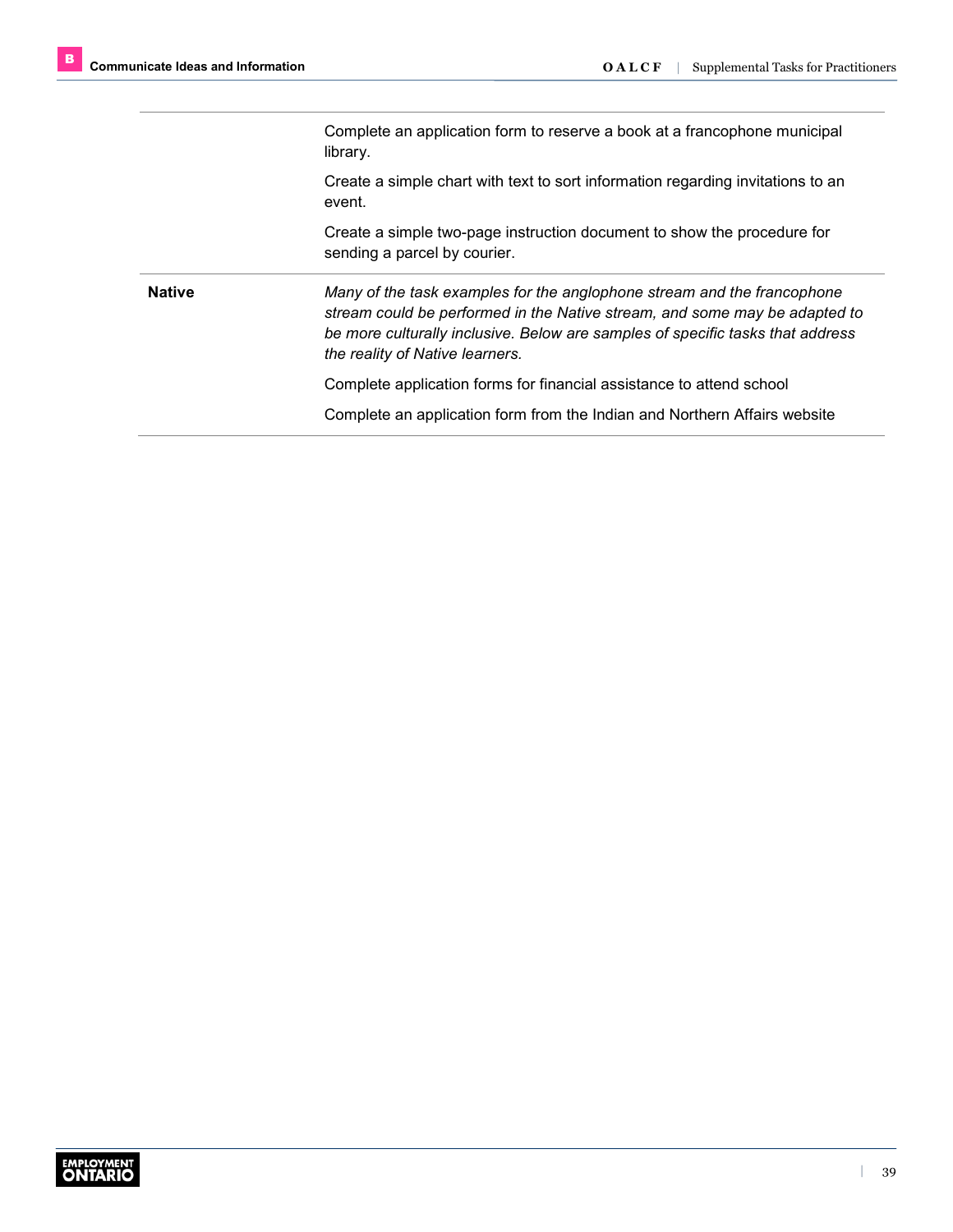| | |
|---|---|
| | Complete an application form to reserve a book at a francophone municipal library.<br><br>Create a simple chart with text to sort information regarding invitations to an event.<br><br>Create a simple two-page instruction document to show the procedure for sending a parcel by courier. |
| **Native** | *Many of the task examples for the anglophone stream and the francophone stream could be performed in the Native stream, and some may be adapted to be more culturally inclusive. Below are samples of specific tasks that address the reality of Native learners.*<br><br>Complete application forms for financial assistance to attend school<br><br>Complete an application form from the Indian and Northern Affairs website |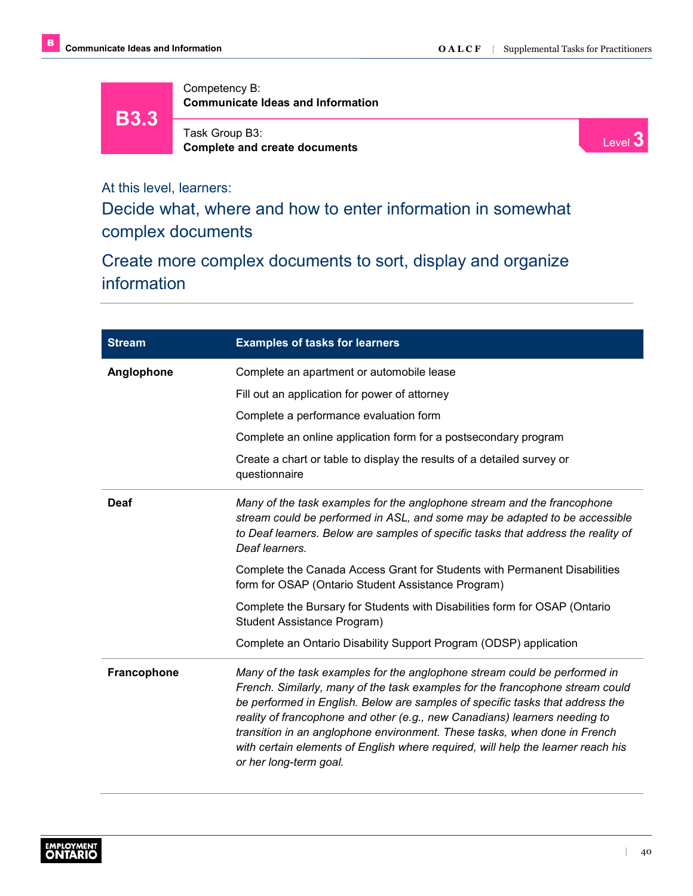# B3.3

Competency B:
**Communicate Ideas and Information**

Task Group B3:
**Complete and create documents**

Level 3

At this level, learners:

## Decide what, where and how to enter information in somewhat complex documents

## Create more complex documents to sort, display and organize information

| Stream | Examples of tasks for learners |
|---|---|
| **Anglophone** | Complete an apartment or automobile lease<br><br>Fill out an application for power of attorney<br><br>Complete a performance evaluation form<br><br>Complete an online application form for a postsecondary program<br><br>Create a chart or table to display the results of a detailed survey or questionnaire |
| **Deaf** | *Many of the task examples for the anglophone stream and the francophone stream could be performed in ASL, and some may be adapted to be accessible to Deaf learners. Below are samples of specific tasks that address the reality of Deaf learners.*<br><br>Complete the Canada Access Grant for Students with Permanent Disabilities form for OSAP (Ontario Student Assistance Program)<br><br>Complete the Bursary for Students with Disabilities form for OSAP (Ontario Student Assistance Program)<br><br>Complete an Ontario Disability Support Program (ODSP) application |
| **Francophone** | *Many of the task examples for the anglophone stream could be performed in French. Similarly, many of the task examples for the francophone stream could be performed in English. Below are samples of specific tasks that address the reality of francophone and other (e.g., new Canadians) learners needing to transition in an anglophone environment. These tasks, when done in French with certain elements of English where required, will help the learner reach his or her long-term goal.* |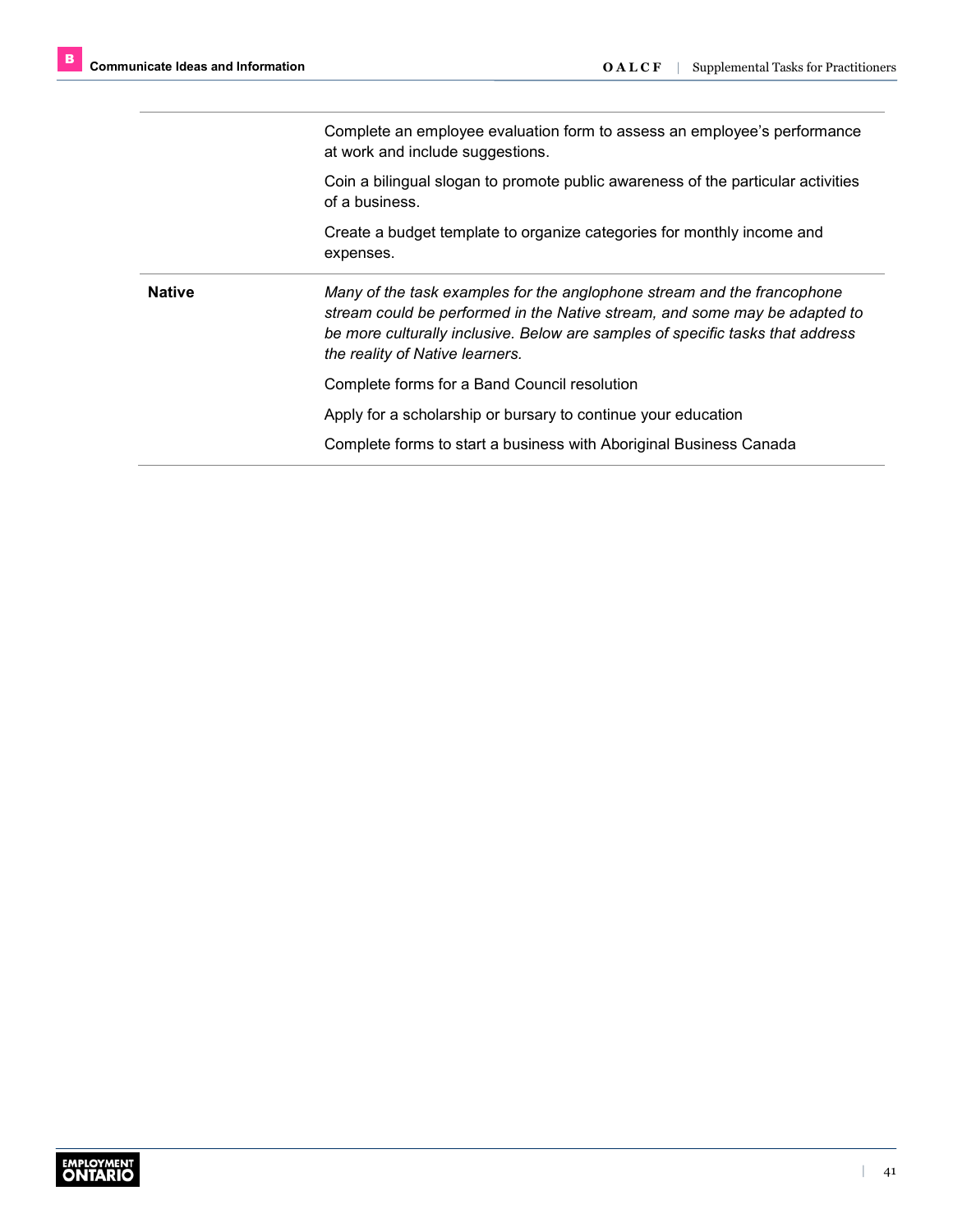| | |
|---|---|
| | Complete an employee evaluation form to assess an employee's performance at work and include suggestions.<br><br>Coin a bilingual slogan to promote public awareness of the particular activities of a business.<br><br>Create a budget template to organize categories for monthly income and expenses. |
| **Native** | *Many of the task examples for the anglophone stream and the francophone stream could be performed in the Native stream, and some may be adapted to be more culturally inclusive. Below are samples of specific tasks that address the reality of Native learners.*<br><br>Complete forms for a Band Council resolution<br><br>Apply for a scholarship or bursary to continue your education<br><br>Complete forms to start a business with Aboriginal Business Canada |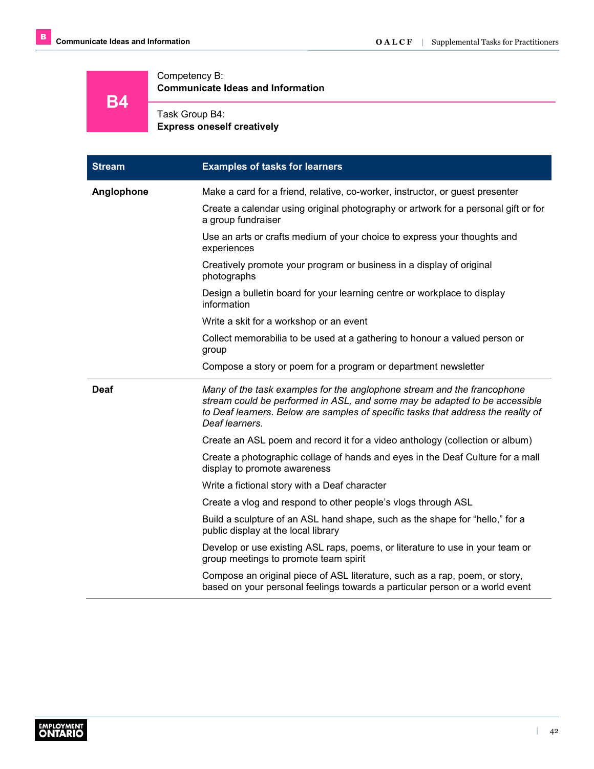# B4

Competency B:
**Communicate Ideas and Information**

Task Group B4:
**Express oneself creatively**

| Stream | Examples of tasks for learners |
|---|---|
| **Anglophone** | Make a card for a friend, relative, co-worker, instructor, or guest presenter |
| | Create a calendar using original photography or artwork for a personal gift or for a group fundraiser |
| | Use an arts or crafts medium of your choice to express your thoughts and experiences |
| | Creatively promote your program or business in a display of original photographs |
| | Design a bulletin board for your learning centre or workplace to display information |
| | Write a skit for a workshop or an event |
| | Collect memorabilia to be used at a gathering to honour a valued person or group |
| | Compose a story or poem for a program or department newsletter |
| **Deaf** | *Many of the task examples for the anglophone stream and the francophone stream could be performed in ASL, and some may be adapted to be accessible to Deaf learners. Below are samples of specific tasks that address the reality of Deaf learners.* |
| | Create an ASL poem and record it for a video anthology (collection or album) |
| | Create a photographic collage of hands and eyes in the Deaf Culture for a mall display to promote awareness |
| | Write a fictional story with a Deaf character |
| | Create a vlog and respond to other people's vlogs through ASL |
| | Build a sculpture of an ASL hand shape, such as the shape for "hello," for a public display at the local library |
| | Develop or use existing ASL raps, poems, or literature to use in your team or group meetings to promote team spirit |
| | Compose an original piece of ASL literature, such as a rap, poem, or story, based on your personal feelings towards a particular person or a world event |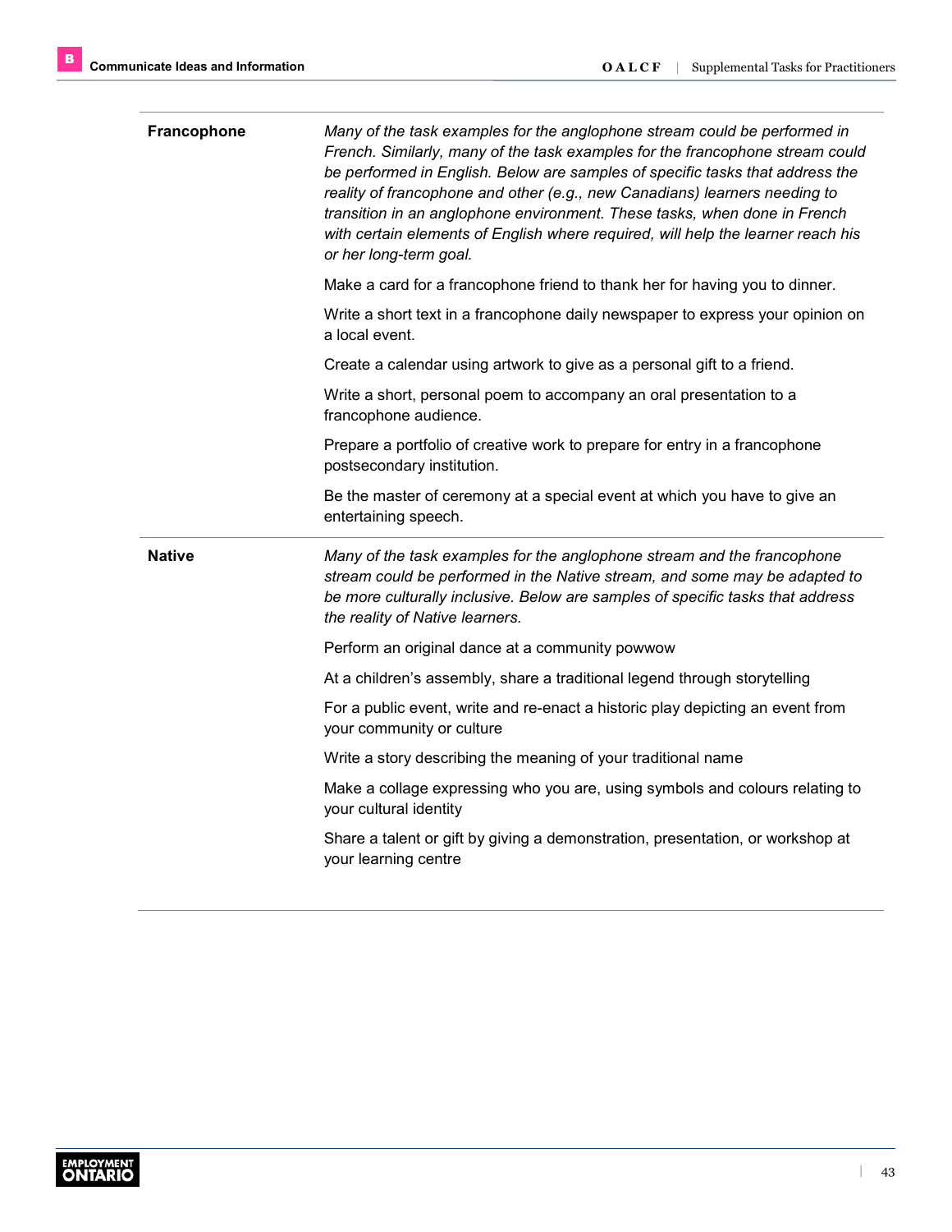| | |
|---|---|
| **Francophone** | *Many of the task examples for the anglophone stream could be performed in French. Similarly, many of the task examples for the francophone stream could be performed in English. Below are samples of specific tasks that address the reality of francophone and other (e.g., new Canadians) learners needing to transition in an anglophone environment. These tasks, when done in French with certain elements of English where required, will help the learner reach his or her long-term goal.*<br><br>Make a card for a francophone friend to thank her for having you to dinner.<br><br>Write a short text in a francophone daily newspaper to express your opinion on a local event.<br><br>Create a calendar using artwork to give as a personal gift to a friend.<br><br>Write a short, personal poem to accompany an oral presentation to a francophone audience.<br><br>Prepare a portfolio of creative work to prepare for entry in a francophone postsecondary institution.<br><br>Be the master of ceremony at a special event at which you have to give an entertaining speech. |
| **Native** | *Many of the task examples for the anglophone stream and the francophone stream could be performed in the Native stream, and some may be adapted to be more culturally inclusive. Below are samples of specific tasks that address the reality of Native learners.*<br><br>Perform an original dance at a community powwow<br><br>At a children's assembly, share a traditional legend through storytelling<br><br>For a public event, write and re-enact a historic play depicting an event from your community or culture<br><br>Write a story describing the meaning of your traditional name<br><br>Make a collage expressing who you are, using symbols and colours relating to your cultural identity<br><br>Share a talent or gift by giving a demonstration, presentation, or workshop at your learning centre |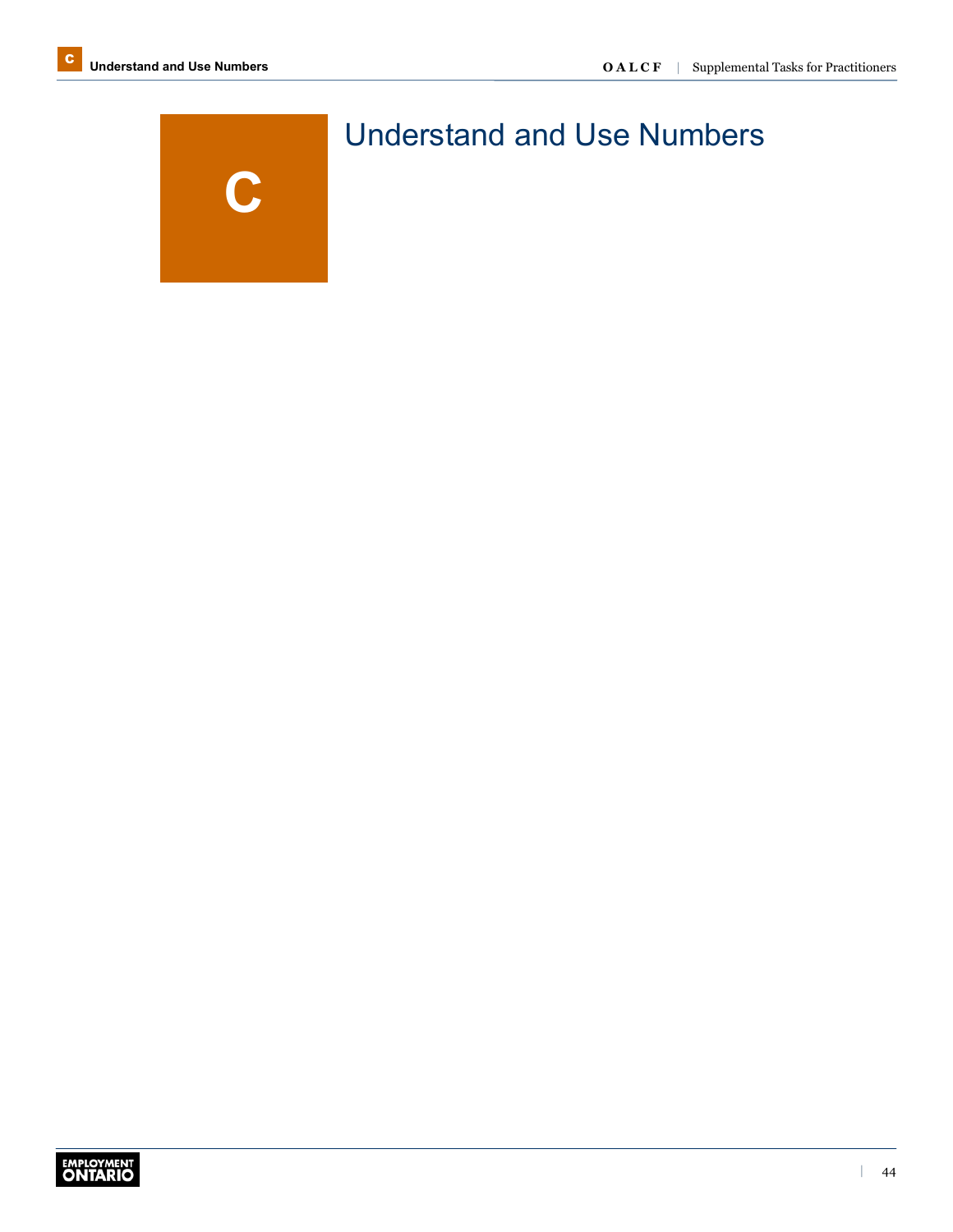C

# Understand and Use Numbers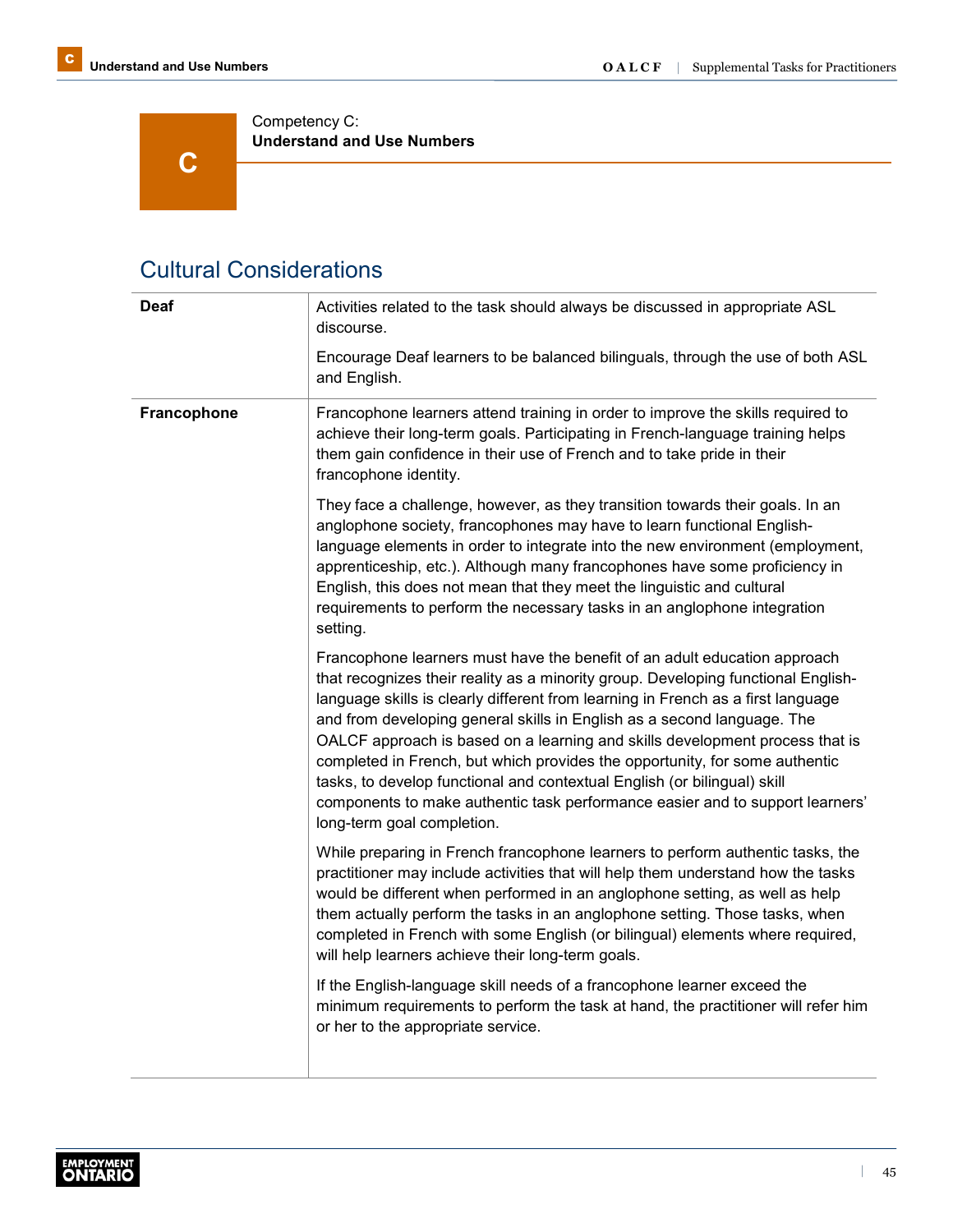# Competency C: Understand and Use Numbers

## Cultural Considerations

| | |
|---|---|
| **Deaf** | Activities related to the task should always be discussed in appropriate ASL discourse.<br><br>Encourage Deaf learners to be balanced bilinguals, through the use of both ASL and English. |
| **Francophone** | Francophone learners attend training in order to improve the skills required to achieve their long-term goals. Participating in French-language training helps them gain confidence in their use of French and to take pride in their francophone identity.<br><br>They face a challenge, however, as they transition towards their goals. In an anglophone society, francophones may have to learn functional English-language elements in order to integrate into the new environment (employment, apprenticeship, etc.). Although many francophones have some proficiency in English, this does not mean that they meet the linguistic and cultural requirements to perform the necessary tasks in an anglophone integration setting.<br><br>Francophone learners must have the benefit of an adult education approach that recognizes their reality as a minority group. Developing functional English-language skills is clearly different from learning in French as a first language and from developing general skills in English as a second language. The OALCF approach is based on a learning and skills development process that is completed in French, but which provides the opportunity, for some authentic tasks, to develop functional and contextual English (or bilingual) skill components to make authentic task performance easier and to support learners' long-term goal completion.<br><br>While preparing in French francophone learners to perform authentic tasks, the practitioner may include activities that will help them understand how the tasks would be different when performed in an anglophone setting, as well as help them actually perform the tasks in an anglophone setting. Those tasks, when completed in French with some English (or bilingual) elements where required, will help learners achieve their long-term goals.<br><br>If the English-language skill needs of a francophone learner exceed the minimum requirements to perform the task at hand, the practitioner will refer him or her to the appropriate service. |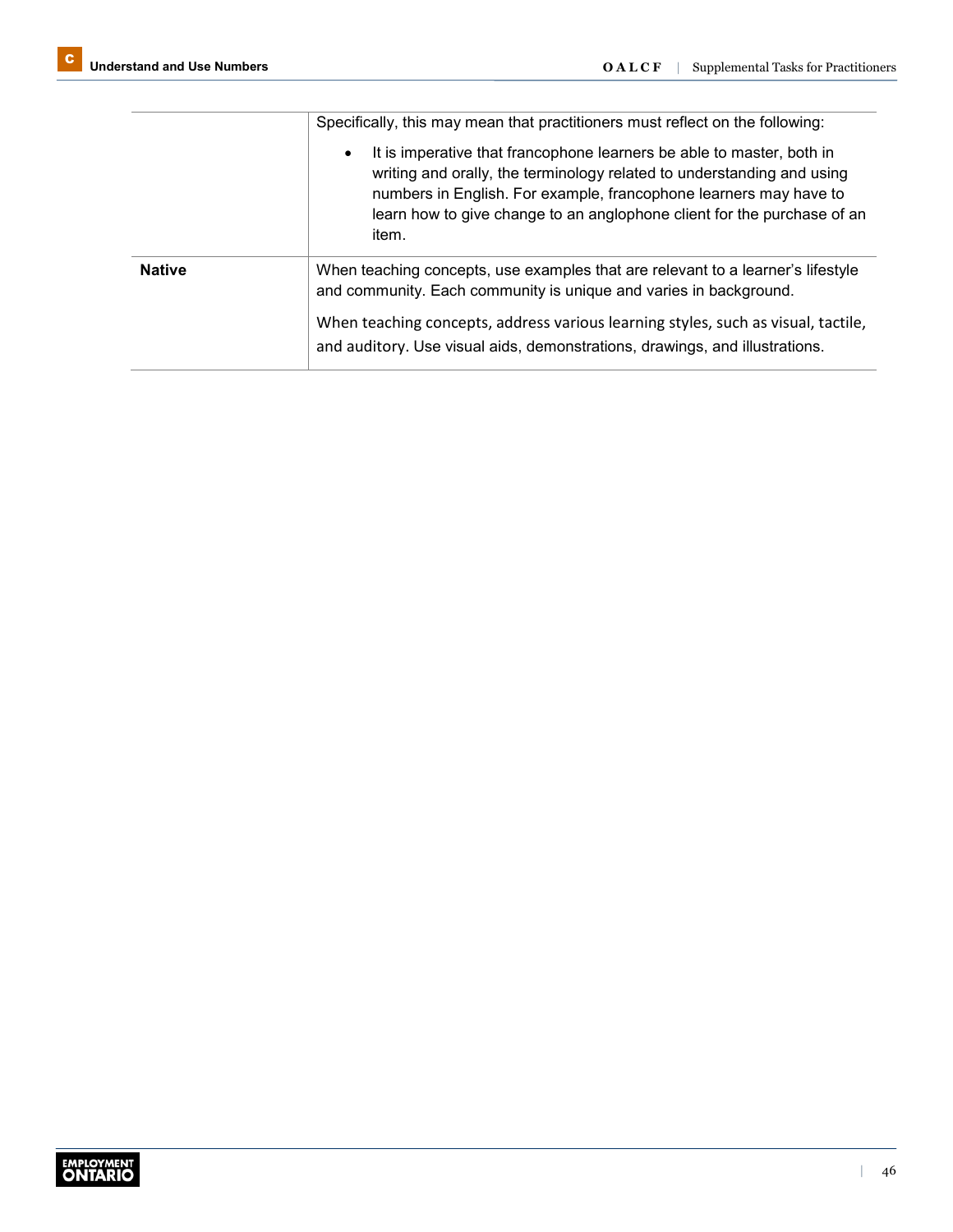|  |  |
|---|---|
|  | Specifically, this may mean that practitioners must reflect on the following:<br><br>• It is imperative that francophone learners be able to master, both in writing and orally, the terminology related to understanding and using numbers in English. For example, francophone learners may have to learn how to give change to an anglophone client for the purchase of an item. |
| **Native** | When teaching concepts, use examples that are relevant to a learner's lifestyle and community. Each community is unique and varies in background.<br><br>When teaching concepts, address various learning styles, such as visual, tactile, and auditory. Use visual aids, demonstrations, drawings, and illustrations. |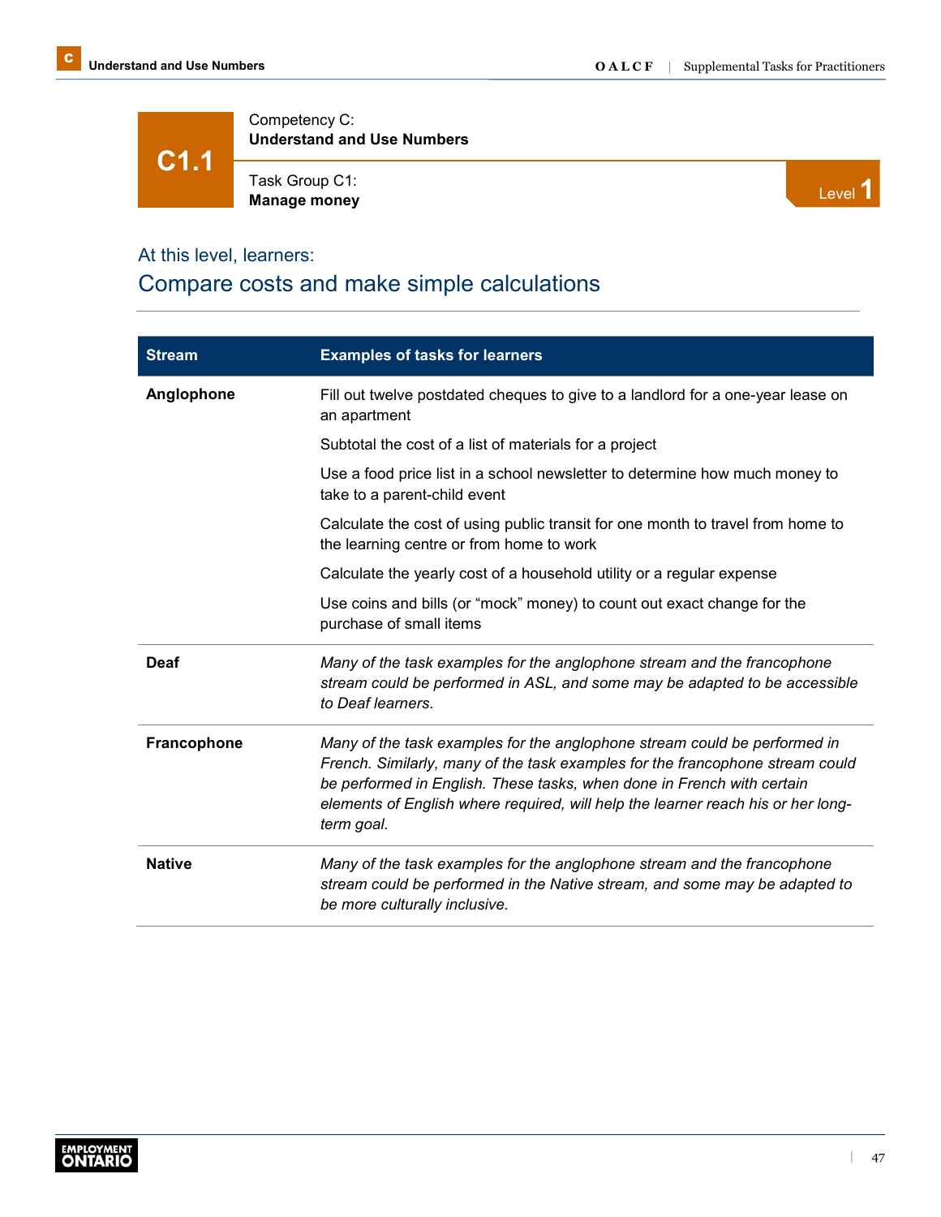# C1.1

Competency C:
**Understand and Use Numbers**

Task Group C1:
**Manage money**

Level 1

## At this level, learners:

## Compare costs and make simple calculations

| Stream | Examples of tasks for learners |
|---|---|
| **Anglophone** | Fill out twelve postdated cheques to give to a landlord for a one-year lease on an apartment<br><br>Subtotal the cost of a list of materials for a project<br><br>Use a food price list in a school newsletter to determine how much money to take to a parent-child event<br><br>Calculate the cost of using public transit for one month to travel from home to the learning centre or from home to work<br><br>Calculate the yearly cost of a household utility or a regular expense<br><br>Use coins and bills (or “mock” money) to count out exact change for the purchase of small items |
| **Deaf** | *Many of the task examples for the anglophone stream and the francophone stream could be performed in ASL, and some may be adapted to be accessible to Deaf learners.* |
| **Francophone** | *Many of the task examples for the anglophone stream could be performed in French. Similarly, many of the task examples for the francophone stream could be performed in English. These tasks, when done in French with certain elements of English where required, will help the learner reach his or her long-term goal.* |
| **Native** | *Many of the task examples for the anglophone stream and the francophone stream could be performed in the Native stream, and some may be adapted to be more culturally inclusive.* |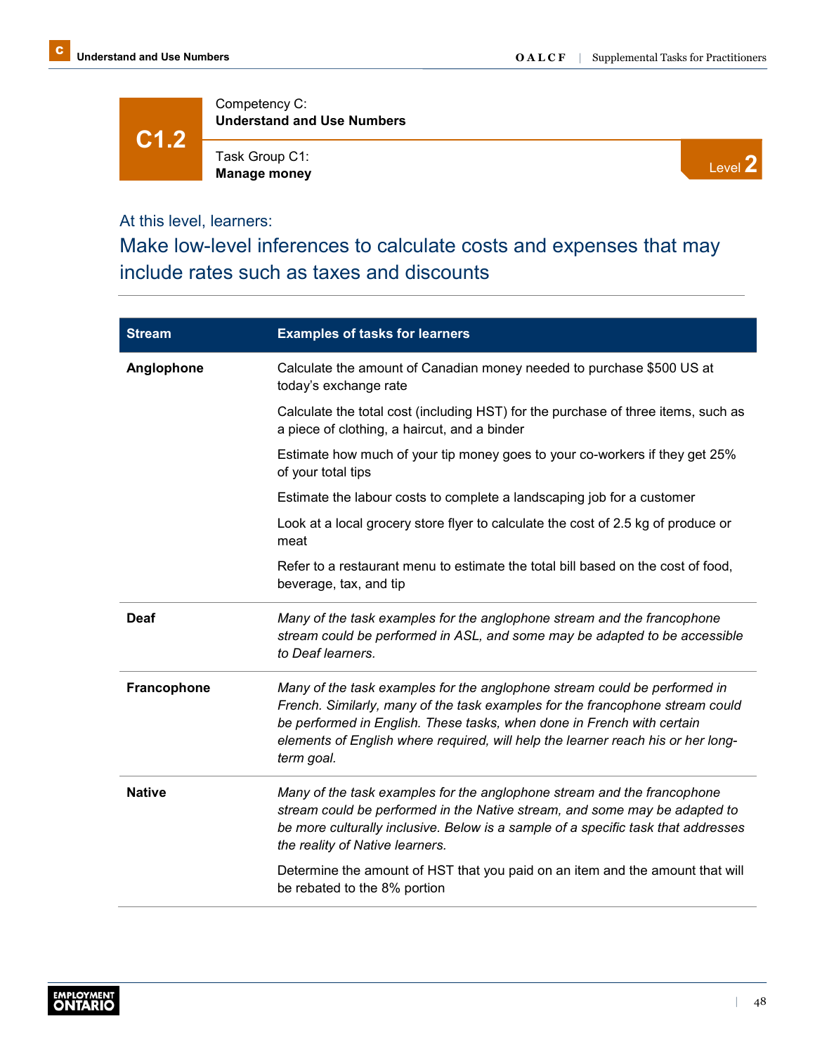# C1.2

Competency C:
**Understand and Use Numbers**

Task Group C1:
**Manage money**

Level **2**

At this level, learners:

## Make low-level inferences to calculate costs and expenses that may include rates such as taxes and discounts

| Stream | Examples of tasks for learners |
|---|---|
| **Anglophone** | Calculate the amount of Canadian money needed to purchase $500 US at today's exchange rate<br><br>Calculate the total cost (including HST) for the purchase of three items, such as a piece of clothing, a haircut, and a binder<br><br>Estimate how much of your tip money goes to your co-workers if they get 25% of your total tips<br><br>Estimate the labour costs to complete a landscaping job for a customer<br><br>Look at a local grocery store flyer to calculate the cost of 2.5 kg of produce or meat<br><br>Refer to a restaurant menu to estimate the total bill based on the cost of food, beverage, tax, and tip |
| **Deaf** | *Many of the task examples for the anglophone stream and the francophone stream could be performed in ASL, and some may be adapted to be accessible to Deaf learners.* |
| **Francophone** | *Many of the task examples for the anglophone stream could be performed in French. Similarly, many of the task examples for the francophone stream could be performed in English. These tasks, when done in French with certain elements of English where required, will help the learner reach his or her long-term goal.* |
| **Native** | *Many of the task examples for the anglophone stream and the francophone stream could be performed in the Native stream, and some may be adapted to be more culturally inclusive. Below is a sample of a specific task that addresses the reality of Native learners.*<br><br>Determine the amount of HST that you paid on an item and the amount that will be rebated to the 8% portion |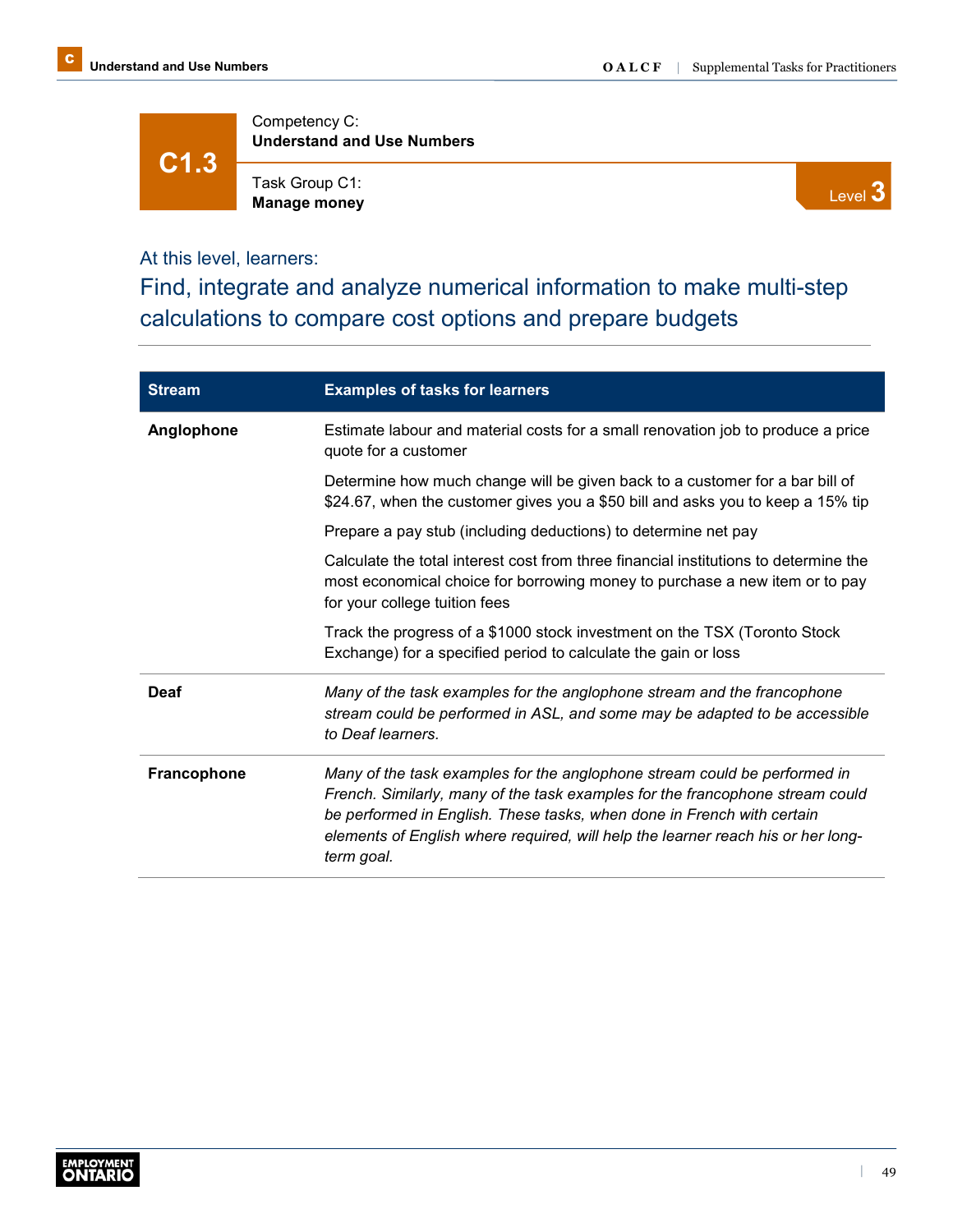# C1.3

Competency C:
**Understand and Use Numbers**

Task Group C1:
**Manage money**

Level 3

At this level, learners:

## Find, integrate and analyze numerical information to make multi-step calculations to compare cost options and prepare budgets

| Stream | Examples of tasks for learners |
|---|---|
| **Anglophone** | Estimate labour and material costs for a small renovation job to produce a price quote for a customer<br><br>Determine how much change will be given back to a customer for a bar bill of $24.67, when the customer gives you a $50 bill and asks you to keep a 15% tip<br><br>Prepare a pay stub (including deductions) to determine net pay<br><br>Calculate the total interest cost from three financial institutions to determine the most economical choice for borrowing money to purchase a new item or to pay for your college tuition fees<br><br>Track the progress of a $1000 stock investment on the TSX (Toronto Stock Exchange) for a specified period to calculate the gain or loss |
| **Deaf** | *Many of the task examples for the anglophone stream and the francophone stream could be performed in ASL, and some may be adapted to be accessible to Deaf learners.* |
| **Francophone** | *Many of the task examples for the anglophone stream could be performed in French. Similarly, many of the task examples for the francophone stream could be performed in English. These tasks, when done in French with certain elements of English where required, will help the learner reach his or her long-term goal.* |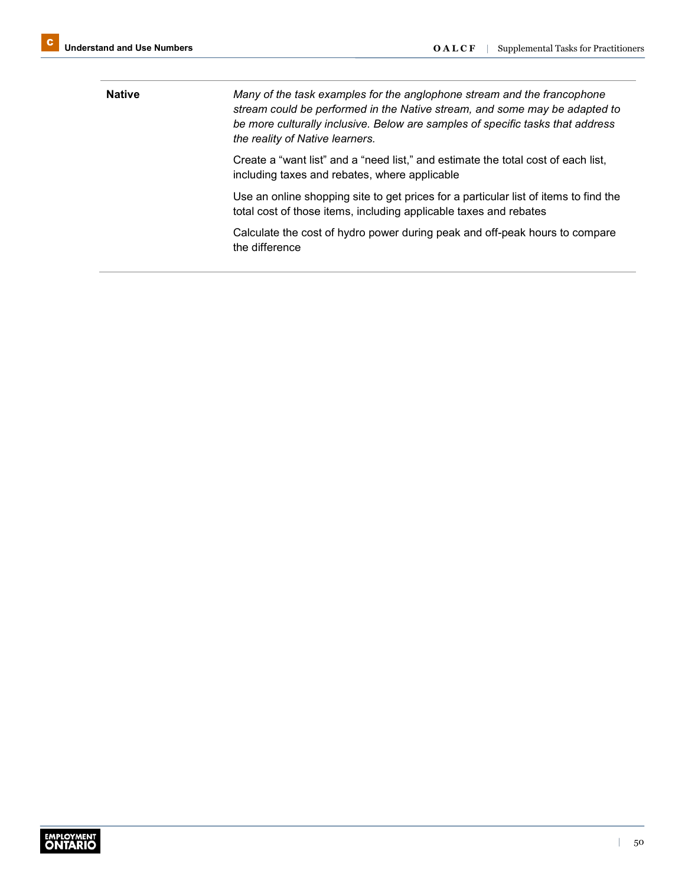| | |
|---|---|
| **Native** | *Many of the task examples for the anglophone stream and the francophone stream could be performed in the Native stream, and some may be adapted to be more culturally inclusive. Below are samples of specific tasks that address the reality of Native learners.*<br><br>Create a “want list” and a “need list,” and estimate the total cost of each list, including taxes and rebates, where applicable<br><br>Use an online shopping site to get prices for a particular list of items to find the total cost of those items, including applicable taxes and rebates<br><br>Calculate the cost of hydro power during peak and off-peak hours to compare the difference |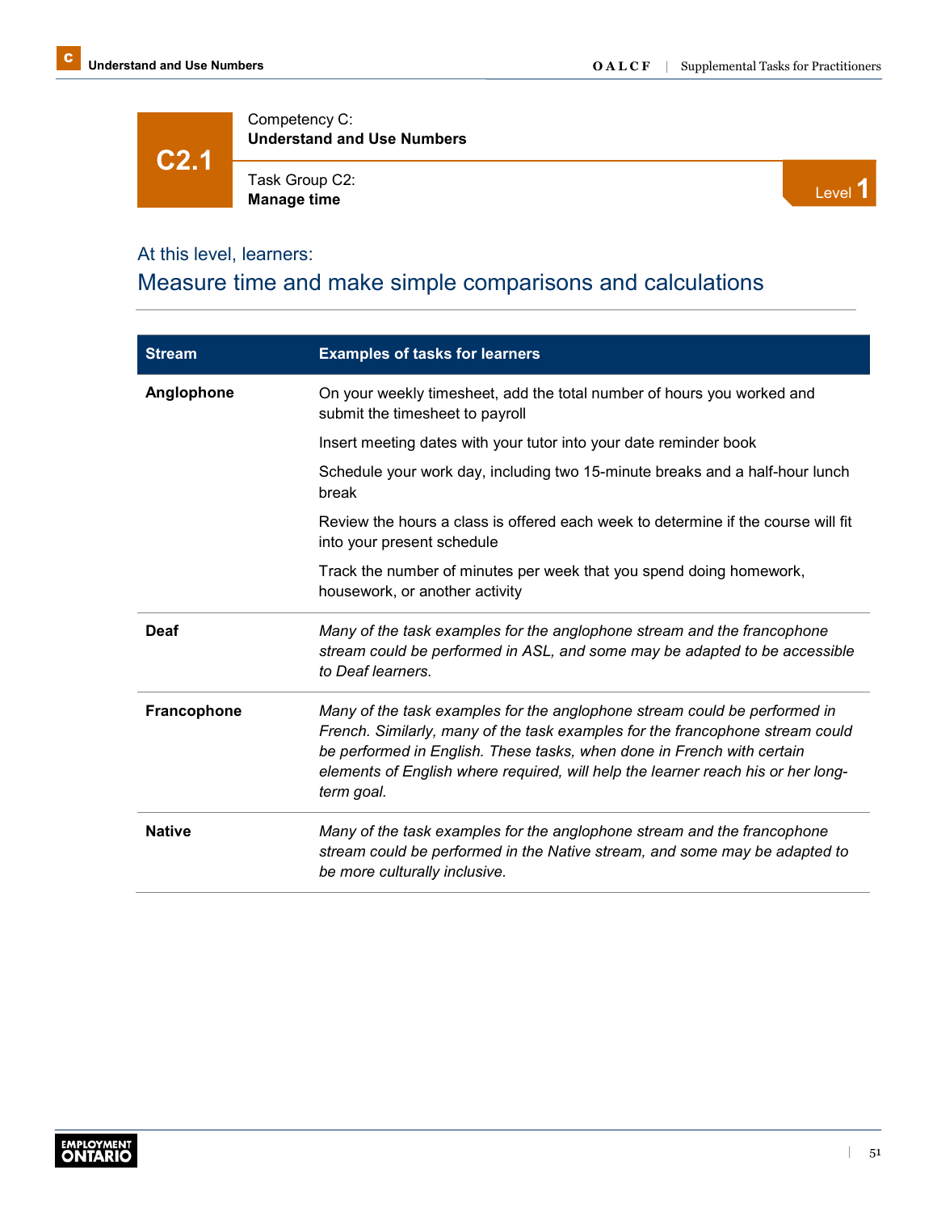# C2.1

Competency C:
**Understand and Use Numbers**

Task Group C2:
**Manage time**

Level 1

At this level, learners:

## Measure time and make simple comparisons and calculations

| Stream | Examples of tasks for learners |
|---|---|
| **Anglophone** | On your weekly timesheet, add the total number of hours you worked and submit the timesheet to payroll<br><br>Insert meeting dates with your tutor into your date reminder book<br><br>Schedule your work day, including two 15-minute breaks and a half-hour lunch break<br><br>Review the hours a class is offered each week to determine if the course will fit into your present schedule<br><br>Track the number of minutes per week that you spend doing homework, housework, or another activity |
| **Deaf** | *Many of the task examples for the anglophone stream and the francophone stream could be performed in ASL, and some may be adapted to be accessible to Deaf learners.* |
| **Francophone** | *Many of the task examples for the anglophone stream could be performed in French. Similarly, many of the task examples for the francophone stream could be performed in English. These tasks, when done in French with certain elements of English where required, will help the learner reach his or her long-term goal.* |
| **Native** | *Many of the task examples for the anglophone stream and the francophone stream could be performed in the Native stream, and some may be adapted to be more culturally inclusive.* |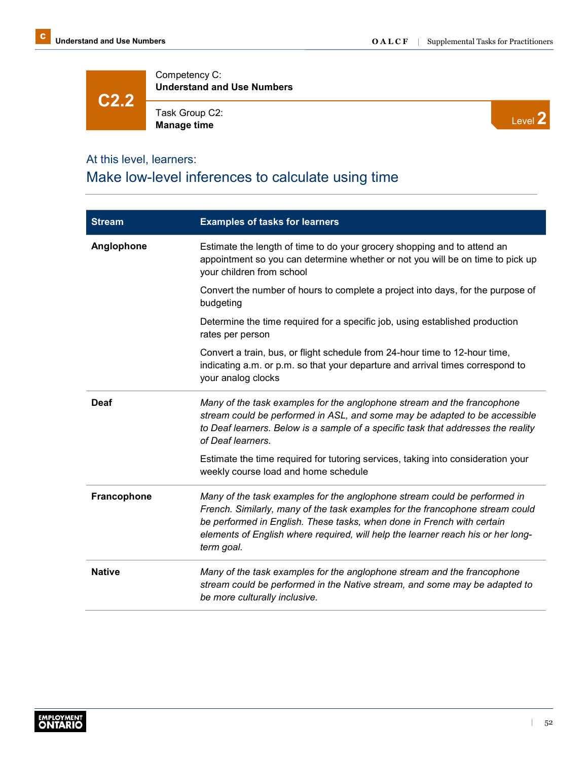# C2.2

Competency C:
**Understand and Use Numbers**

Task Group C2:
**Manage time**

Level 2

## At this level, learners:

## Make low-level inferences to calculate using time

| Stream | Examples of tasks for learners |
|---|---|
| **Anglophone** | Estimate the length of time to do your grocery shopping and to attend an appointment so you can determine whether or not you will be on time to pick up your children from school<br><br>Convert the number of hours to complete a project into days, for the purpose of budgeting<br><br>Determine the time required for a specific job, using established production rates per person<br><br>Convert a train, bus, or flight schedule from 24-hour time to 12-hour time, indicating a.m. or p.m. so that your departure and arrival times correspond to your analog clocks |
| **Deaf** | *Many of the task examples for the anglophone stream and the francophone stream could be performed in ASL, and some may be adapted to be accessible to Deaf learners. Below is a sample of a specific task that addresses the reality of Deaf learners.*<br><br>Estimate the time required for tutoring services, taking into consideration your weekly course load and home schedule |
| **Francophone** | *Many of the task examples for the anglophone stream could be performed in French. Similarly, many of the task examples for the francophone stream could be performed in English. These tasks, when done in French with certain elements of English where required, will help the learner reach his or her long-term goal.* |
| **Native** | *Many of the task examples for the anglophone stream and the francophone stream could be performed in the Native stream, and some may be adapted to be more culturally inclusive.* |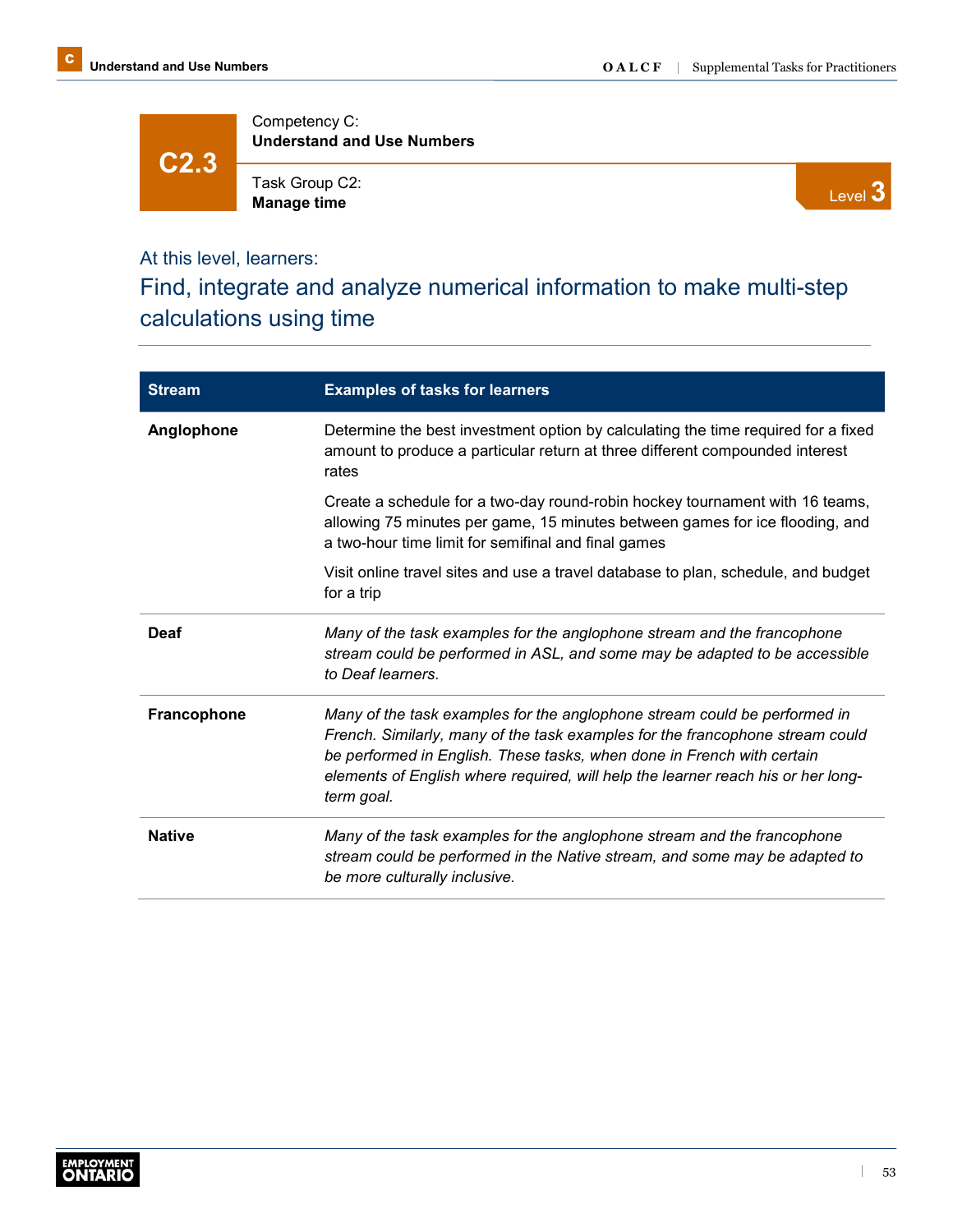# C2.3

Competency C:
**Understand and Use Numbers**

Task Group C2:
**Manage time**

Level 3

At this level, learners:

## Find, integrate and analyze numerical information to make multi-step calculations using time

| Stream | Examples of tasks for learners |
|---|---|
| **Anglophone** | Determine the best investment option by calculating the time required for a fixed amount to produce a particular return at three different compounded interest rates<br><br>Create a schedule for a two-day round-robin hockey tournament with 16 teams, allowing 75 minutes per game, 15 minutes between games for ice flooding, and a two-hour time limit for semifinal and final games<br><br>Visit online travel sites and use a travel database to plan, schedule, and budget for a trip |
| **Deaf** | *Many of the task examples for the anglophone stream and the francophone stream could be performed in ASL, and some may be adapted to be accessible to Deaf learners.* |
| **Francophone** | *Many of the task examples for the anglophone stream could be performed in French. Similarly, many of the task examples for the francophone stream could be performed in English. These tasks, when done in French with certain elements of English where required, will help the learner reach his or her long-term goal.* |
| **Native** | *Many of the task examples for the anglophone stream and the francophone stream could be performed in the Native stream, and some may be adapted to be more culturally inclusive.* |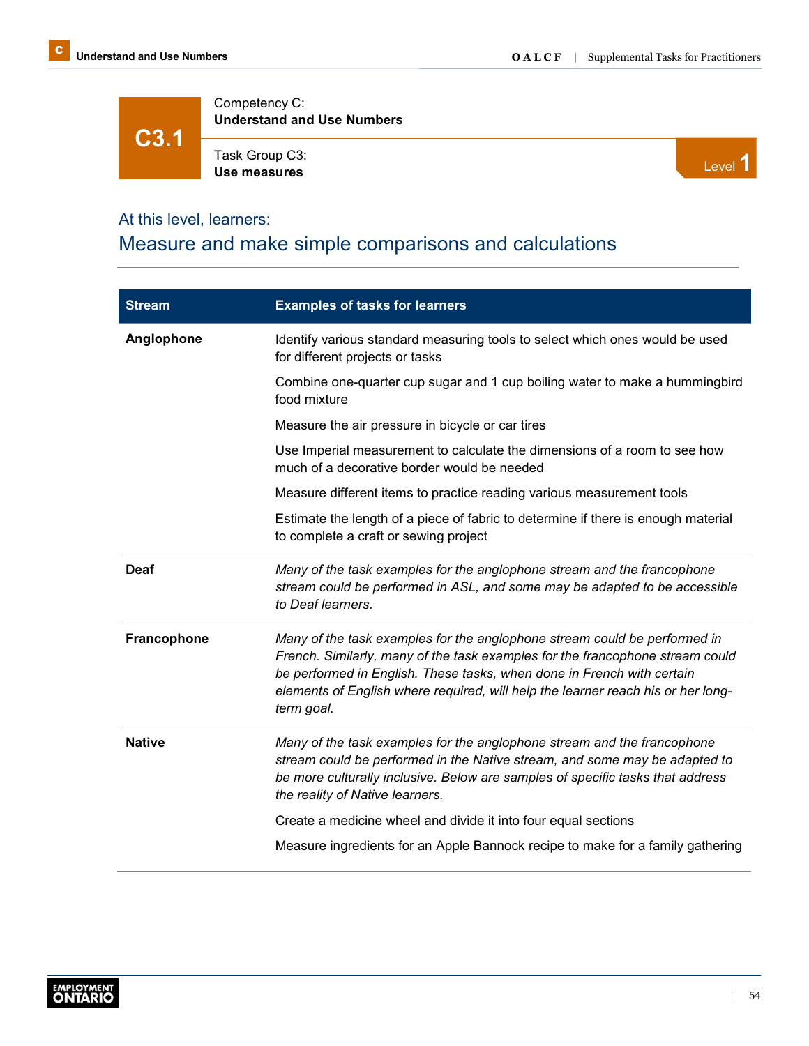# C3.1

Competency C:
**Understand and Use Numbers**

Task Group C3:
**Use measures**

Level 1

At this level, learners:

## Measure and make simple comparisons and calculations

| Stream | Examples of tasks for learners |
|---|---|
| **Anglophone** | Identify various standard measuring tools to select which ones would be used for different projects or tasks<br><br>Combine one-quarter cup sugar and 1 cup boiling water to make a hummingbird food mixture<br><br>Measure the air pressure in bicycle or car tires<br><br>Use Imperial measurement to calculate the dimensions of a room to see how much of a decorative border would be needed<br><br>Measure different items to practice reading various measurement tools<br><br>Estimate the length of a piece of fabric to determine if there is enough material to complete a craft or sewing project |
| **Deaf** | *Many of the task examples for the anglophone stream and the francophone stream could be performed in ASL, and some may be adapted to be accessible to Deaf learners.* |
| **Francophone** | *Many of the task examples for the anglophone stream could be performed in French. Similarly, many of the task examples for the francophone stream could be performed in English. These tasks, when done in French with certain elements of English where required, will help the learner reach his or her long-term goal.* |
| **Native** | *Many of the task examples for the anglophone stream and the francophone stream could be performed in the Native stream, and some may be adapted to be more culturally inclusive. Below are samples of specific tasks that address the reality of Native learners.*<br><br>Create a medicine wheel and divide it into four equal sections<br><br>Measure ingredients for an Apple Bannock recipe to make for a family gathering |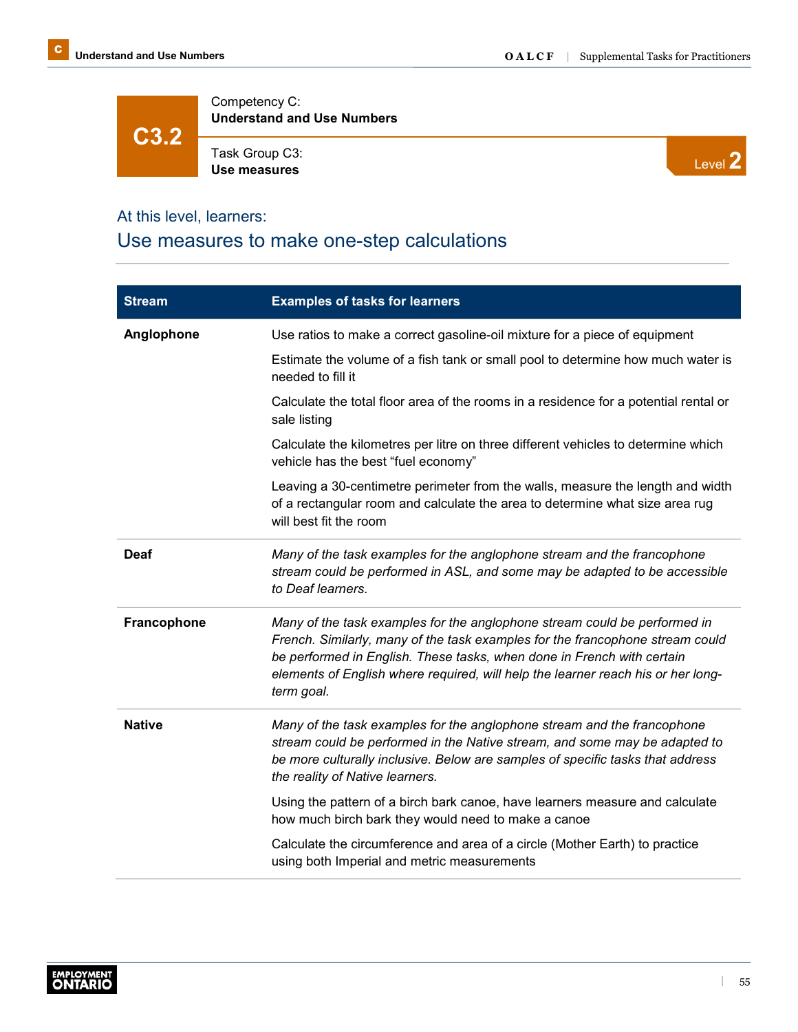**C3.2**

Competency C:
**Understand and Use Numbers**

Task Group C3:
**Use measures**

Level **2**

## At this level, learners:

## Use measures to make one-step calculations

| Stream | Examples of tasks for learners |
|---|---|
| **Anglophone** | Use ratios to make a correct gasoline-oil mixture for a piece of equipment<br><br>Estimate the volume of a fish tank or small pool to determine how much water is needed to fill it<br><br>Calculate the total floor area of the rooms in a residence for a potential rental or sale listing<br><br>Calculate the kilometres per litre on three different vehicles to determine which vehicle has the best "fuel economy"<br><br>Leaving a 30-centimetre perimeter from the walls, measure the length and width of a rectangular room and calculate the area to determine what size area rug will best fit the room |
| **Deaf** | *Many of the task examples for the anglophone stream and the francophone stream could be performed in ASL, and some may be adapted to be accessible to Deaf learners.* |
| **Francophone** | *Many of the task examples for the anglophone stream could be performed in French. Similarly, many of the task examples for the francophone stream could be performed in English. These tasks, when done in French with certain elements of English where required, will help the learner reach his or her long-term goal.* |
| **Native** | *Many of the task examples for the anglophone stream and the francophone stream could be performed in the Native stream, and some may be adapted to be more culturally inclusive. Below are samples of specific tasks that address the reality of Native learners.*<br><br>Using the pattern of a birch bark canoe, have learners measure and calculate how much birch bark they would need to make a canoe<br><br>Calculate the circumference and area of a circle (Mother Earth) to practice using both Imperial and metric measurements |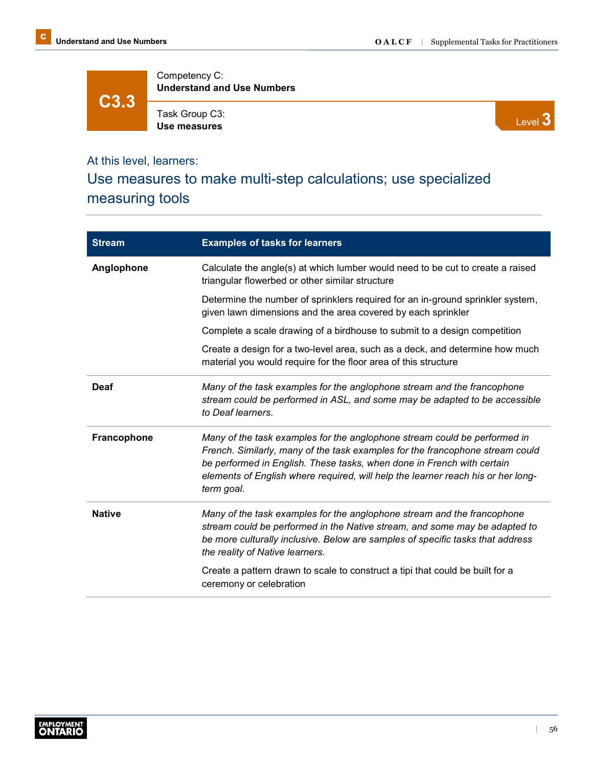# C3.3

Competency C:
**Understand and Use Numbers**

Task Group C3:
**Use measures**

Level 3

At this level, learners:

## Use measures to make multi-step calculations; use specialized measuring tools

| Stream | Examples of tasks for learners |
|---|---|
| **Anglophone** | Calculate the angle(s) at which lumber would need to be cut to create a raised triangular flowerbed or other similar structure<br><br>Determine the number of sprinklers required for an in-ground sprinkler system, given lawn dimensions and the area covered by each sprinkler<br><br>Complete a scale drawing of a birdhouse to submit to a design competition<br><br>Create a design for a two-level area, such as a deck, and determine how much material you would require for the floor area of this structure |
| **Deaf** | *Many of the task examples for the anglophone stream and the francophone stream could be performed in ASL, and some may be adapted to be accessible to Deaf learners.* |
| **Francophone** | *Many of the task examples for the anglophone stream could be performed in French. Similarly, many of the task examples for the francophone stream could be performed in English. These tasks, when done in French with certain elements of English where required, will help the learner reach his or her long-term goal.* |
| **Native** | *Many of the task examples for the anglophone stream and the francophone stream could be performed in the Native stream, and some may be adapted to be more culturally inclusive. Below are samples of specific tasks that address the reality of Native learners.*<br><br>Create a pattern drawn to scale to construct a tipi that could be built for a ceremony or celebration |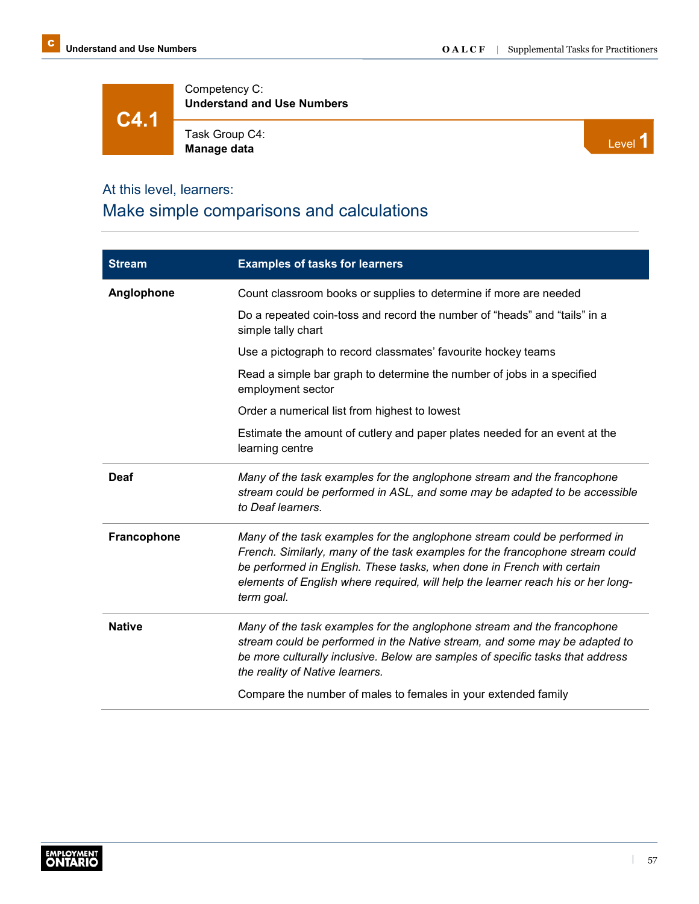**C4.1**

Competency C:
**Understand and Use Numbers**

Task Group C4:
**Manage data**

Level 1

## At this level, learners:

## Make simple comparisons and calculations

| Stream | Examples of tasks for learners |
| --- | --- |
| **Anglophone** | Count classroom books or supplies to determine if more are needed<br><br>Do a repeated coin-toss and record the number of "heads" and "tails" in a simple tally chart<br><br>Use a pictograph to record classmates' favourite hockey teams<br><br>Read a simple bar graph to determine the number of jobs in a specified employment sector<br><br>Order a numerical list from highest to lowest<br><br>Estimate the amount of cutlery and paper plates needed for an event at the learning centre |
| **Deaf** | *Many of the task examples for the anglophone stream and the francophone stream could be performed in ASL, and some may be adapted to be accessible to Deaf learners.* |
| **Francophone** | *Many of the task examples for the anglophone stream could be performed in French. Similarly, many of the task examples for the francophone stream could be performed in English. These tasks, when done in French with certain elements of English where required, will help the learner reach his or her long-term goal.* |
| **Native** | *Many of the task examples for the anglophone stream and the francophone stream could be performed in the Native stream, and some may be adapted to be more culturally inclusive. Below are samples of specific tasks that address the reality of Native learners.*<br><br>Compare the number of males to females in your extended family |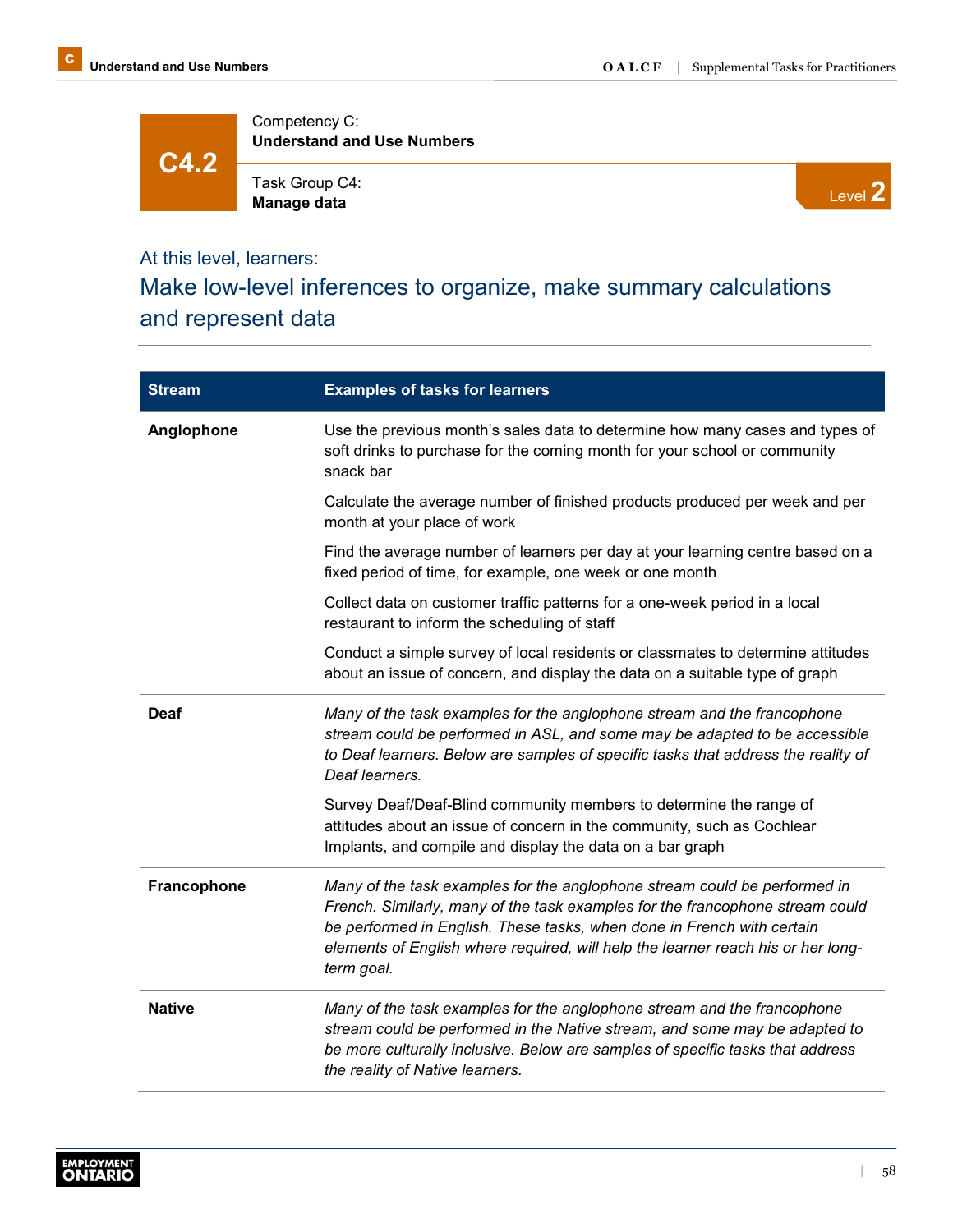# C4.2

Competency C:
**Understand and Use Numbers**

Task Group C4:
**Manage data**

Level **2**

At this level, learners:

## Make low-level inferences to organize, make summary calculations and represent data

| Stream | Examples of tasks for learners |
|---|---|
| **Anglophone** | Use the previous month's sales data to determine how many cases and types of soft drinks to purchase for the coming month for your school or community snack bar<br><br>Calculate the average number of finished products produced per week and per month at your place of work<br><br>Find the average number of learners per day at your learning centre based on a fixed period of time, for example, one week or one month<br><br>Collect data on customer traffic patterns for a one-week period in a local restaurant to inform the scheduling of staff<br><br>Conduct a simple survey of local residents or classmates to determine attitudes about an issue of concern, and display the data on a suitable type of graph |
| **Deaf** | *Many of the task examples for the anglophone stream and the francophone stream could be performed in ASL, and some may be adapted to be accessible to Deaf learners. Below are samples of specific tasks that address the reality of Deaf learners.*<br><br>Survey Deaf/Deaf-Blind community members to determine the range of attitudes about an issue of concern in the community, such as Cochlear Implants, and compile and display the data on a bar graph |
| **Francophone** | *Many of the task examples for the anglophone stream could be performed in French. Similarly, many of the task examples for the francophone stream could be performed in English. These tasks, when done in French with certain elements of English where required, will help the learner reach his or her long-term goal.* |
| **Native** | *Many of the task examples for the anglophone stream and the francophone stream could be performed in the Native stream, and some may be adapted to be more culturally inclusive. Below are samples of specific tasks that address the reality of Native learners.* |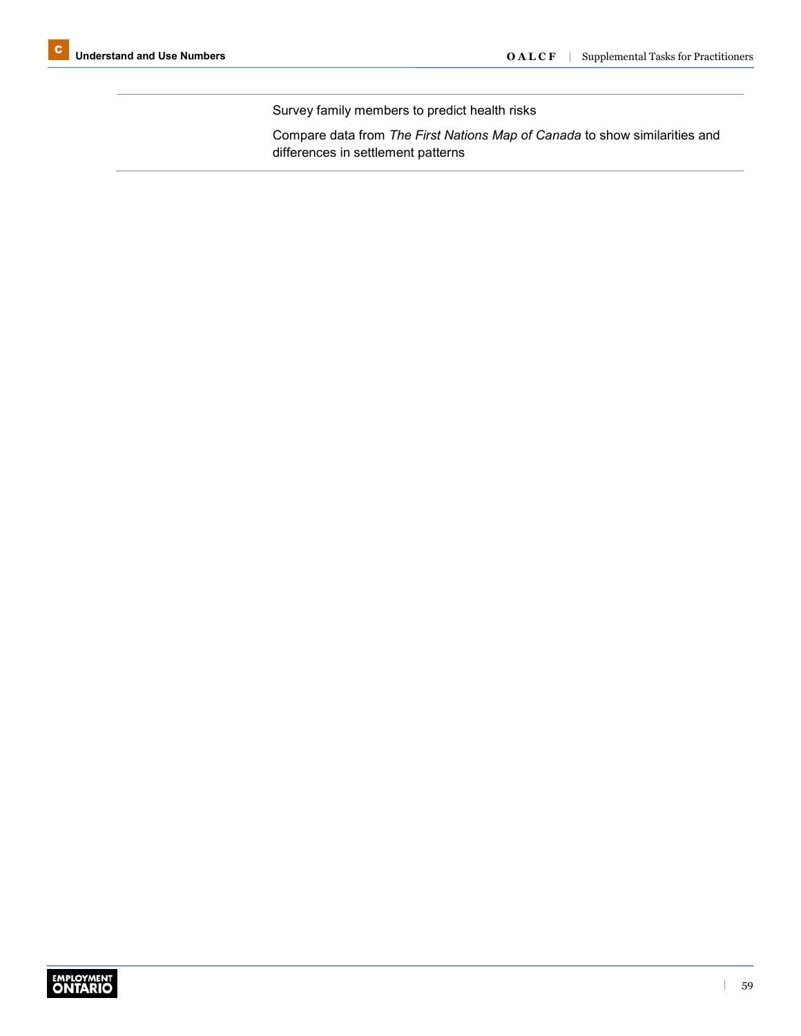Survey family members to predict health risks

Compare data from *The First Nations Map of Canada* to show similarities and differences in settlement patterns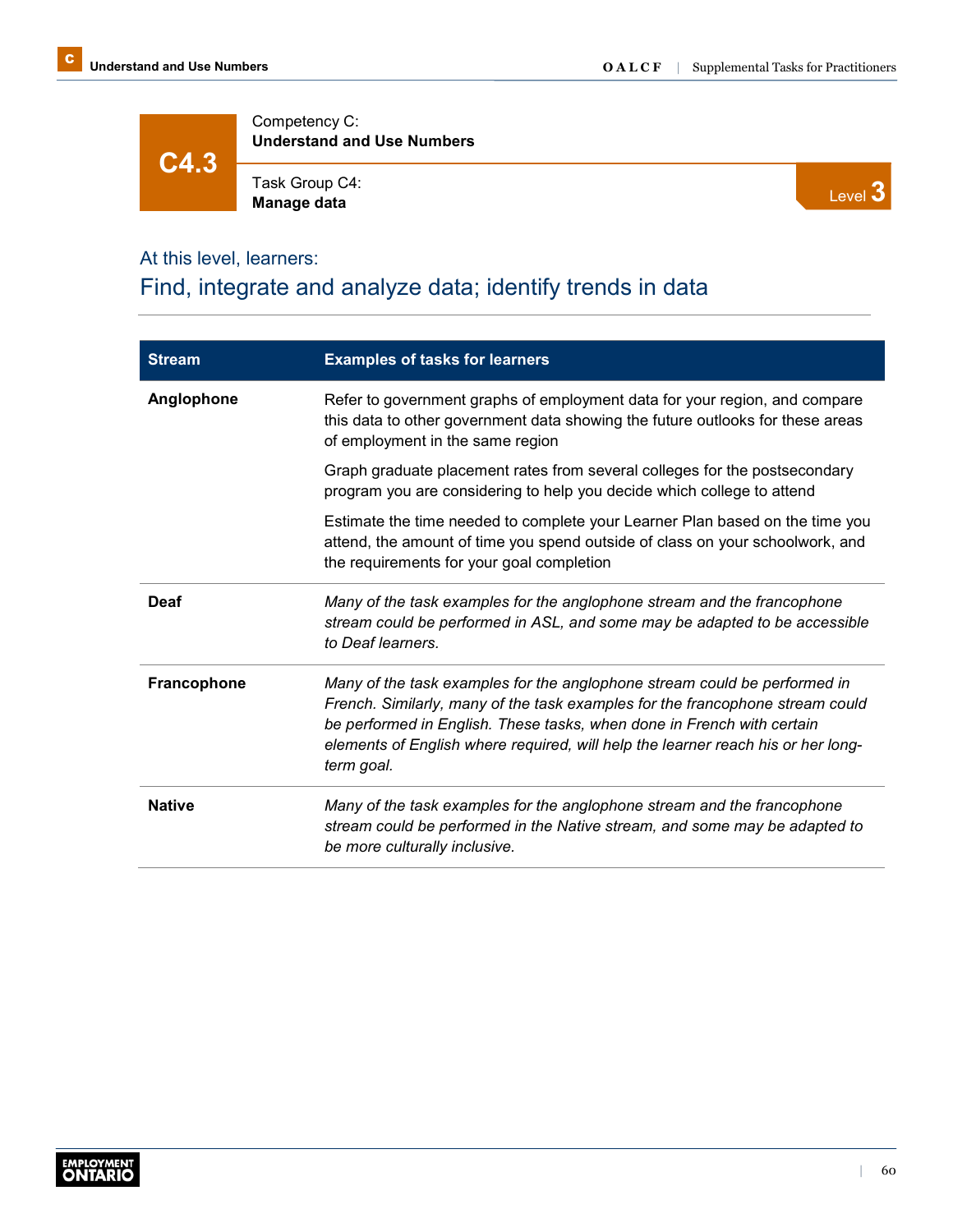**C4.3**

Competency C:
**Understand and Use Numbers**

Task Group C4:
**Manage data**

Level 3

At this level, learners:

## Find, integrate and analyze data; identify trends in data

| Stream | Examples of tasks for learners |
|---|---|
| **Anglophone** | Refer to government graphs of employment data for your region, and compare this data to other government data showing the future outlooks for these areas of employment in the same region<br><br>Graph graduate placement rates from several colleges for the postsecondary program you are considering to help you decide which college to attend<br><br>Estimate the time needed to complete your Learner Plan based on the time you attend, the amount of time you spend outside of class on your schoolwork, and the requirements for your goal completion |
| **Deaf** | *Many of the task examples for the anglophone stream and the francophone stream could be performed in ASL, and some may be adapted to be accessible to Deaf learners.* |
| **Francophone** | *Many of the task examples for the anglophone stream could be performed in French. Similarly, many of the task examples for the francophone stream could be performed in English. These tasks, when done in French with certain elements of English where required, will help the learner reach his or her long-term goal.* |
| **Native** | *Many of the task examples for the anglophone stream and the francophone stream could be performed in the Native stream, and some may be adapted to be more culturally inclusive.* |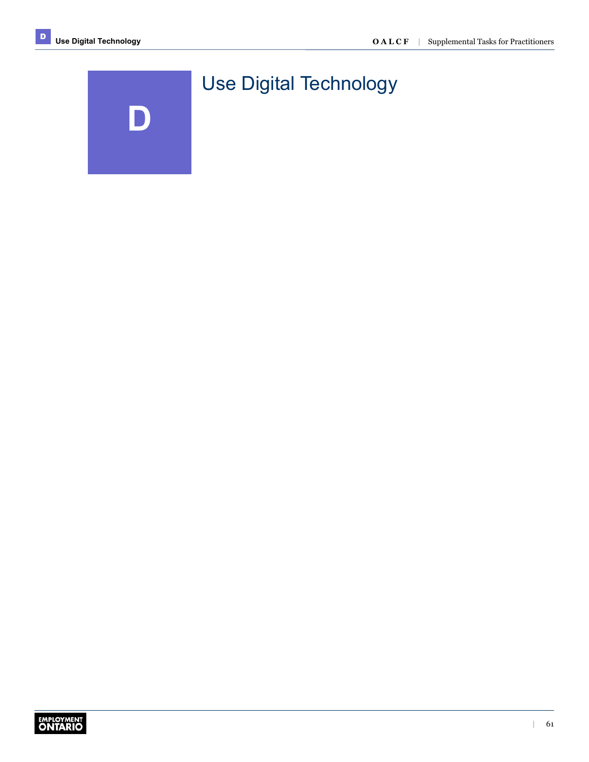# D Use Digital Technology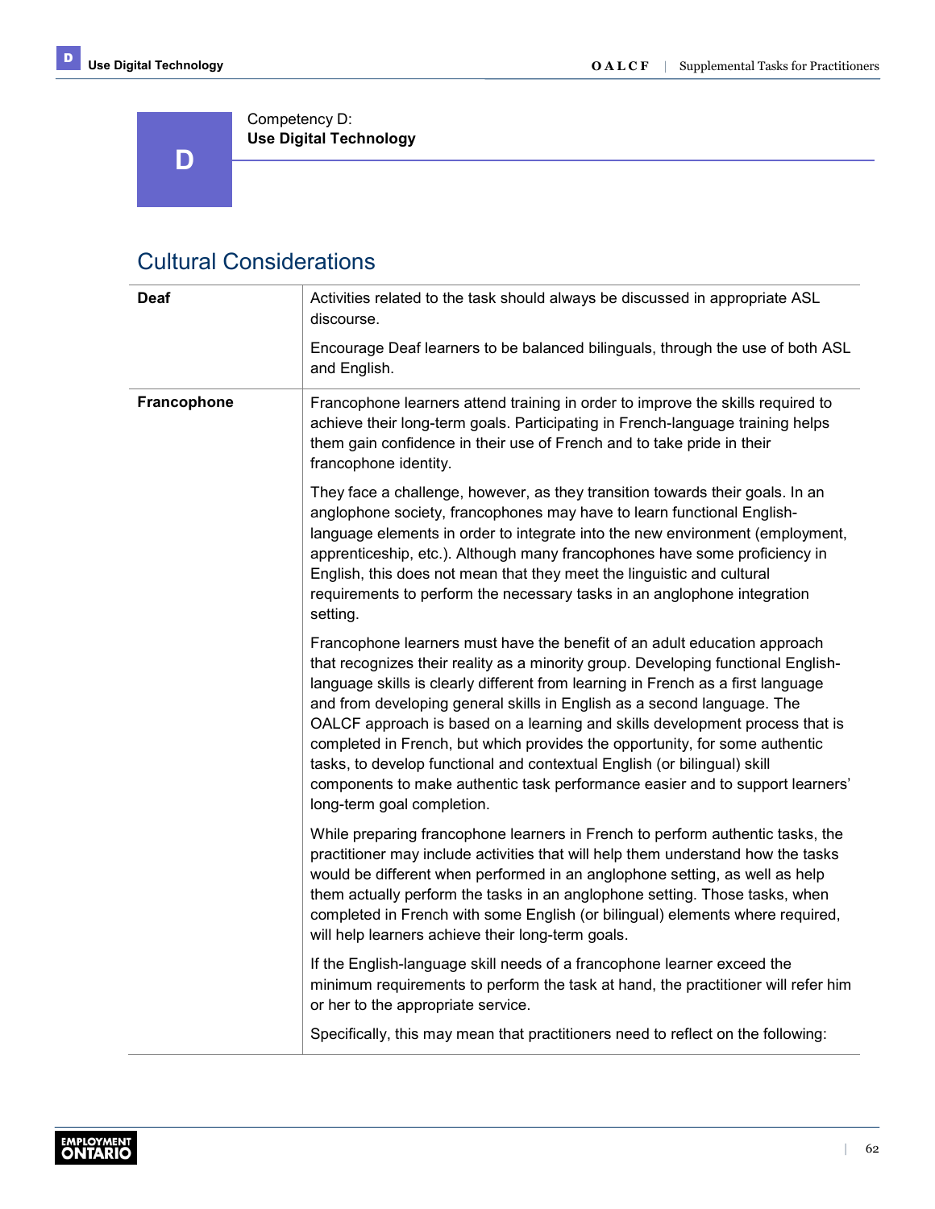Competency D:
**Use Digital Technology**

## Cultural Considerations

| | |
|---|---|
| **Deaf** | Activities related to the task should always be discussed in appropriate ASL discourse.<br><br>Encourage Deaf learners to be balanced bilinguals, through the use of both ASL and English. |
| **Francophone** | Francophone learners attend training in order to improve the skills required to achieve their long-term goals. Participating in French-language training helps them gain confidence in their use of French and to take pride in their francophone identity.<br><br>They face a challenge, however, as they transition towards their goals. In an anglophone society, francophones may have to learn functional English-language elements in order to integrate into the new environment (employment, apprenticeship, etc.). Although many francophones have some proficiency in English, this does not mean that they meet the linguistic and cultural requirements to perform the necessary tasks in an anglophone integration setting.<br><br>Francophone learners must have the benefit of an adult education approach that recognizes their reality as a minority group. Developing functional English-language skills is clearly different from learning in French as a first language and from developing general skills in English as a second language. The OALCF approach is based on a learning and skills development process that is completed in French, but which provides the opportunity, for some authentic tasks, to develop functional and contextual English (or bilingual) skill components to make authentic task performance easier and to support learners' long-term goal completion.<br><br>While preparing francophone learners in French to perform authentic tasks, the practitioner may include activities that will help them understand how the tasks would be different when performed in an anglophone setting, as well as help them actually perform the tasks in an anglophone setting. Those tasks, when completed in French with some English (or bilingual) elements where required, will help learners achieve their long-term goals.<br><br>If the English-language skill needs of a francophone learner exceed the minimum requirements to perform the task at hand, the practitioner will refer him or her to the appropriate service.<br><br>Specifically, this may mean that practitioners need to reflect on the following: |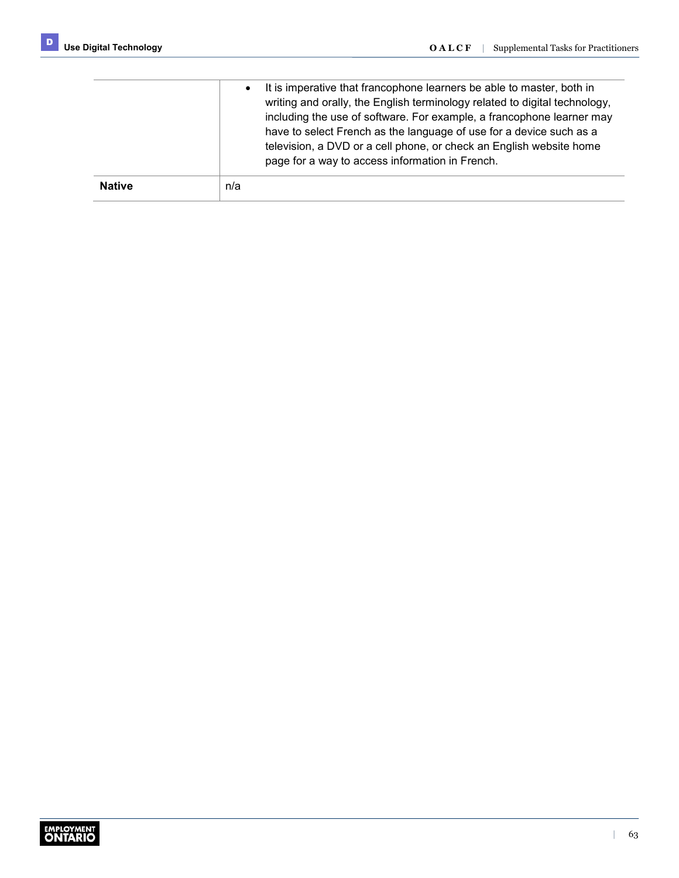| | |
|---|---|
| | • It is imperative that francophone learners be able to master, both in writing and orally, the English terminology related to digital technology, including the use of software. For example, a francophone learner may have to select French as the language of use for a device such as a television, a DVD or a cell phone, or check an English website home page for a way to access information in French. |
| **Native** | n/a |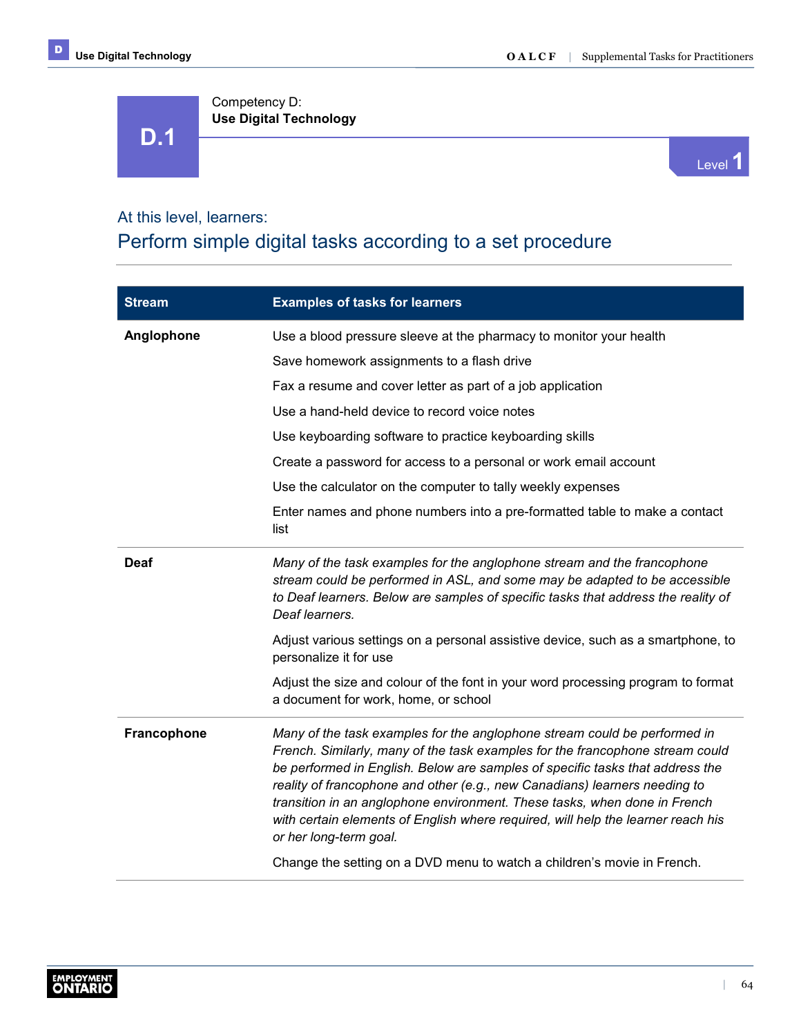# D.1

Competency D:
**Use Digital Technology**

Level 1

## At this level, learners:

## Perform simple digital tasks according to a set procedure

| Stream | Examples of tasks for learners |
|---|---|
| **Anglophone** | Use a blood pressure sleeve at the pharmacy to monitor your health<br><br>Save homework assignments to a flash drive<br><br>Fax a resume and cover letter as part of a job application<br><br>Use a hand-held device to record voice notes<br><br>Use keyboarding software to practice keyboarding skills<br><br>Create a password for access to a personal or work email account<br><br>Use the calculator on the computer to tally weekly expenses<br><br>Enter names and phone numbers into a pre-formatted table to make a contact list |
| **Deaf** | *Many of the task examples for the anglophone stream and the francophone stream could be performed in ASL, and some may be adapted to be accessible to Deaf learners. Below are samples of specific tasks that address the reality of Deaf learners.*<br><br>Adjust various settings on a personal assistive device, such as a smartphone, to personalize it for use<br><br>Adjust the size and colour of the font in your word processing program to format a document for work, home, or school |
| **Francophone** | *Many of the task examples for the anglophone stream could be performed in French. Similarly, many of the task examples for the francophone stream could be performed in English. Below are samples of specific tasks that address the reality of francophone and other (e.g., new Canadians) learners needing to transition in an anglophone environment. These tasks, when done in French with certain elements of English where required, will help the learner reach his or her long-term goal.*<br><br>Change the setting on a DVD menu to watch a children's movie in French. |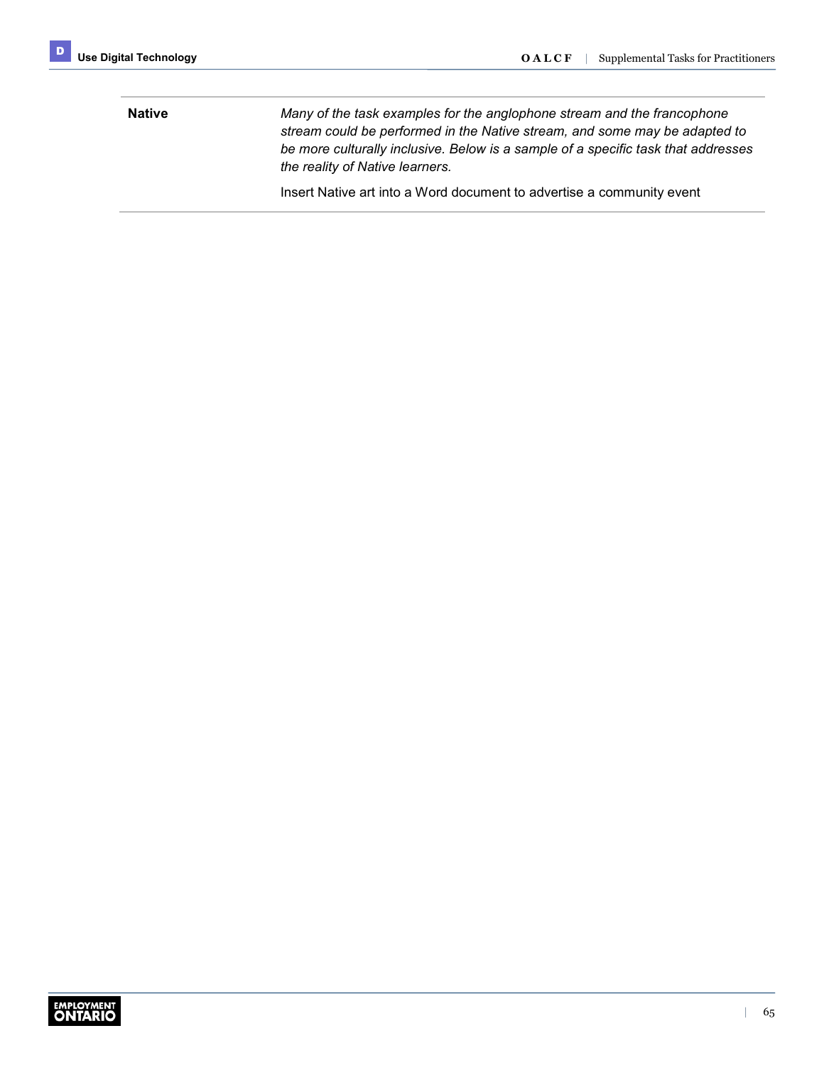| | |
|---|---|
| **Native** | *Many of the task examples for the anglophone stream and the francophone stream could be performed in the Native stream, and some may be adapted to be more culturally inclusive. Below is a sample of a specific task that addresses the reality of Native learners.*<br><br>Insert Native art into a Word document to advertise a community event |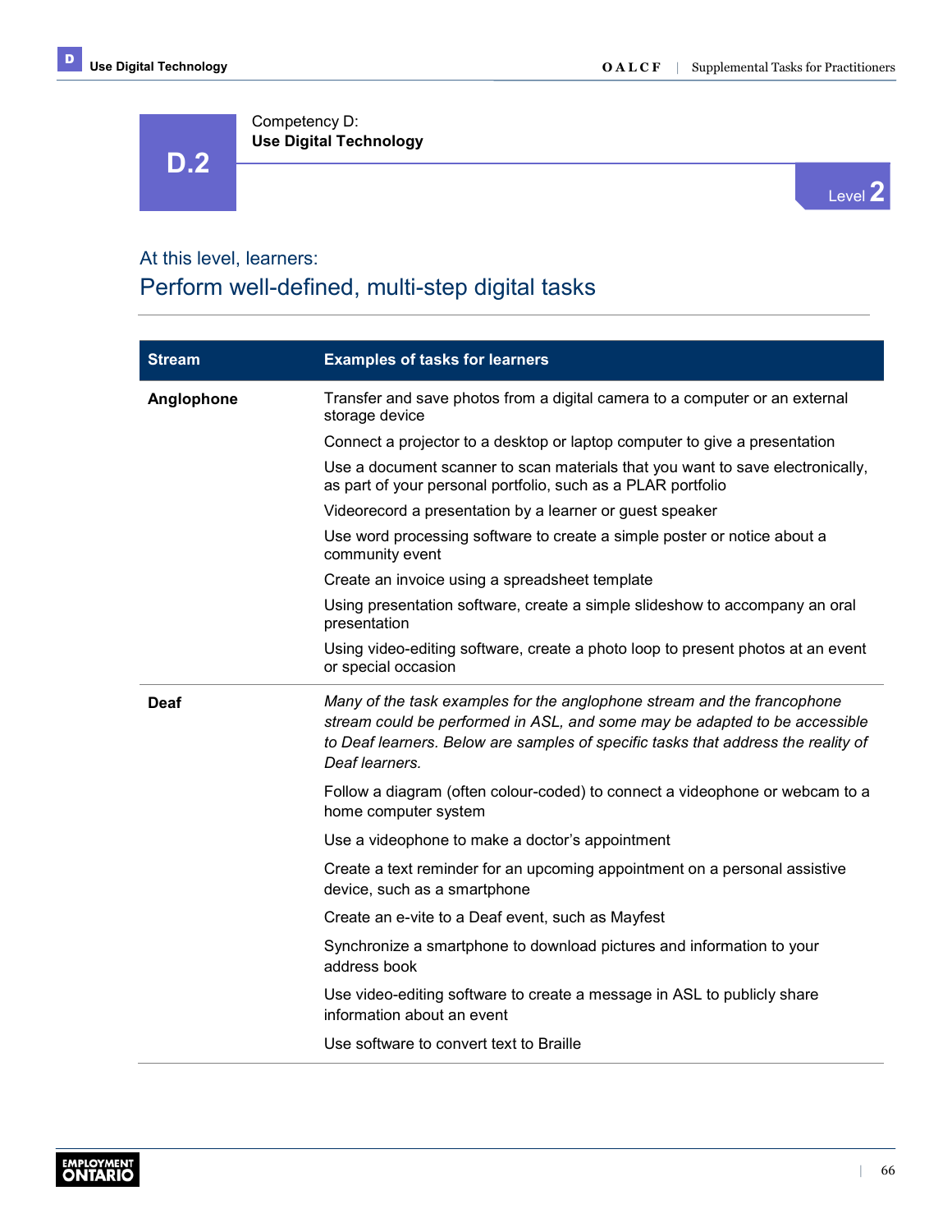# D.2

Competency D:
**Use Digital Technology**

Level 2

## At this level, learners:

## Perform well-defined, multi-step digital tasks

| Stream | Examples of tasks for learners |
| --- | --- |
| **Anglophone** | Transfer and save photos from a digital camera to a computer or an external storage device |
| | Connect a projector to a desktop or laptop computer to give a presentation |
| | Use a document scanner to scan materials that you want to save electronically, as part of your personal portfolio, such as a PLAR portfolio |
| | Videorecord a presentation by a learner or guest speaker |
| | Use word processing software to create a simple poster or notice about a community event |
| | Create an invoice using a spreadsheet template |
| | Using presentation software, create a simple slideshow to accompany an oral presentation |
| | Using video-editing software, create a photo loop to present photos at an event or special occasion |
| **Deaf** | *Many of the task examples for the anglophone stream and the francophone stream could be performed in ASL, and some may be adapted to be accessible to Deaf learners. Below are samples of specific tasks that address the reality of Deaf learners.* |
| | Follow a diagram (often colour-coded) to connect a videophone or webcam to a home computer system |
| | Use a videophone to make a doctor's appointment |
| | Create a text reminder for an upcoming appointment on a personal assistive device, such as a smartphone |
| | Create an e-vite to a Deaf event, such as Mayfest |
| | Synchronize a smartphone to download pictures and information to your address book |
| | Use video-editing software to create a message in ASL to publicly share information about an event |
| | Use software to convert text to Braille |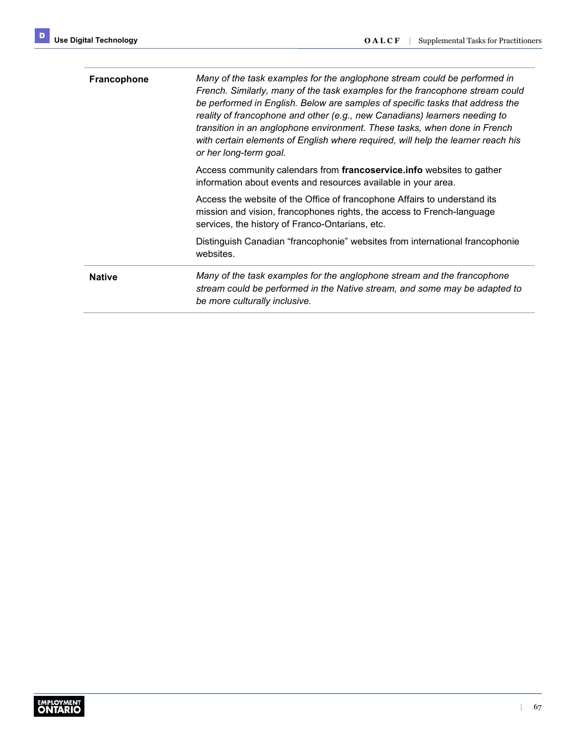| | |
|---|---|
| **Francophone** | *Many of the task examples for the anglophone stream could be performed in French. Similarly, many of the task examples for the francophone stream could be performed in English. Below are samples of specific tasks that address the reality of francophone and other (e.g., new Canadians) learners needing to transition in an anglophone environment. These tasks, when done in French with certain elements of English where required, will help the learner reach his or her long-term goal.*<br><br>Access community calendars from **francoservice.info** websites to gather information about events and resources available in your area.<br><br>Access the website of the Office of francophone Affairs to understand its mission and vision, francophones rights, the access to French-language services, the history of Franco-Ontarians, etc.<br><br>Distinguish Canadian "francophonie" websites from international francophonie websites. |
| **Native** | *Many of the task examples for the anglophone stream and the francophone stream could be performed in the Native stream, and some may be adapted to be more culturally inclusive.* |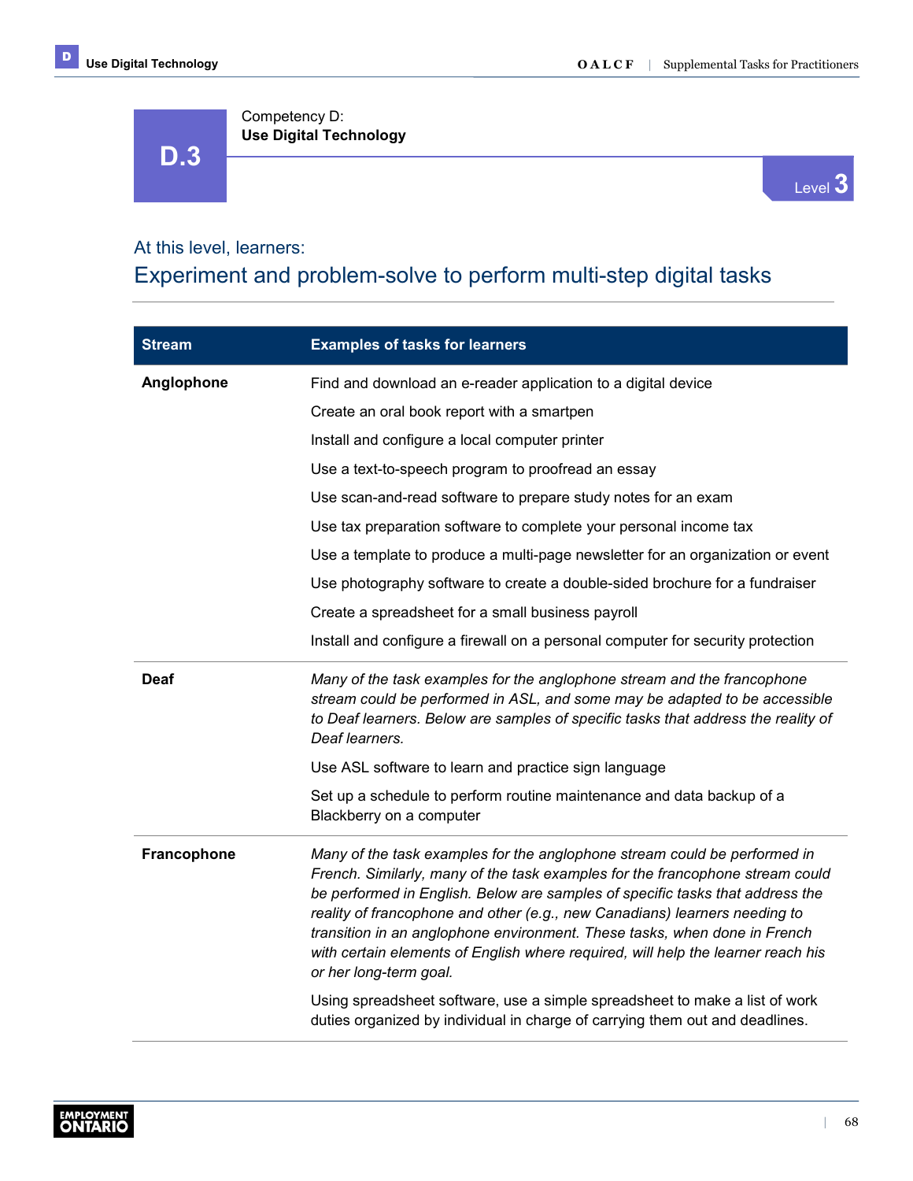# D.3

Competency D:
**Use Digital Technology**

Level 3

## At this level, learners:

## Experiment and problem-solve to perform multi-step digital tasks

| Stream | Examples of tasks for learners |
|---|---|
| **Anglophone** | Find and download an e-reader application to a digital device |
| | Create an oral book report with a smartpen |
| | Install and configure a local computer printer |
| | Use a text-to-speech program to proofread an essay |
| | Use scan-and-read software to prepare study notes for an exam |
| | Use tax preparation software to complete your personal income tax |
| | Use a template to produce a multi-page newsletter for an organization or event |
| | Use photography software to create a double-sided brochure for a fundraiser |
| | Create a spreadsheet for a small business payroll |
| | Install and configure a firewall on a personal computer for security protection |
| **Deaf** | *Many of the task examples for the anglophone stream and the francophone stream could be performed in ASL, and some may be adapted to be accessible to Deaf learners. Below are samples of specific tasks that address the reality of Deaf learners.* |
| | Use ASL software to learn and practice sign language |
| | Set up a schedule to perform routine maintenance and data backup of a Blackberry on a computer |
| **Francophone** | *Many of the task examples for the anglophone stream could be performed in French. Similarly, many of the task examples for the francophone stream could be performed in English. Below are samples of specific tasks that address the reality of francophone and other (e.g., new Canadians) learners needing to transition in an anglophone environment. These tasks, when done in French with certain elements of English where required, will help the learner reach his or her long-term goal.* |
| | Using spreadsheet software, use a simple spreadsheet to make a list of work duties organized by individual in charge of carrying them out and deadlines. |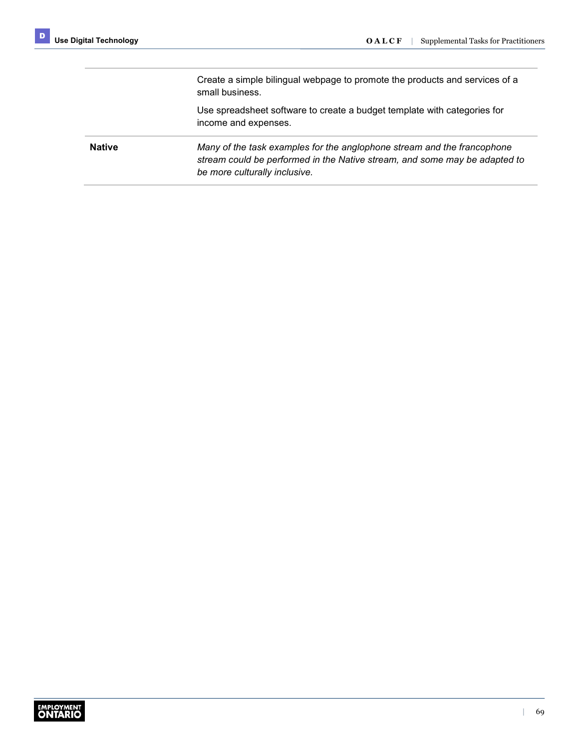| | |
|---|---|
| | Create a simple bilingual webpage to promote the products and services of a small business.<br><br>Use spreadsheet software to create a budget template with categories for income and expenses. |
| **Native** | *Many of the task examples for the anglophone stream and the francophone stream could be performed in the Native stream, and some may be adapted to be more culturally inclusive.* |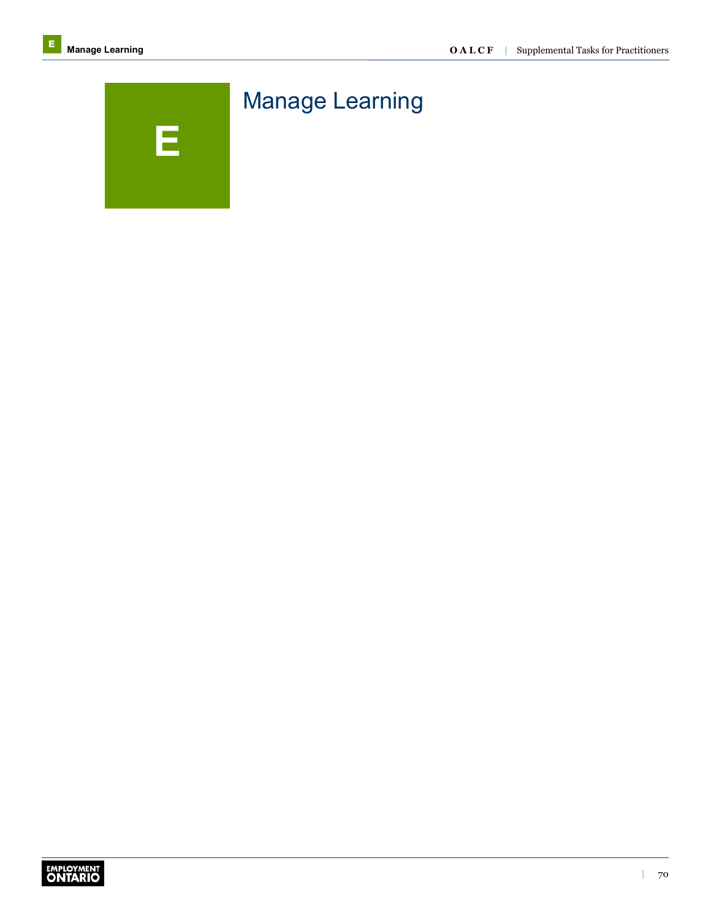# E Manage Learning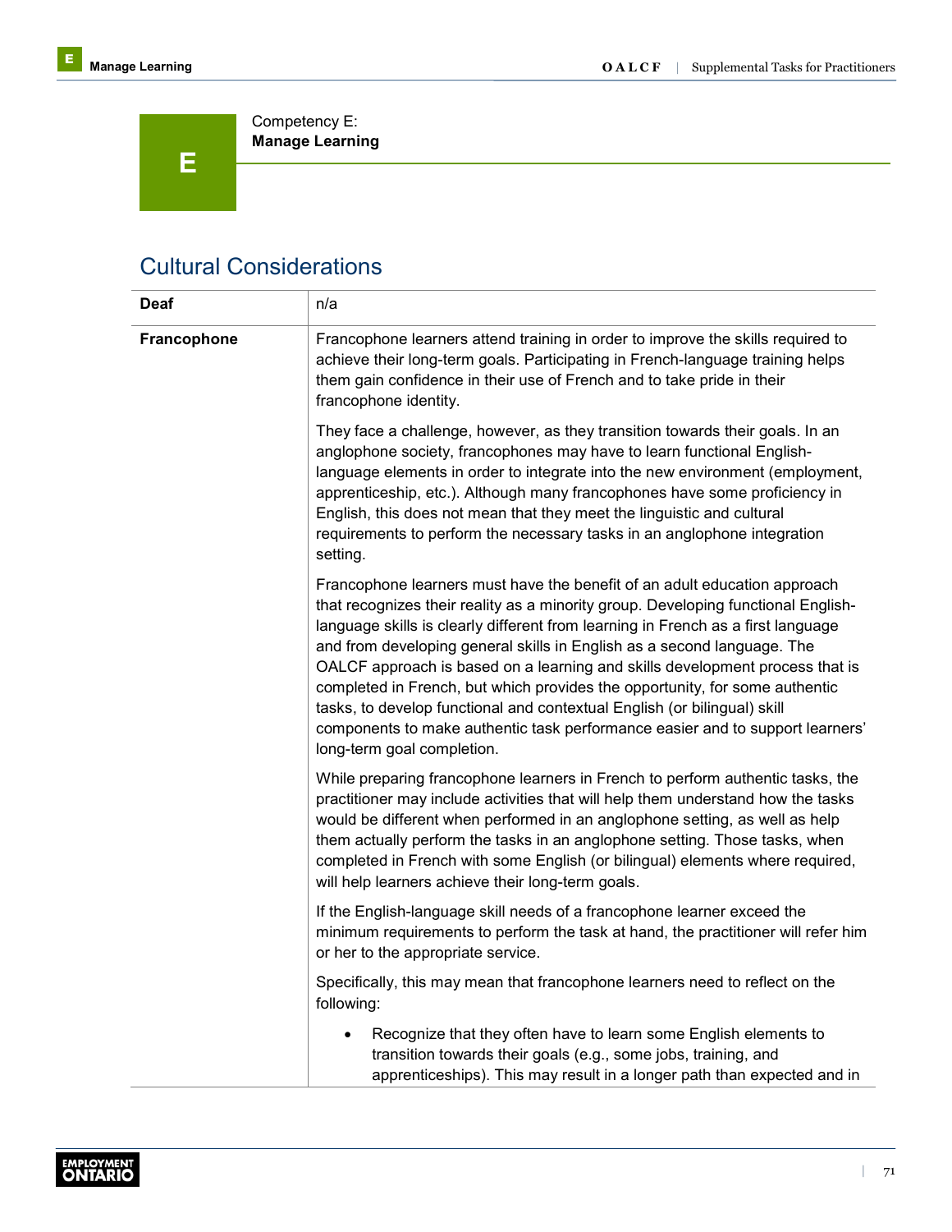Competency E:
**Manage Learning**

## Cultural Considerations

| | |
|---|---|
| **Deaf** | n/a |
| **Francophone** | Francophone learners attend training in order to improve the skills required to achieve their long-term goals. Participating in French-language training helps them gain confidence in their use of French and to take pride in their francophone identity.<br><br>They face a challenge, however, as they transition towards their goals. In an anglophone society, francophones may have to learn functional English-language elements in order to integrate into the new environment (employment, apprenticeship, etc.). Although many francophones have some proficiency in English, this does not mean that they meet the linguistic and cultural requirements to perform the necessary tasks in an anglophone integration setting.<br><br>Francophone learners must have the benefit of an adult education approach that recognizes their reality as a minority group. Developing functional English-language skills is clearly different from learning in French as a first language and from developing general skills in English as a second language. The OALCF approach is based on a learning and skills development process that is completed in French, but which provides the opportunity, for some authentic tasks, to develop functional and contextual English (or bilingual) skill components to make authentic task performance easier and to support learners' long-term goal completion.<br><br>While preparing francophone learners in French to perform authentic tasks, the practitioner may include activities that will help them understand how the tasks would be different when performed in an anglophone setting, as well as help them actually perform the tasks in an anglophone setting. Those tasks, when completed in French with some English (or bilingual) elements where required, will help learners achieve their long-term goals.<br><br>If the English-language skill needs of a francophone learner exceed the minimum requirements to perform the task at hand, the practitioner will refer him or her to the appropriate service.<br><br>Specifically, this may mean that francophone learners need to reflect on the following:<br><br>• Recognize that they often have to learn some English elements to transition towards their goals (e.g., some jobs, training, and apprenticeships). This may result in a longer path than expected and in |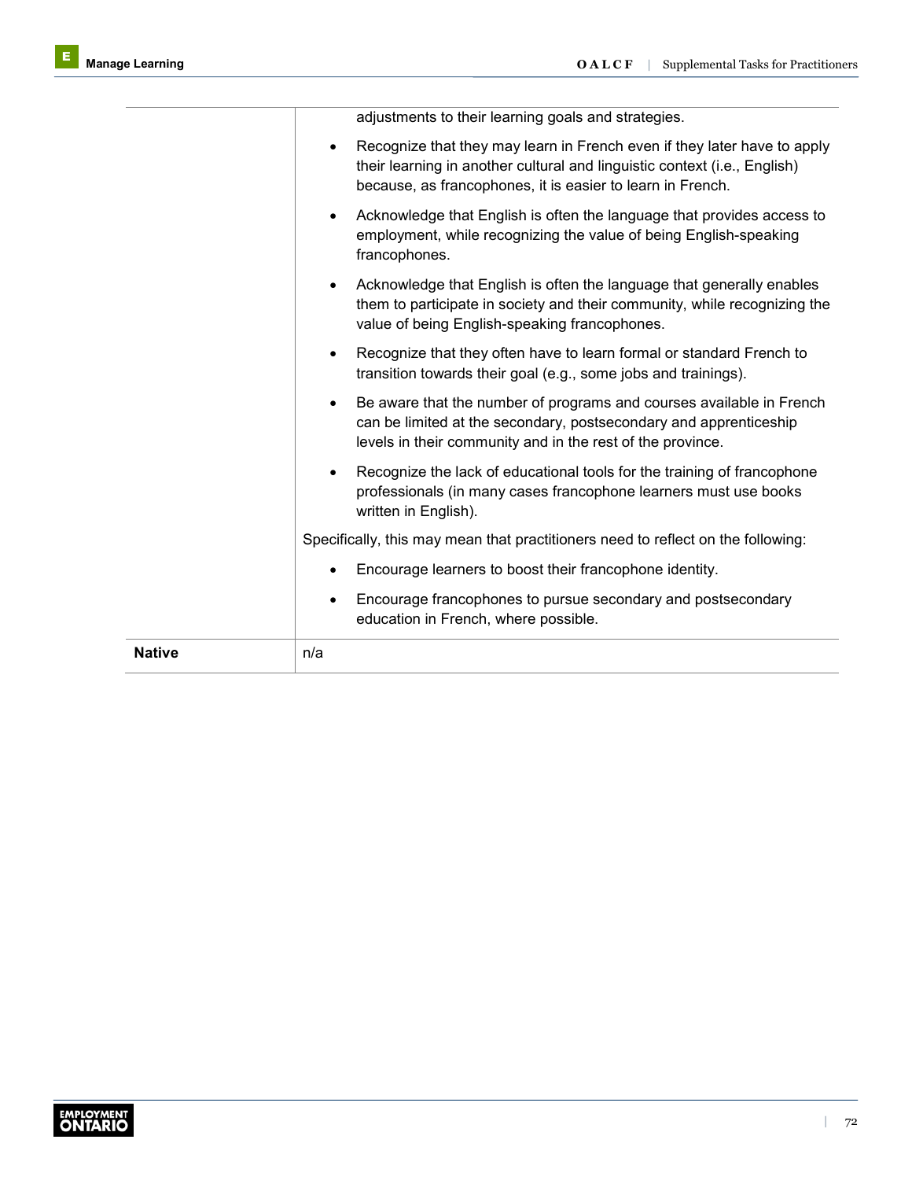| | |
|---|---|
| | adjustments to their learning goals and strategies.<br>• Recognize that they may learn in French even if they later have to apply their learning in another cultural and linguistic context (i.e., English) because, as francophones, it is easier to learn in French.<br>• Acknowledge that English is often the language that provides access to employment, while recognizing the value of being English-speaking francophones.<br>• Acknowledge that English is often the language that generally enables them to participate in society and their community, while recognizing the value of being English-speaking francophones.<br>• Recognize that they often have to learn formal or standard French to transition towards their goal (e.g., some jobs and trainings).<br>• Be aware that the number of programs and courses available in French can be limited at the secondary, postsecondary and apprenticeship levels in their community and in the rest of the province.<br>• Recognize the lack of educational tools for the training of francophone professionals (in many cases francophone learners must use books written in English).<br>Specifically, this may mean that practitioners need to reflect on the following:<br>• Encourage learners to boost their francophone identity.<br>• Encourage francophones to pursue secondary and postsecondary education in French, where possible. |
| **Native** | n/a |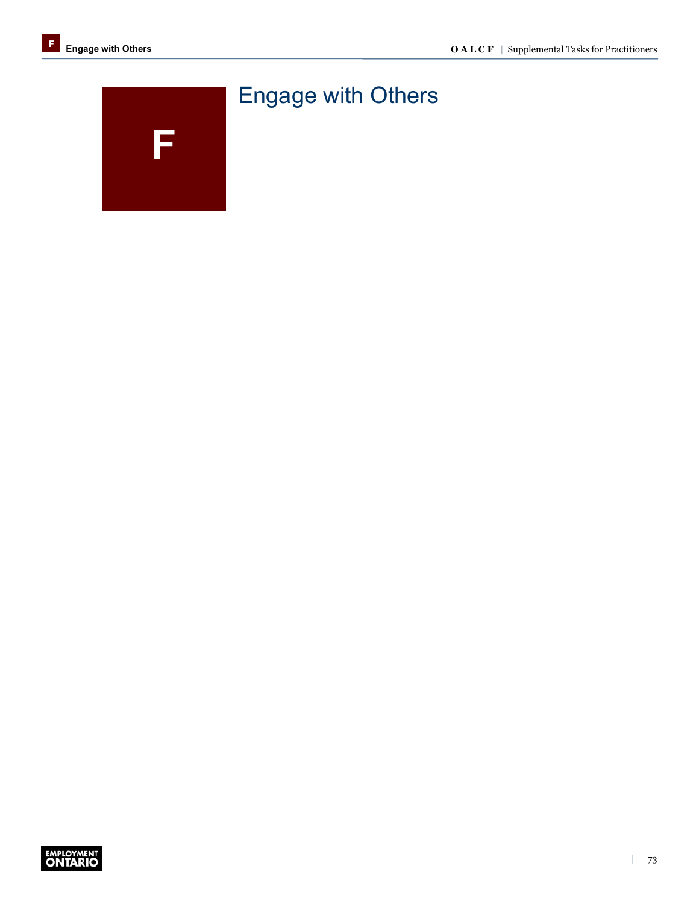F

# Engage with Others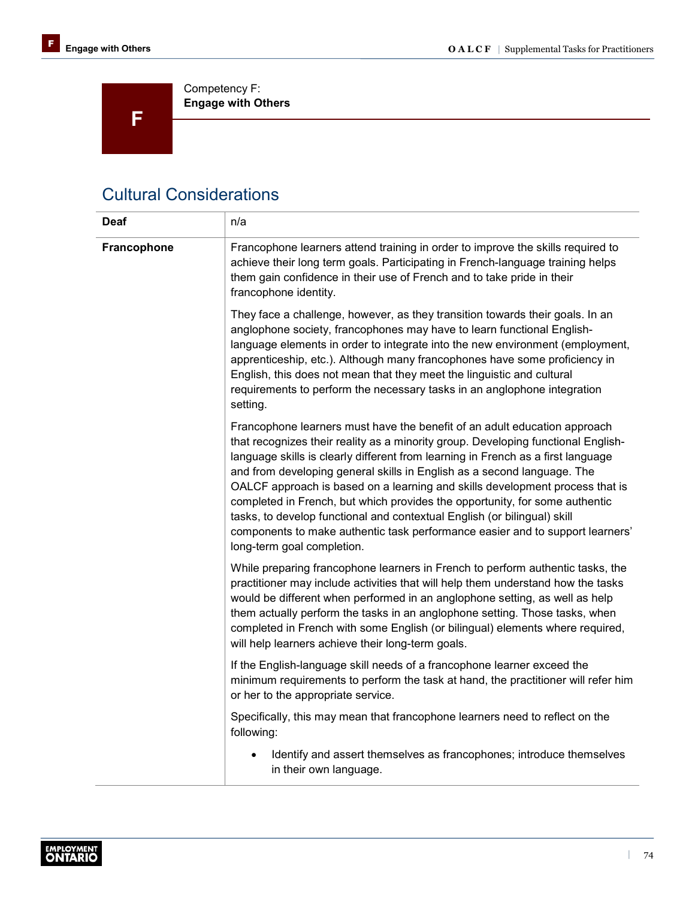F

Competency F:
**Engage with Others**

## Cultural Considerations

| | |
|---|---|
| **Deaf** | n/a |
| **Francophone** | Francophone learners attend training in order to improve the skills required to achieve their long term goals. Participating in French-language training helps them gain confidence in their use of French and to take pride in their francophone identity.<br><br>They face a challenge, however, as they transition towards their goals. In an anglophone society, francophones may have to learn functional English-language elements in order to integrate into the new environment (employment, apprenticeship, etc.). Although many francophones have some proficiency in English, this does not mean that they meet the linguistic and cultural requirements to perform the necessary tasks in an anglophone integration setting.<br><br>Francophone learners must have the benefit of an adult education approach that recognizes their reality as a minority group. Developing functional English-language skills is clearly different from learning in French as a first language and from developing general skills in English as a second language. The OALCF approach is based on a learning and skills development process that is completed in French, but which provides the opportunity, for some authentic tasks, to develop functional and contextual English (or bilingual) skill components to make authentic task performance easier and to support learners' long-term goal completion.<br><br>While preparing francophone learners in French to perform authentic tasks, the practitioner may include activities that will help them understand how the tasks would be different when performed in an anglophone setting, as well as help them actually perform the tasks in an anglophone setting. Those tasks, when completed in French with some English (or bilingual) elements where required, will help learners achieve their long-term goals.<br><br>If the English-language skill needs of a francophone learner exceed the minimum requirements to perform the task at hand, the practitioner will refer him or her to the appropriate service.<br><br>Specifically, this may mean that francophone learners need to reflect on the following:<br><br>• Identify and assert themselves as francophones; introduce themselves in their own language. |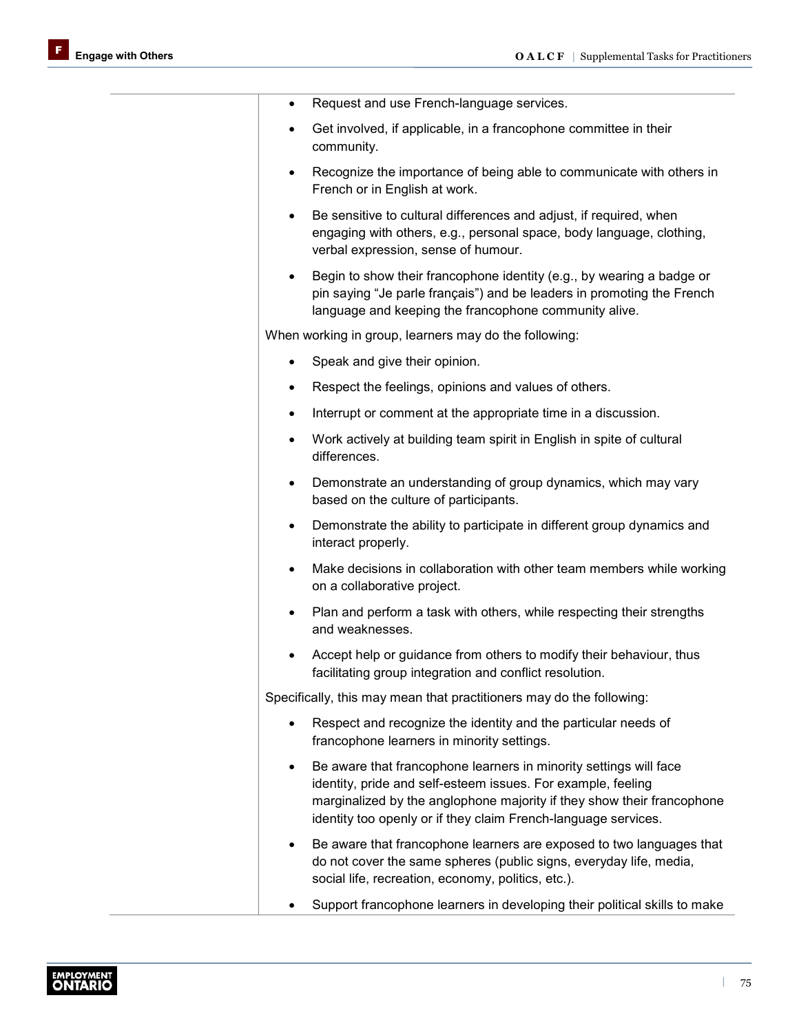- Request and use French-language services.
- Get involved, if applicable, in a francophone committee in their community.
- Recognize the importance of being able to communicate with others in French or in English at work.
- Be sensitive to cultural differences and adjust, if required, when engaging with others, e.g., personal space, body language, clothing, verbal expression, sense of humour.
- Begin to show their francophone identity (e.g., by wearing a badge or pin saying “Je parle français”) and be leaders in promoting the French language and keeping the francophone community alive.

When working in group, learners may do the following:

- Speak and give their opinion.
- Respect the feelings, opinions and values of others.
- Interrupt or comment at the appropriate time in a discussion.
- Work actively at building team spirit in English in spite of cultural differences.
- Demonstrate an understanding of group dynamics, which may vary based on the culture of participants.
- Demonstrate the ability to participate in different group dynamics and interact properly.
- Make decisions in collaboration with other team members while working on a collaborative project.
- Plan and perform a task with others, while respecting their strengths and weaknesses.
- Accept help or guidance from others to modify their behaviour, thus facilitating group integration and conflict resolution.

Specifically, this may mean that practitioners may do the following:

- Respect and recognize the identity and the particular needs of francophone learners in minority settings.
- Be aware that francophone learners in minority settings will face identity, pride and self-esteem issues. For example, feeling marginalized by the anglophone majority if they show their francophone identity too openly or if they claim French-language services.
- Be aware that francophone learners are exposed to two languages that do not cover the same spheres (public signs, everyday life, media, social life, recreation, economy, politics, etc.).
- Support francophone learners in developing their political skills to make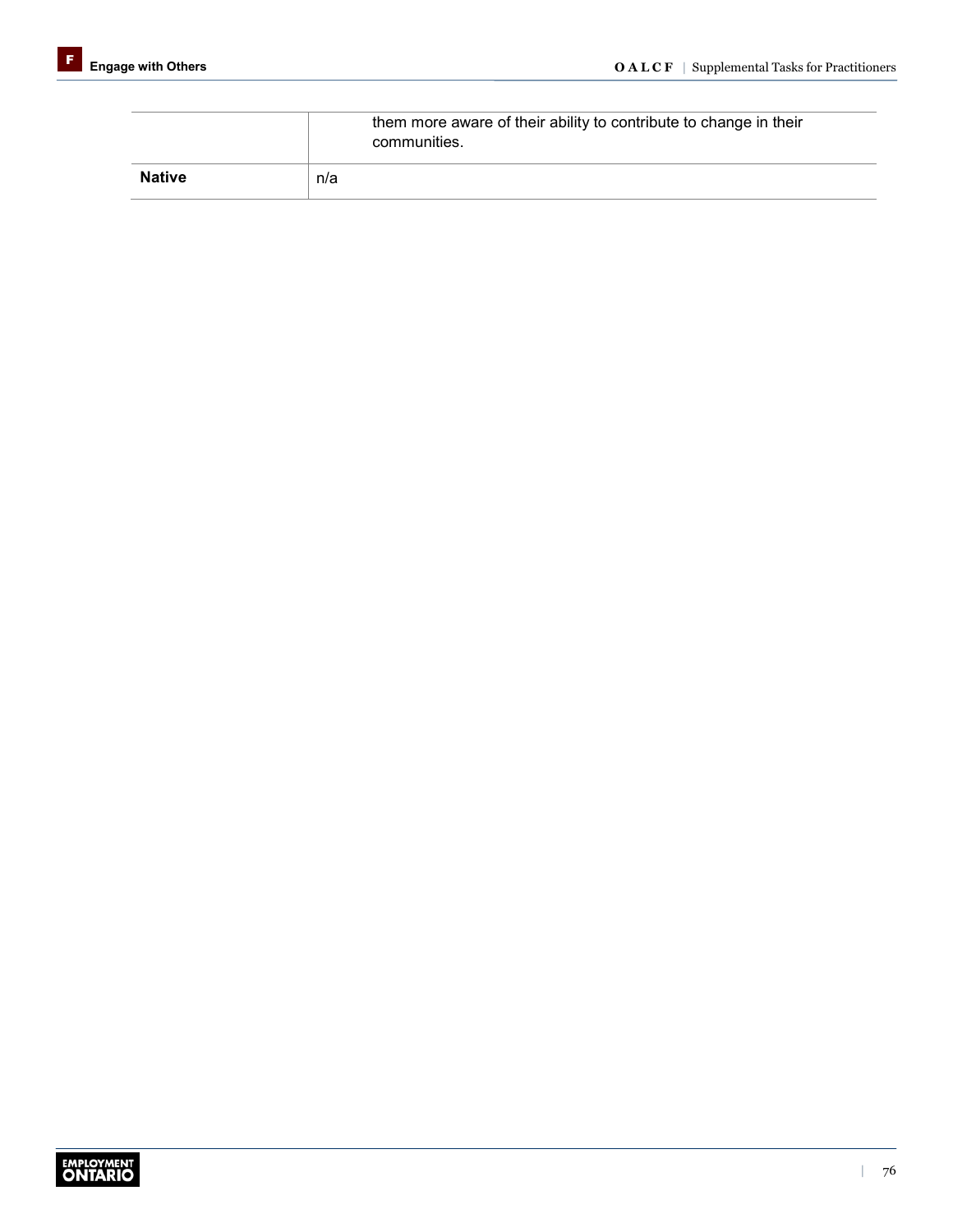| | |
|---|---|
| | them more aware of their ability to contribute to change in their communities. |
| **Native** | n/a |